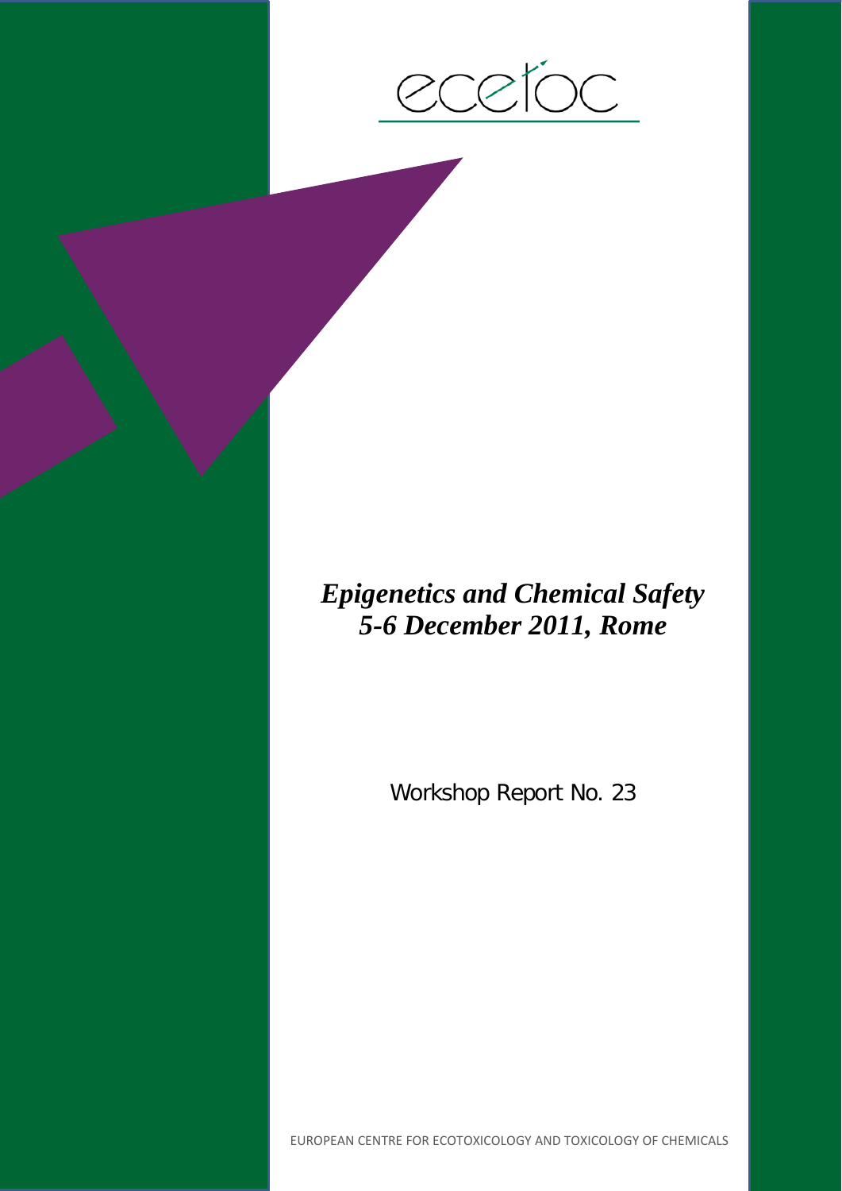ecetoc

# *Epigenetics and Chemical Safety*
# *5-6 December 2011, Rome*

Workshop Report No. 23

EUROPEAN CENTRE FOR ECOTOXICOLOGY AND TOXICOLOGY OF CHEMICALS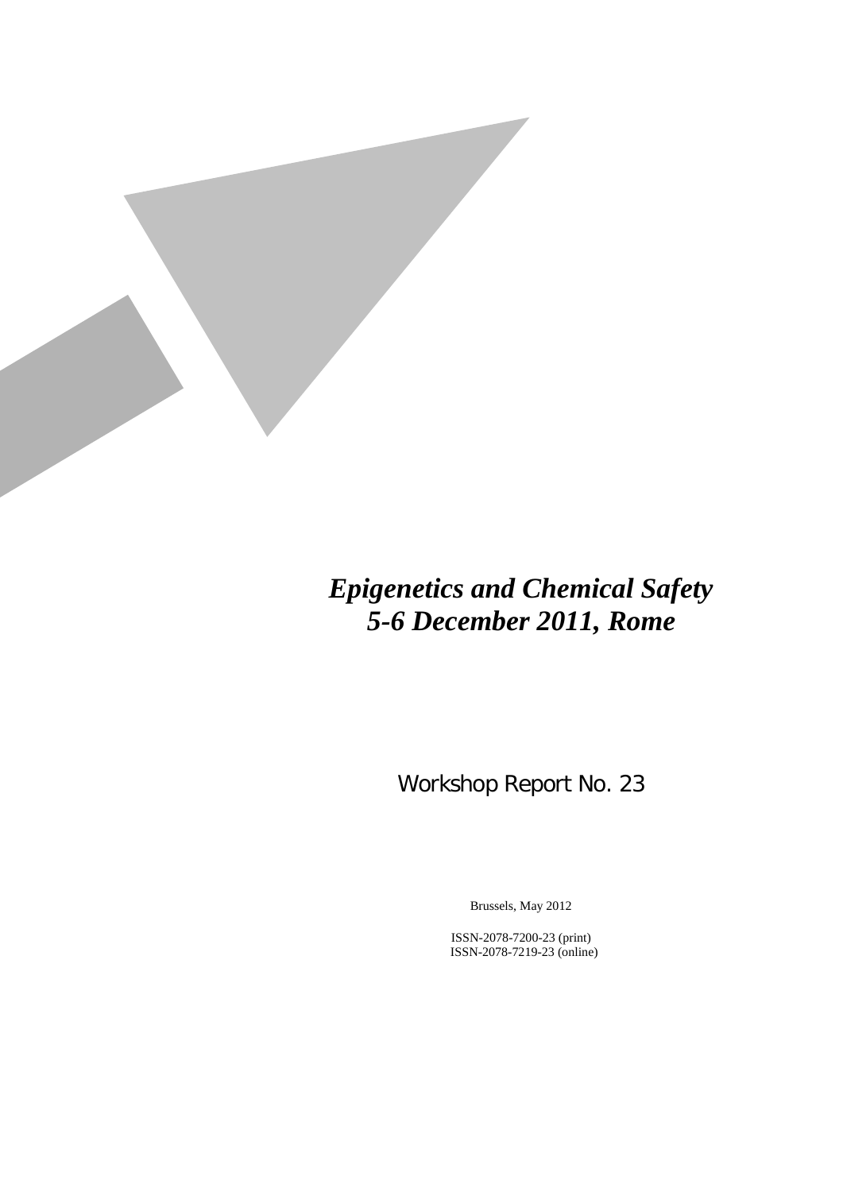# *Epigenetics and Chemical Safety 5-6 December 2011, Rome*

Workshop Report No. 23

Brussels, May 2012

ISSN-2078-7200-23 (print)
ISSN-2078-7219-23 (online)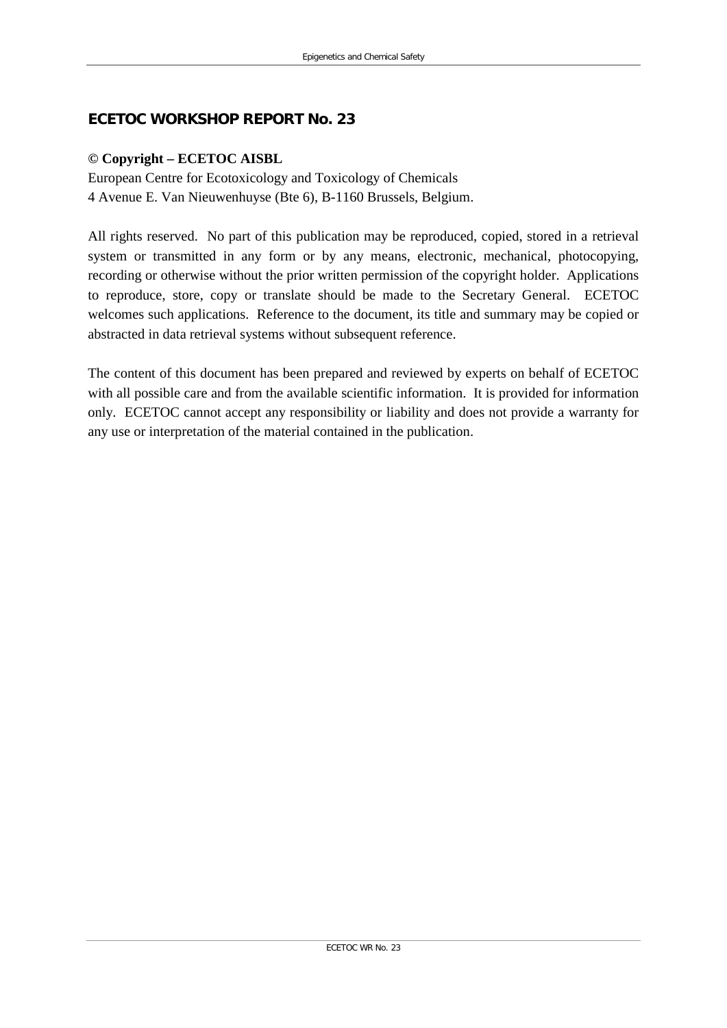## ECETOC WORKSHOP REPORT No. 23

**© Copyright – ECETOC AISBL**

European Centre for Ecotoxicology and Toxicology of Chemicals
4 Avenue E. Van Nieuwenhuyse (Bte 6), B-1160 Brussels, Belgium.

All rights reserved. No part of this publication may be reproduced, copied, stored in a retrieval system or transmitted in any form or by any means, electronic, mechanical, photocopying, recording or otherwise without the prior written permission of the copyright holder. Applications to reproduce, store, copy or translate should be made to the Secretary General. ECETOC welcomes such applications. Reference to the document, its title and summary may be copied or abstracted in data retrieval systems without subsequent reference.

The content of this document has been prepared and reviewed by experts on behalf of ECETOC with all possible care and from the available scientific information. It is provided for information only. ECETOC cannot accept any responsibility or liability and does not provide a warranty for any use or interpretation of the material contained in the publication.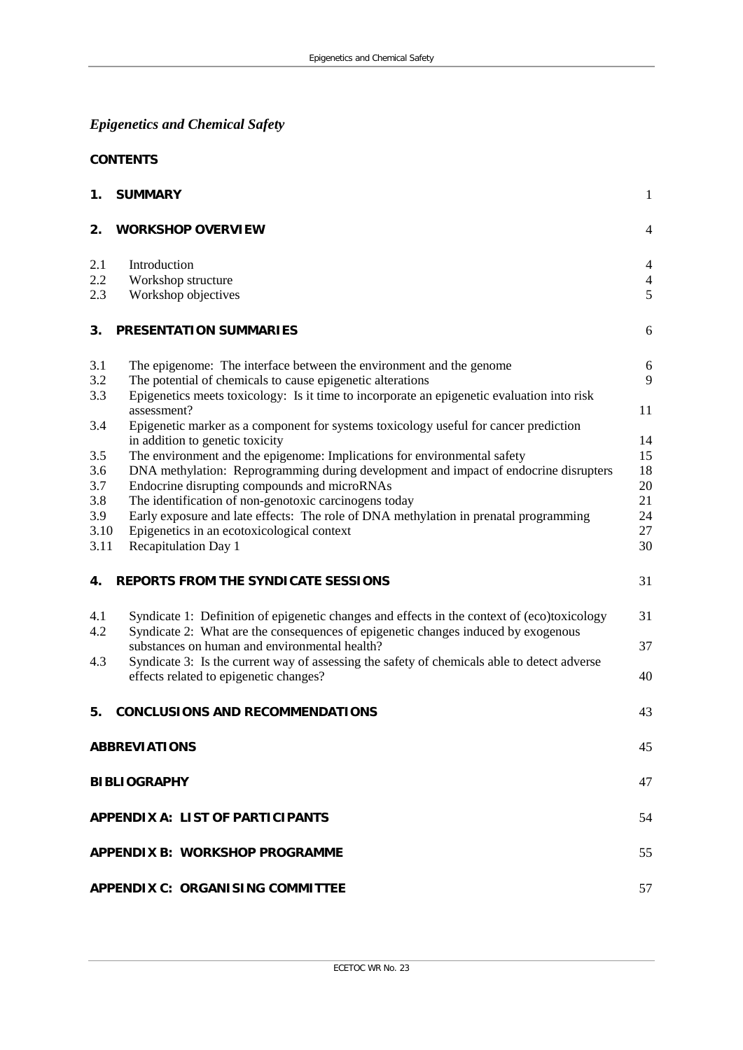# *Epigenetics and Chemical Safety*

**CONTENTS**

| | | |
|---|---|---|
| **1.** | **SUMMARY** | 1 |
| **2.** | **WORKSHOP OVERVIEW** | 4 |
| 2.1 | Introduction | 4 |
| 2.2 | Workshop structure | 4 |
| 2.3 | Workshop objectives | 5 |
| **3.** | **PRESENTATION SUMMARIES** | 6 |
| 3.1 | The epigenome: The interface between the environment and the genome | 6 |
| 3.2 | The potential of chemicals to cause epigenetic alterations | 9 |
| 3.3 | Epigenetics meets toxicology: Is it time to incorporate an epigenetic evaluation into risk assessment? | 11 |
| 3.4 | Epigenetic marker as a component for systems toxicology useful for cancer prediction in addition to genetic toxicity | 14 |
| 3.5 | The environment and the epigenome: Implications for environmental safety | 15 |
| 3.6 | DNA methylation: Reprogramming during development and impact of endocrine disrupters | 18 |
| 3.7 | Endocrine disrupting compounds and microRNAs | 20 |
| 3.8 | The identification of non-genotoxic carcinogens today | 21 |
| 3.9 | Early exposure and late effects: The role of DNA methylation in prenatal programming | 24 |
| 3.10 | Epigenetics in an ecotoxicological context | 27 |
| 3.11 | Recapitulation Day 1 | 30 |
| **4.** | **REPORTS FROM THE SYNDICATE SESSIONS** | 31 |
| 4.1 | Syndicate 1: Definition of epigenetic changes and effects in the context of (eco)toxicology | 31 |
| 4.2 | Syndicate 2: What are the consequences of epigenetic changes induced by exogenous substances on human and environmental health? | 37 |
| 4.3 | Syndicate 3: Is the current way of assessing the safety of chemicals able to detect adverse effects related to epigenetic changes? | 40 |
| **5.** | **CONCLUSIONS AND RECOMMENDATIONS** | 43 |
| | **ABBREVIATIONS** | 45 |
| | **BIBLIOGRAPHY** | 47 |
| | **APPENDIX A: LIST OF PARTICIPANTS** | 54 |
| | **APPENDIX B: WORKSHOP PROGRAMME** | 55 |
| | **APPENDIX C: ORGANISING COMMITTEE** | 57 |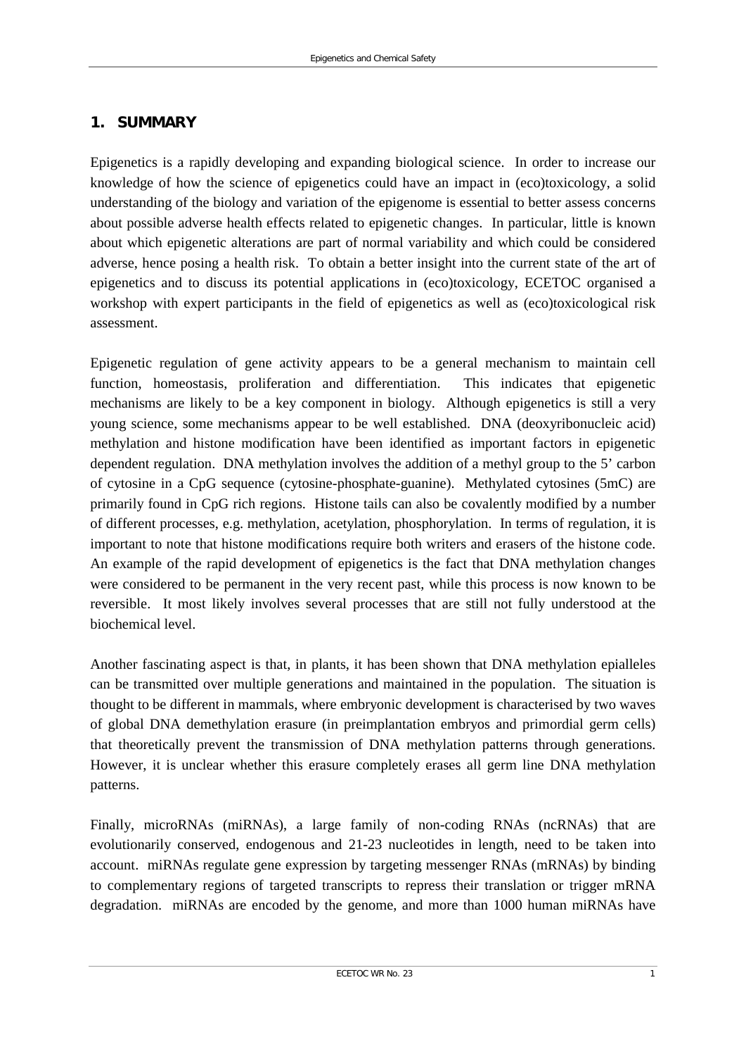## 1. SUMMARY

Epigenetics is a rapidly developing and expanding biological science. In order to increase our knowledge of how the science of epigenetics could have an impact in (eco)toxicology, a solid understanding of the biology and variation of the epigenome is essential to better assess concerns about possible adverse health effects related to epigenetic changes. In particular, little is known about which epigenetic alterations are part of normal variability and which could be considered adverse, hence posing a health risk. To obtain a better insight into the current state of the art of epigenetics and to discuss its potential applications in (eco)toxicology, ECETOC organised a workshop with expert participants in the field of epigenetics as well as (eco)toxicological risk assessment.

Epigenetic regulation of gene activity appears to be a general mechanism to maintain cell function, homeostasis, proliferation and differentiation. This indicates that epigenetic mechanisms are likely to be a key component in biology. Although epigenetics is still a very young science, some mechanisms appear to be well established. DNA (deoxyribonucleic acid) methylation and histone modification have been identified as important factors in epigenetic dependent regulation. DNA methylation involves the addition of a methyl group to the 5' carbon of cytosine in a CpG sequence (cytosine-phosphate-guanine). Methylated cytosines (5mC) are primarily found in CpG rich regions. Histone tails can also be covalently modified by a number of different processes, e.g. methylation, acetylation, phosphorylation. In terms of regulation, it is important to note that histone modifications require both writers and erasers of the histone code. An example of the rapid development of epigenetics is the fact that DNA methylation changes were considered to be permanent in the very recent past, while this process is now known to be reversible. It most likely involves several processes that are still not fully understood at the biochemical level.

Another fascinating aspect is that, in plants, it has been shown that DNA methylation epialleles can be transmitted over multiple generations and maintained in the population. The situation is thought to be different in mammals, where embryonic development is characterised by two waves of global DNA demethylation erasure (in preimplantation embryos and primordial germ cells) that theoretically prevent the transmission of DNA methylation patterns through generations. However, it is unclear whether this erasure completely erases all germ line DNA methylation patterns.

Finally, microRNAs (miRNAs), a large family of non-coding RNAs (ncRNAs) that are evolutionarily conserved, endogenous and 21-23 nucleotides in length, need to be taken into account. miRNAs regulate gene expression by targeting messenger RNAs (mRNAs) by binding to complementary regions of targeted transcripts to repress their translation or trigger mRNA degradation. miRNAs are encoded by the genome, and more than 1000 human miRNAs have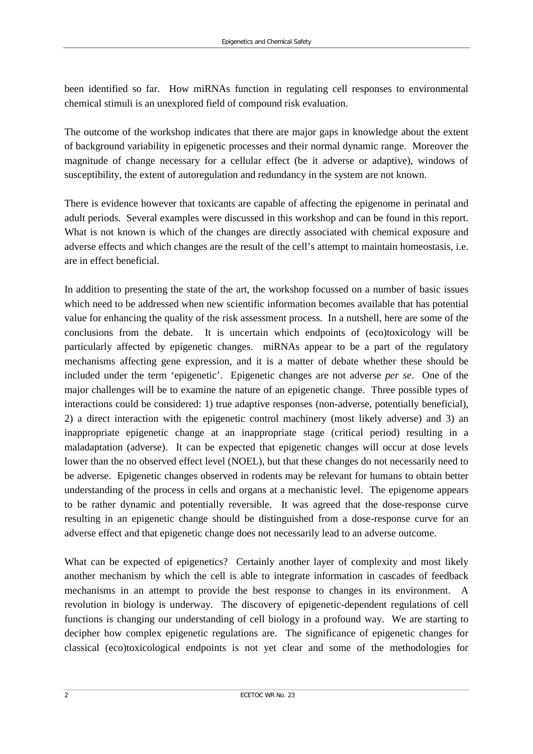been identified so far. How miRNAs function in regulating cell responses to environmental chemical stimuli is an unexplored field of compound risk evaluation.

The outcome of the workshop indicates that there are major gaps in knowledge about the extent of background variability in epigenetic processes and their normal dynamic range. Moreover the magnitude of change necessary for a cellular effect (be it adverse or adaptive), windows of susceptibility, the extent of autoregulation and redundancy in the system are not known.

There is evidence however that toxicants are capable of affecting the epigenome in perinatal and adult periods. Several examples were discussed in this workshop and can be found in this report. What is not known is which of the changes are directly associated with chemical exposure and adverse effects and which changes are the result of the cell's attempt to maintain homeostasis, i.e. are in effect beneficial.

In addition to presenting the state of the art, the workshop focussed on a number of basic issues which need to be addressed when new scientific information becomes available that has potential value for enhancing the quality of the risk assessment process. In a nutshell, here are some of the conclusions from the debate. It is uncertain which endpoints of (eco)toxicology will be particularly affected by epigenetic changes. miRNAs appear to be a part of the regulatory mechanisms affecting gene expression, and it is a matter of debate whether these should be included under the term 'epigenetic'. Epigenetic changes are not adverse *per se*. One of the major challenges will be to examine the nature of an epigenetic change. Three possible types of interactions could be considered: 1) true adaptive responses (non-adverse, potentially beneficial), 2) a direct interaction with the epigenetic control machinery (most likely adverse) and 3) an inappropriate epigenetic change at an inappropriate stage (critical period) resulting in a maladaptation (adverse). It can be expected that epigenetic changes will occur at dose levels lower than the no observed effect level (NOEL), but that these changes do not necessarily need to be adverse. Epigenetic changes observed in rodents may be relevant for humans to obtain better understanding of the process in cells and organs at a mechanistic level. The epigenome appears to be rather dynamic and potentially reversible. It was agreed that the dose-response curve resulting in an epigenetic change should be distinguished from a dose-response curve for an adverse effect and that epigenetic change does not necessarily lead to an adverse outcome.

What can be expected of epigenetics? Certainly another layer of complexity and most likely another mechanism by which the cell is able to integrate information in cascades of feedback mechanisms in an attempt to provide the best response to changes in its environment. A revolution in biology is underway. The discovery of epigenetic-dependent regulations of cell functions is changing our understanding of cell biology in a profound way. We are starting to decipher how complex epigenetic regulations are. The significance of epigenetic changes for classical (eco)toxicological endpoints is not yet clear and some of the methodologies for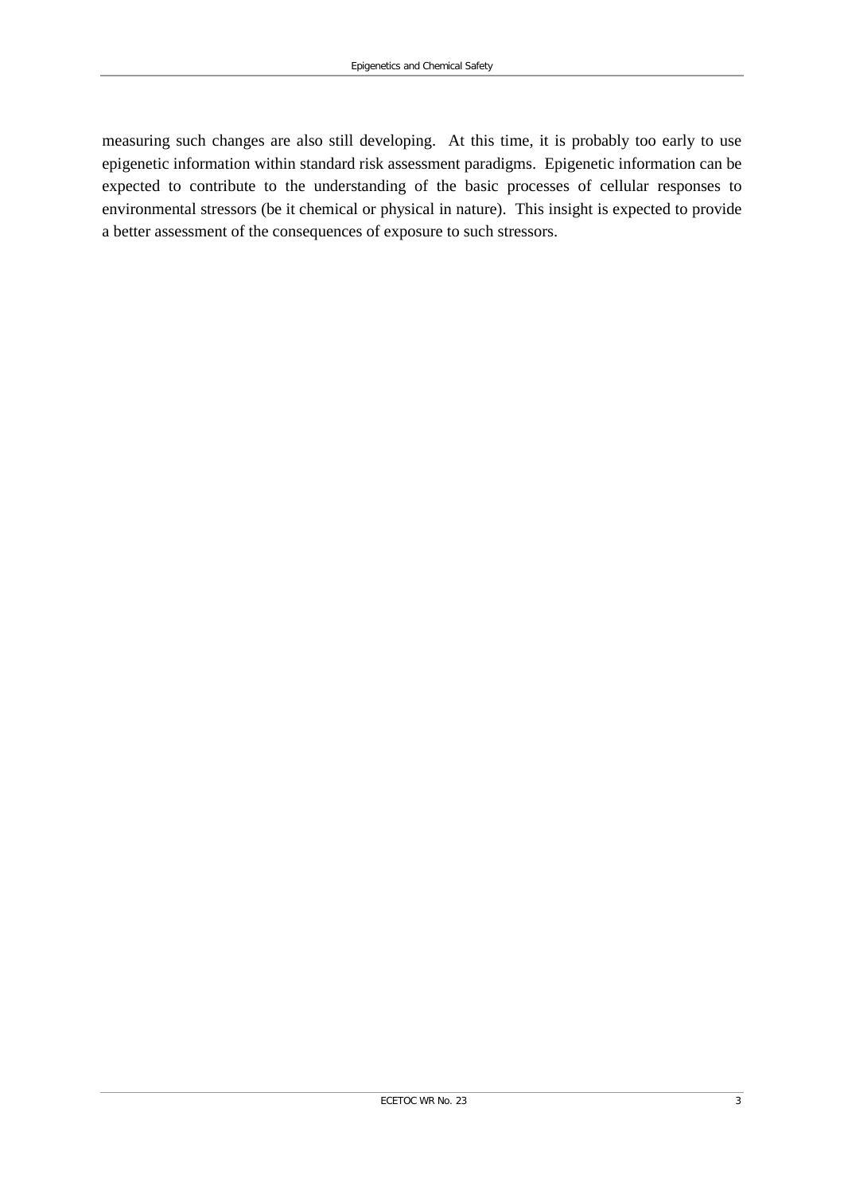measuring such changes are also still developing. At this time, it is probably too early to use epigenetic information within standard risk assessment paradigms. Epigenetic information can be expected to contribute to the understanding of the basic processes of cellular responses to environmental stressors (be it chemical or physical in nature). This insight is expected to provide a better assessment of the consequences of exposure to such stressors.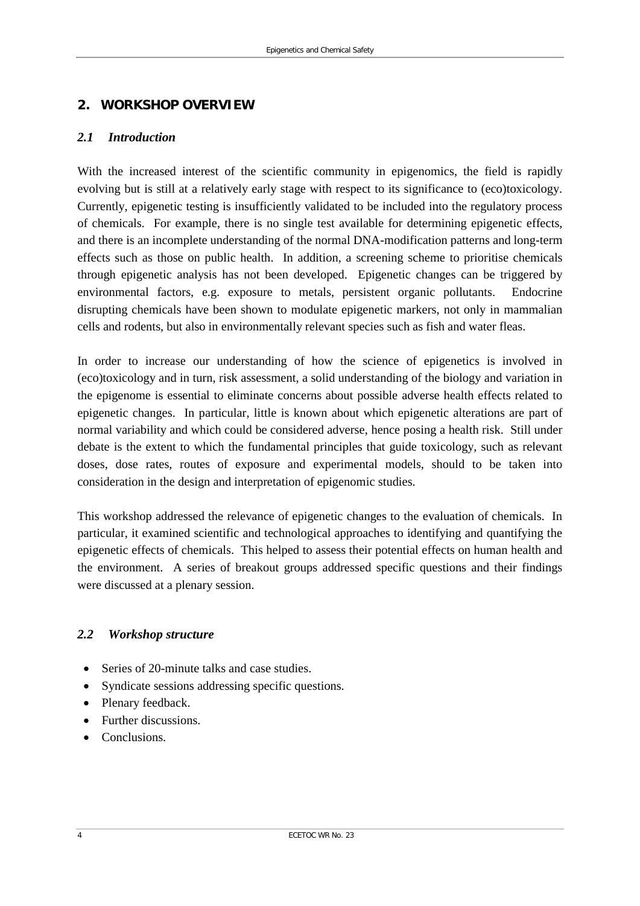## 2. WORKSHOP OVERVIEW

### *2.1 Introduction*

With the increased interest of the scientific community in epigenomics, the field is rapidly evolving but is still at a relatively early stage with respect to its significance to (eco)toxicology. Currently, epigenetic testing is insufficiently validated to be included into the regulatory process of chemicals. For example, there is no single test available for determining epigenetic effects, and there is an incomplete understanding of the normal DNA-modification patterns and long-term effects such as those on public health. In addition, a screening scheme to prioritise chemicals through epigenetic analysis has not been developed. Epigenetic changes can be triggered by environmental factors, e.g. exposure to metals, persistent organic pollutants. Endocrine disrupting chemicals have been shown to modulate epigenetic markers, not only in mammalian cells and rodents, but also in environmentally relevant species such as fish and water fleas.

In order to increase our understanding of how the science of epigenetics is involved in (eco)toxicology and in turn, risk assessment, a solid understanding of the biology and variation in the epigenome is essential to eliminate concerns about possible adverse health effects related to epigenetic changes. In particular, little is known about which epigenetic alterations are part of normal variability and which could be considered adverse, hence posing a health risk. Still under debate is the extent to which the fundamental principles that guide toxicology, such as relevant doses, dose rates, routes of exposure and experimental models, should to be taken into consideration in the design and interpretation of epigenomic studies.

This workshop addressed the relevance of epigenetic changes to the evaluation of chemicals. In particular, it examined scientific and technological approaches to identifying and quantifying the epigenetic effects of chemicals. This helped to assess their potential effects on human health and the environment. A series of breakout groups addressed specific questions and their findings were discussed at a plenary session.

### *2.2 Workshop structure*

- Series of 20-minute talks and case studies.
- Syndicate sessions addressing specific questions.
- Plenary feedback.
- Further discussions.
- Conclusions.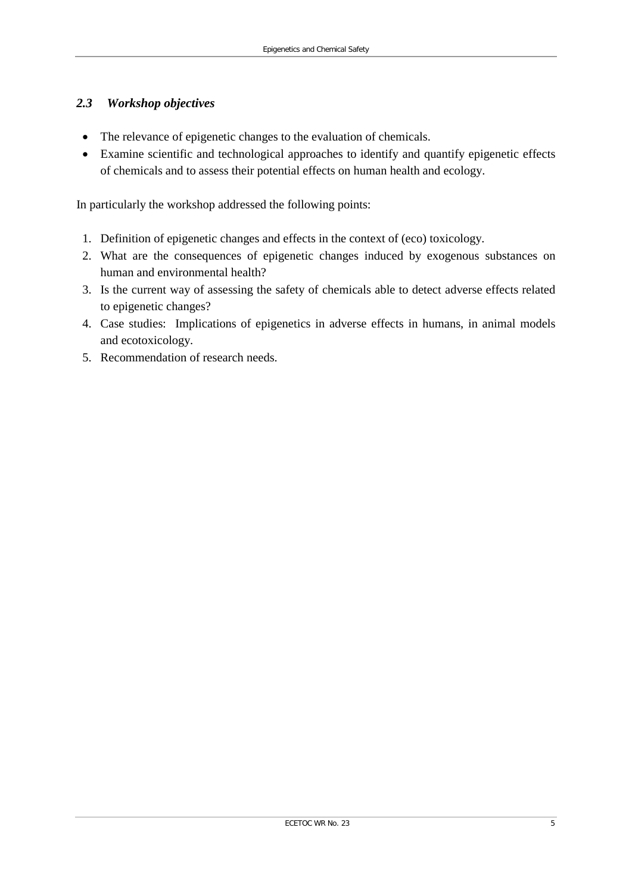### *2.3 Workshop objectives*

- The relevance of epigenetic changes to the evaluation of chemicals.
- Examine scientific and technological approaches to identify and quantify epigenetic effects of chemicals and to assess their potential effects on human health and ecology.

In particularly the workshop addressed the following points:

1. Definition of epigenetic changes and effects in the context of (eco) toxicology.
2. What are the consequences of epigenetic changes induced by exogenous substances on human and environmental health?
3. Is the current way of assessing the safety of chemicals able to detect adverse effects related to epigenetic changes?
4. Case studies: Implications of epigenetics in adverse effects in humans, in animal models and ecotoxicology.
5. Recommendation of research needs.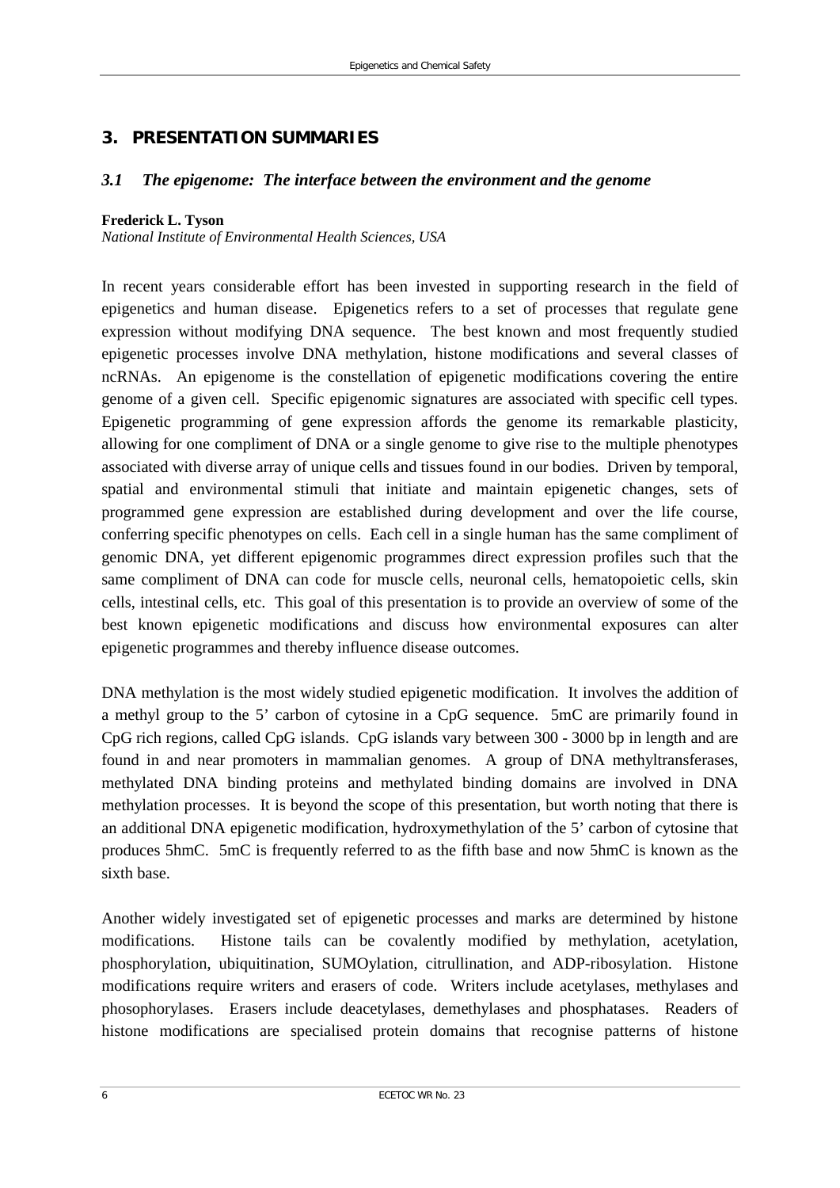## 3. PRESENTATION SUMMARIES

### *3.1 The epigenome: The interface between the environment and the genome*

**Frederick L. Tyson**
*National Institute of Environmental Health Sciences, USA*

In recent years considerable effort has been invested in supporting research in the field of epigenetics and human disease. Epigenetics refers to a set of processes that regulate gene expression without modifying DNA sequence. The best known and most frequently studied epigenetic processes involve DNA methylation, histone modifications and several classes of ncRNAs. An epigenome is the constellation of epigenetic modifications covering the entire genome of a given cell. Specific epigenomic signatures are associated with specific cell types. Epigenetic programming of gene expression affords the genome its remarkable plasticity, allowing for one compliment of DNA or a single genome to give rise to the multiple phenotypes associated with diverse array of unique cells and tissues found in our bodies. Driven by temporal, spatial and environmental stimuli that initiate and maintain epigenetic changes, sets of programmed gene expression are established during development and over the life course, conferring specific phenotypes on cells. Each cell in a single human has the same compliment of genomic DNA, yet different epigenomic programmes direct expression profiles such that the same compliment of DNA can code for muscle cells, neuronal cells, hematopoietic cells, skin cells, intestinal cells, etc. This goal of this presentation is to provide an overview of some of the best known epigenetic modifications and discuss how environmental exposures can alter epigenetic programmes and thereby influence disease outcomes.

DNA methylation is the most widely studied epigenetic modification. It involves the addition of a methyl group to the 5' carbon of cytosine in a CpG sequence. 5mC are primarily found in CpG rich regions, called CpG islands. CpG islands vary between 300 - 3000 bp in length and are found in and near promoters in mammalian genomes. A group of DNA methyltransferases, methylated DNA binding proteins and methylated binding domains are involved in DNA methylation processes. It is beyond the scope of this presentation, but worth noting that there is an additional DNA epigenetic modification, hydroxymethylation of the 5' carbon of cytosine that produces 5hmC. 5mC is frequently referred to as the fifth base and now 5hmC is known as the sixth base.

Another widely investigated set of epigenetic processes and marks are determined by histone modifications. Histone tails can be covalently modified by methylation, acetylation, phosphorylation, ubiquitination, SUMOylation, citrullination, and ADP-ribosylation. Histone modifications require writers and erasers of code. Writers include acetylases, methylases and phosophorylases. Erasers include deacetylases, demethylases and phosphatases. Readers of histone modifications are specialised protein domains that recognise patterns of histone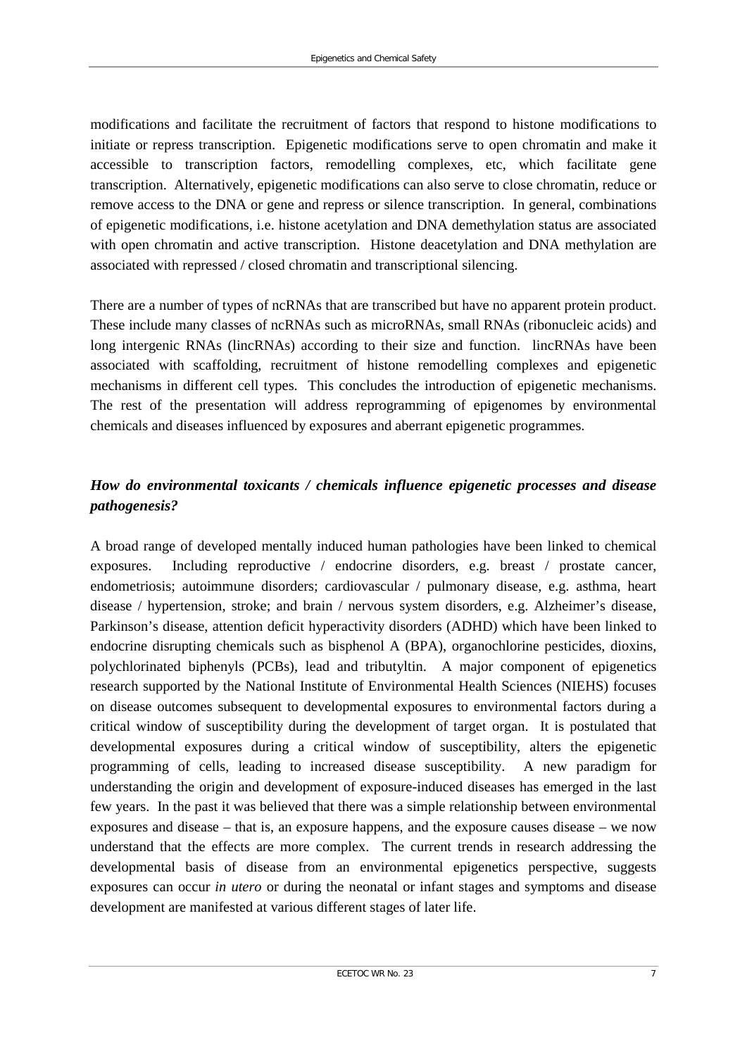modifications and facilitate the recruitment of factors that respond to histone modifications to initiate or repress transcription. Epigenetic modifications serve to open chromatin and make it accessible to transcription factors, remodelling complexes, etc, which facilitate gene transcription. Alternatively, epigenetic modifications can also serve to close chromatin, reduce or remove access to the DNA or gene and repress or silence transcription. In general, combinations of epigenetic modifications, i.e. histone acetylation and DNA demethylation status are associated with open chromatin and active transcription. Histone deacetylation and DNA methylation are associated with repressed / closed chromatin and transcriptional silencing.

There are a number of types of ncRNAs that are transcribed but have no apparent protein product. These include many classes of ncRNAs such as microRNAs, small RNAs (ribonucleic acids) and long intergenic RNAs (lincRNAs) according to their size and function. lincRNAs have been associated with scaffolding, recruitment of histone remodelling complexes and epigenetic mechanisms in different cell types. This concludes the introduction of epigenetic mechanisms. The rest of the presentation will address reprogramming of epigenomes by environmental chemicals and diseases influenced by exposures and aberrant epigenetic programmes.

### *How do environmental toxicants / chemicals influence epigenetic processes and disease pathogenesis?*

A broad range of developed mentally induced human pathologies have been linked to chemical exposures. Including reproductive / endocrine disorders, e.g. breast / prostate cancer, endometriosis; autoimmune disorders; cardiovascular / pulmonary disease, e.g. asthma, heart disease / hypertension, stroke; and brain / nervous system disorders, e.g. Alzheimer's disease, Parkinson's disease, attention deficit hyperactivity disorders (ADHD) which have been linked to endocrine disrupting chemicals such as bisphenol A (BPA), organochlorine pesticides, dioxins, polychlorinated biphenyls (PCBs), lead and tributyltin. A major component of epigenetics research supported by the National Institute of Environmental Health Sciences (NIEHS) focuses on disease outcomes subsequent to developmental exposures to environmental factors during a critical window of susceptibility during the development of target organ. It is postulated that developmental exposures during a critical window of susceptibility, alters the epigenetic programming of cells, leading to increased disease susceptibility. A new paradigm for understanding the origin and development of exposure-induced diseases has emerged in the last few years. In the past it was believed that there was a simple relationship between environmental exposures and disease – that is, an exposure happens, and the exposure causes disease – we now understand that the effects are more complex. The current trends in research addressing the developmental basis of disease from an environmental epigenetics perspective, suggests exposures can occur *in utero* or during the neonatal or infant stages and symptoms and disease development are manifested at various different stages of later life.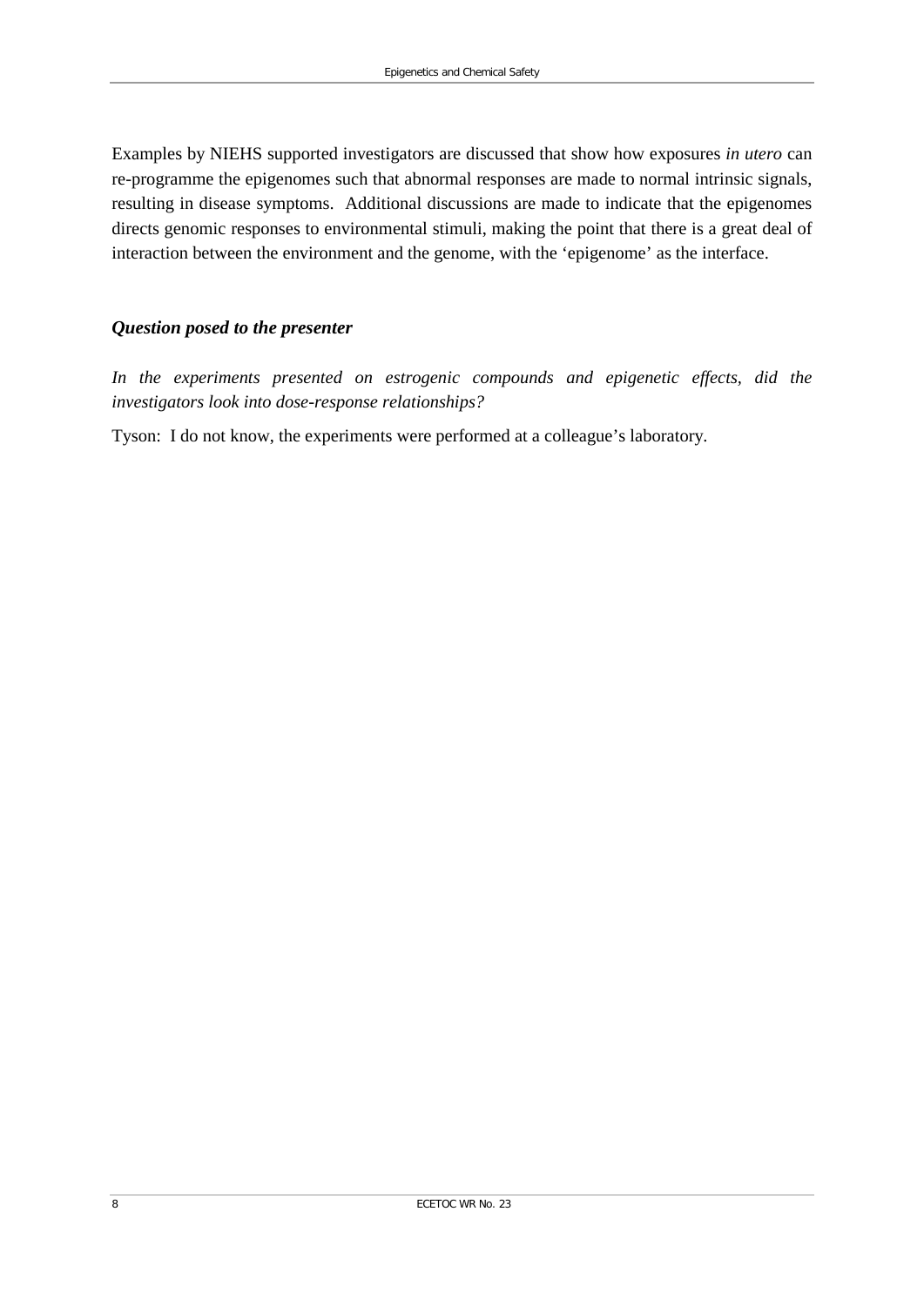Examples by NIEHS supported investigators are discussed that show how exposures *in utero* can re-programme the epigenomes such that abnormal responses are made to normal intrinsic signals, resulting in disease symptoms. Additional discussions are made to indicate that the epigenomes directs genomic responses to environmental stimuli, making the point that there is a great deal of interaction between the environment and the genome, with the 'epigenome' as the interface.

### *Question posed to the presenter*

*In the experiments presented on estrogenic compounds and epigenetic effects, did the investigators look into dose-response relationships?*

Tyson: I do not know, the experiments were performed at a colleague's laboratory.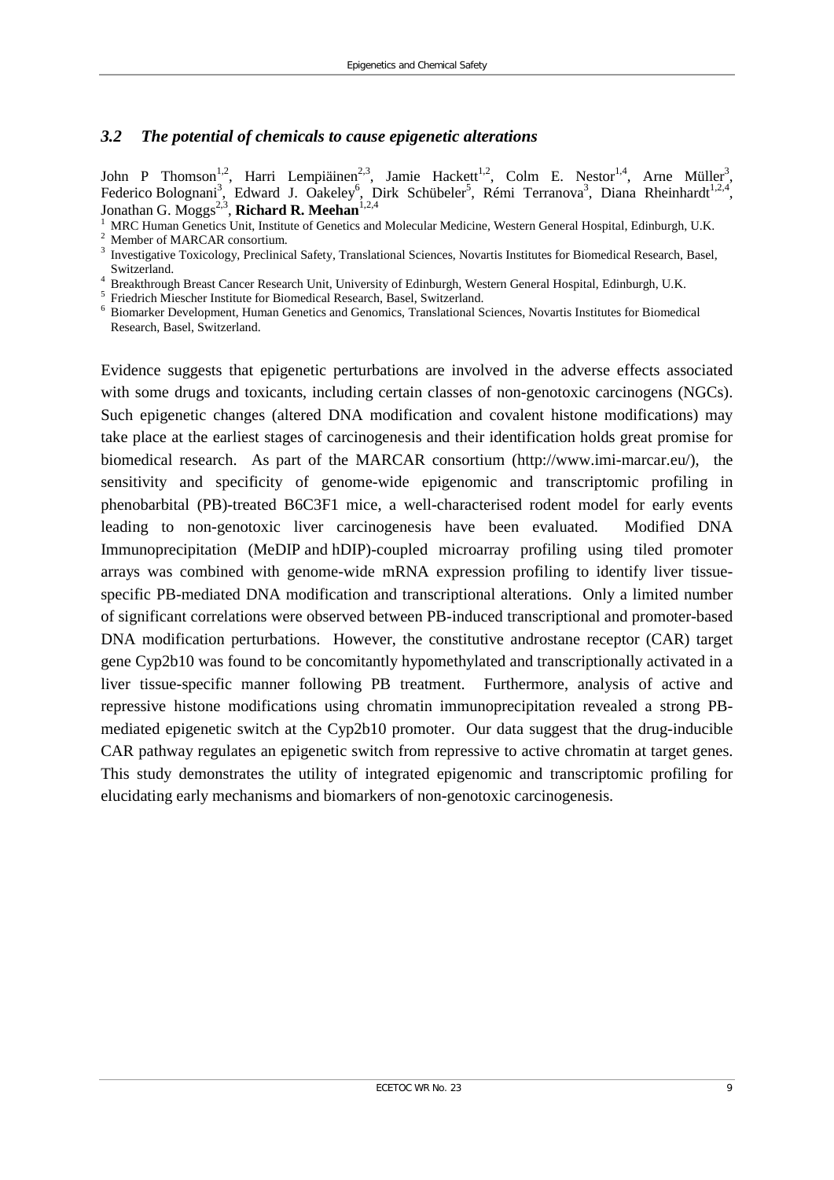### *3.2 The potential of chemicals to cause epigenetic alterations*

John P Thomson[1,2], Harri Lempiäinen[2,3], Jamie Hackett[1,2], Colm E. Nestor[1,4], Arne Müller[3], Federico Bolognani[3], Edward J. Oakeley[6], Dirk Schübeler[5], Rémi Terranova[3], Diana Rheinhardt[1,2,4], Jonathan G. Moggs[2,3], **Richard R. Meehan**[1,2,4]

[1] MRC Human Genetics Unit, Institute of Genetics and Molecular Medicine, Western General Hospital, Edinburgh, U.K.
[2] Member of MARCAR consortium.
[3] Investigative Toxicology, Preclinical Safety, Translational Sciences, Novartis Institutes for Biomedical Research, Basel, Switzerland.
[4] Breakthrough Breast Cancer Research Unit, University of Edinburgh, Western General Hospital, Edinburgh, U.K.
[5] Friedrich Miescher Institute for Biomedical Research, Basel, Switzerland.
[6] Biomarker Development, Human Genetics and Genomics, Translational Sciences, Novartis Institutes for Biomedical Research, Basel, Switzerland.

Evidence suggests that epigenetic perturbations are involved in the adverse effects associated with some drugs and toxicants, including certain classes of non-genotoxic carcinogens (NGCs). Such epigenetic changes (altered DNA modification and covalent histone modifications) may take place at the earliest stages of carcinogenesis and their identification holds great promise for biomedical research. As part of the MARCAR consortium (http://www.imi-marcar.eu/), the sensitivity and specificity of genome-wide epigenomic and transcriptomic profiling in phenobarbital (PB)-treated B6C3F1 mice, a well-characterised rodent model for early events leading to non-genotoxic liver carcinogenesis have been evaluated. Modified DNA Immunoprecipitation (MeDIP and hDIP)-coupled microarray profiling using tiled promoter arrays was combined with genome-wide mRNA expression profiling to identify liver tissue-specific PB-mediated DNA modification and transcriptional alterations. Only a limited number of significant correlations were observed between PB-induced transcriptional and promoter-based DNA modification perturbations. However, the constitutive androstane receptor (CAR) target gene Cyp2b10 was found to be concomitantly hypomethylated and transcriptionally activated in a liver tissue-specific manner following PB treatment. Furthermore, analysis of active and repressive histone modifications using chromatin immunoprecipitation revealed a strong PB-mediated epigenetic switch at the Cyp2b10 promoter. Our data suggest that the drug-inducible CAR pathway regulates an epigenetic switch from repressive to active chromatin at target genes. This study demonstrates the utility of integrated epigenomic and transcriptomic profiling for elucidating early mechanisms and biomarkers of non-genotoxic carcinogenesis.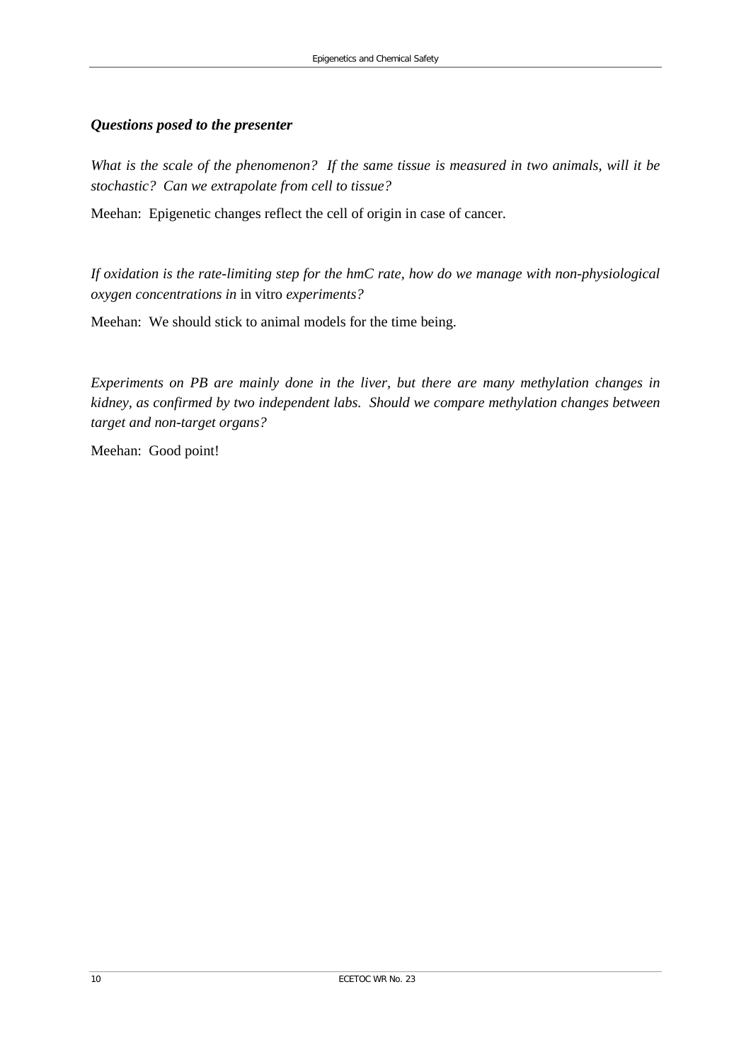### *Questions posed to the presenter*

*What is the scale of the phenomenon? If the same tissue is measured in two animals, will it be stochastic? Can we extrapolate from cell to tissue?*

Meehan: Epigenetic changes reflect the cell of origin in case of cancer.

*If oxidation is the rate-limiting step for the hmC rate, how do we manage with non-physiological oxygen concentrations in* in vitro *experiments?*

Meehan: We should stick to animal models for the time being.

*Experiments on PB are mainly done in the liver, but there are many methylation changes in kidney, as confirmed by two independent labs. Should we compare methylation changes between target and non-target organs?*

Meehan: Good point!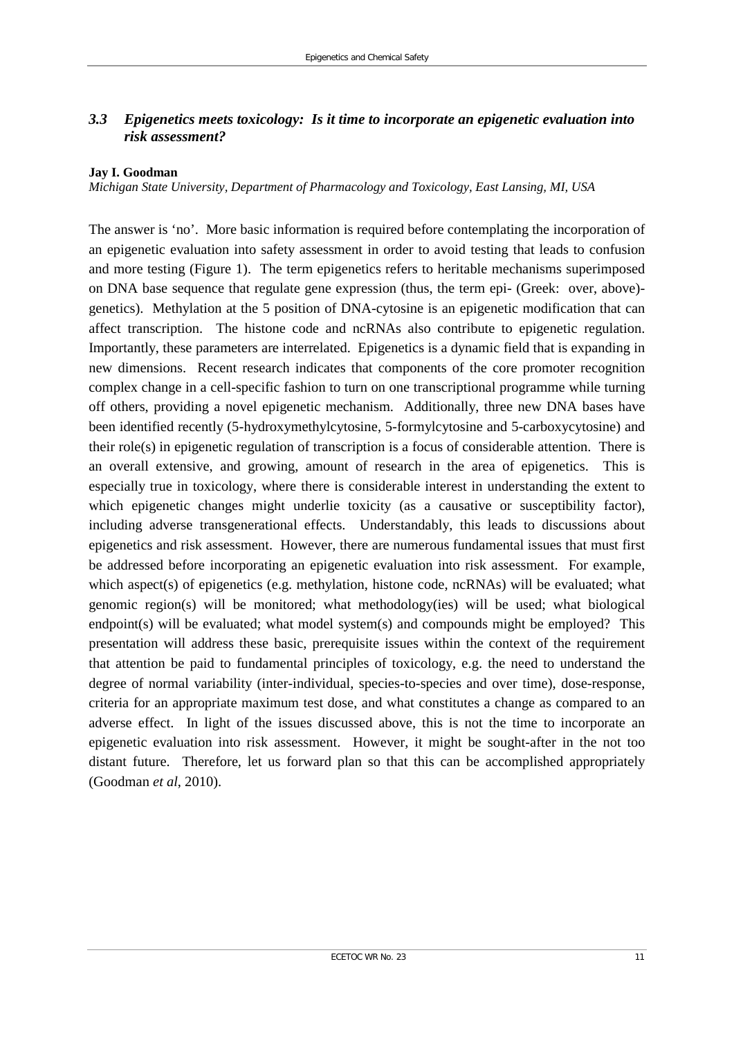### *3.3 Epigenetics meets toxicology: Is it time to incorporate an epigenetic evaluation into risk assessment?*

**Jay I. Goodman**

*Michigan State University, Department of Pharmacology and Toxicology, East Lansing, MI, USA*

The answer is 'no'. More basic information is required before contemplating the incorporation of an epigenetic evaluation into safety assessment in order to avoid testing that leads to confusion and more testing (Figure 1). The term epigenetics refers to heritable mechanisms superimposed on DNA base sequence that regulate gene expression (thus, the term epi- (Greek: over, above)-genetics). Methylation at the 5 position of DNA-cytosine is an epigenetic modification that can affect transcription. The histone code and ncRNAs also contribute to epigenetic regulation. Importantly, these parameters are interrelated. Epigenetics is a dynamic field that is expanding in new dimensions. Recent research indicates that components of the core promoter recognition complex change in a cell-specific fashion to turn on one transcriptional programme while turning off others, providing a novel epigenetic mechanism. Additionally, three new DNA bases have been identified recently (5-hydroxymethylcytosine, 5-formylcytosine and 5-carboxycytosine) and their role(s) in epigenetic regulation of transcription is a focus of considerable attention. There is an overall extensive, and growing, amount of research in the area of epigenetics. This is especially true in toxicology, where there is considerable interest in understanding the extent to which epigenetic changes might underlie toxicity (as a causative or susceptibility factor), including adverse transgenerational effects. Understandably, this leads to discussions about epigenetics and risk assessment. However, there are numerous fundamental issues that must first be addressed before incorporating an epigenetic evaluation into risk assessment. For example, which aspect(s) of epigenetics (e.g. methylation, histone code, ncRNAs) will be evaluated; what genomic region(s) will be monitored; what methodology(ies) will be used; what biological endpoint(s) will be evaluated; what model system(s) and compounds might be employed? This presentation will address these basic, prerequisite issues within the context of the requirement that attention be paid to fundamental principles of toxicology, e.g. the need to understand the degree of normal variability (inter-individual, species-to-species and over time), dose-response, criteria for an appropriate maximum test dose, and what constitutes a change as compared to an adverse effect. In light of the issues discussed above, this is not the time to incorporate an epigenetic evaluation into risk assessment. However, it might be sought-after in the not too distant future. Therefore, let us forward plan so that this can be accomplished appropriately (Goodman *et al*, 2010).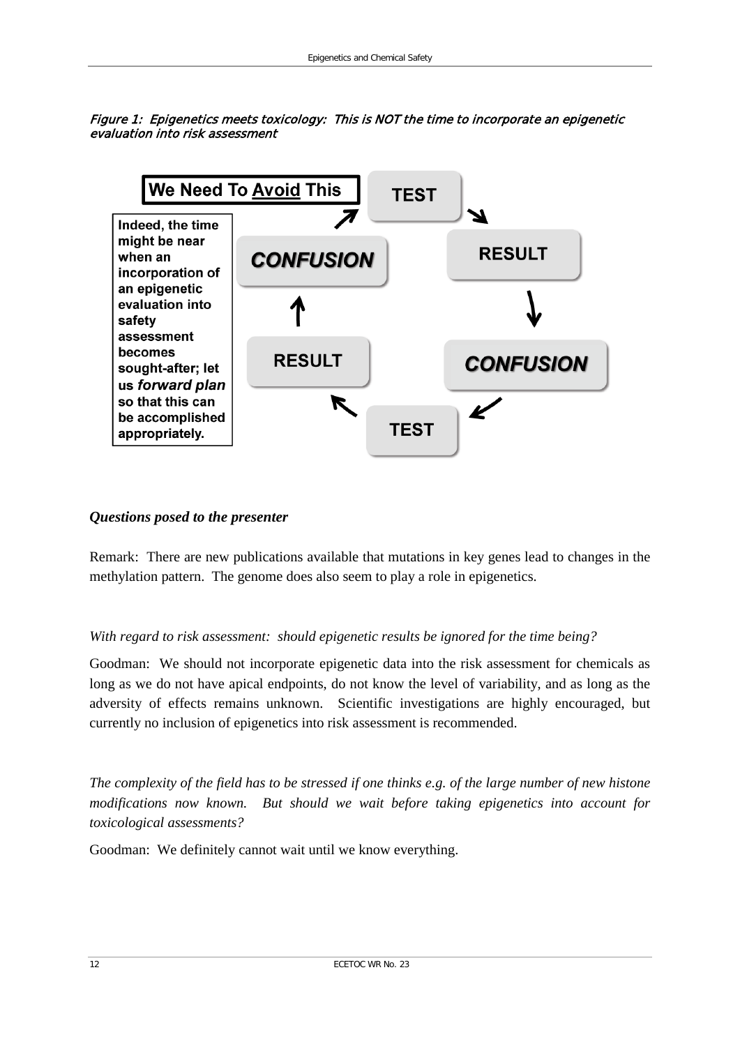*Figure 1: Epigenetics meets toxicology: This is NOT the time to incorporate an epigenetic evaluation into risk assessment*

**We Need To Avoid This**

TEST → RESULT → CONFUSION → TEST → RESULT → CONFUSION →

**Indeed, the time might be near when an incorporation of an epigenetic evaluation into safety assessment becomes sought-after; let us *forward plan* so that this can be accomplished appropriately.**

### *Questions posed to the presenter*

Remark: There are new publications available that mutations in key genes lead to changes in the methylation pattern. The genome does also seem to play a role in epigenetics.

*With regard to risk assessment: should epigenetic results be ignored for the time being?*

Goodman: We should not incorporate epigenetic data into the risk assessment for chemicals as long as we do not have apical endpoints, do not know the level of variability, and as long as the adversity of effects remains unknown. Scientific investigations are highly encouraged, but currently no inclusion of epigenetics into risk assessment is recommended.

*The complexity of the field has to be stressed if one thinks e.g. of the large number of new histone modifications now known. But should we wait before taking epigenetics into account for toxicological assessments?*

Goodman: We definitely cannot wait until we know everything.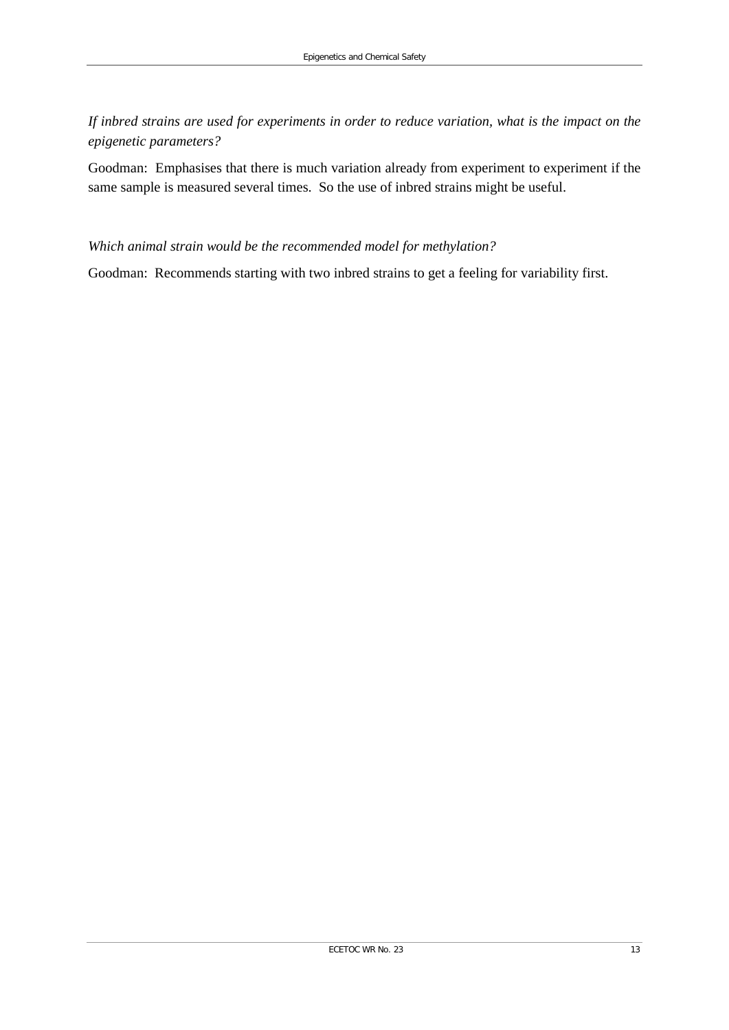*If inbred strains are used for experiments in order to reduce variation, what is the impact on the epigenetic parameters?*

Goodman: Emphasises that there is much variation already from experiment to experiment if the same sample is measured several times. So the use of inbred strains might be useful.

*Which animal strain would be the recommended model for methylation?*

Goodman: Recommends starting with two inbred strains to get a feeling for variability first.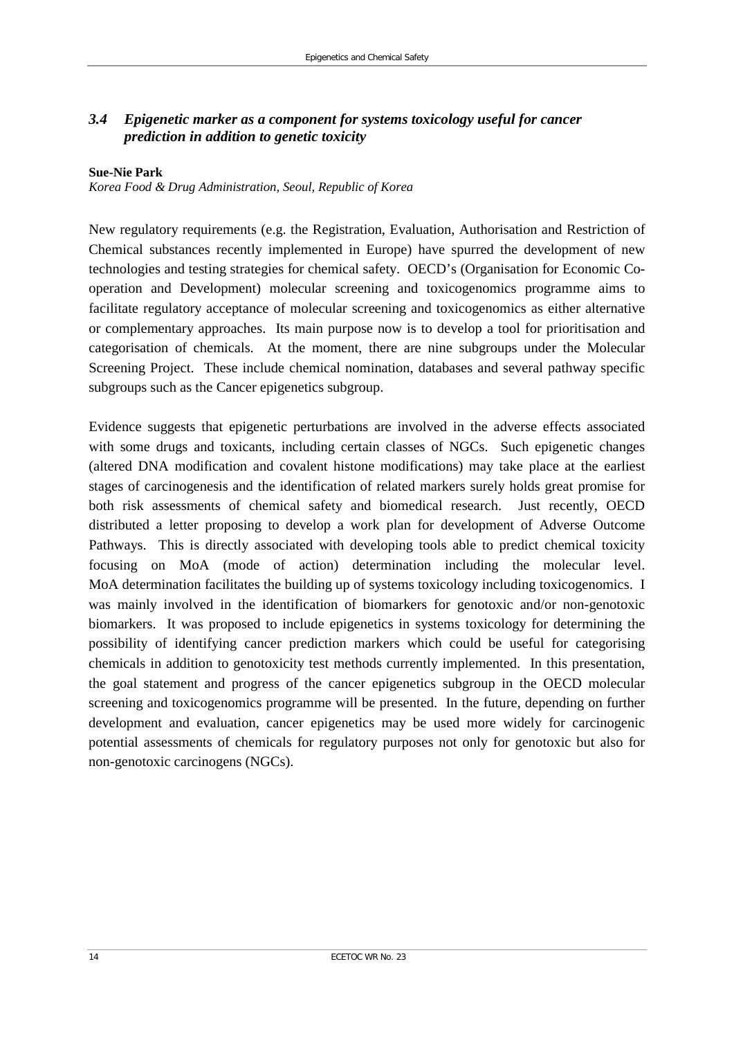### *3.4 Epigenetic marker as a component for systems toxicology useful for cancer prediction in addition to genetic toxicity*

**Sue-Nie Park**
*Korea Food & Drug Administration, Seoul, Republic of Korea*

New regulatory requirements (e.g. the Registration, Evaluation, Authorisation and Restriction of Chemical substances recently implemented in Europe) have spurred the development of new technologies and testing strategies for chemical safety. OECD's (Organisation for Economic Co-operation and Development) molecular screening and toxicogenomics programme aims to facilitate regulatory acceptance of molecular screening and toxicogenomics as either alternative or complementary approaches. Its main purpose now is to develop a tool for prioritisation and categorisation of chemicals. At the moment, there are nine subgroups under the Molecular Screening Project. These include chemical nomination, databases and several pathway specific subgroups such as the Cancer epigenetics subgroup.

Evidence suggests that epigenetic perturbations are involved in the adverse effects associated with some drugs and toxicants, including certain classes of NGCs. Such epigenetic changes (altered DNA modification and covalent histone modifications) may take place at the earliest stages of carcinogenesis and the identification of related markers surely holds great promise for both risk assessments of chemical safety and biomedical research. Just recently, OECD distributed a letter proposing to develop a work plan for development of Adverse Outcome Pathways. This is directly associated with developing tools able to predict chemical toxicity focusing on MoA (mode of action) determination including the molecular level. MoA determination facilitates the building up of systems toxicology including toxicogenomics. I was mainly involved in the identification of biomarkers for genotoxic and/or non-genotoxic biomarkers. It was proposed to include epigenetics in systems toxicology for determining the possibility of identifying cancer prediction markers which could be useful for categorising chemicals in addition to genotoxicity test methods currently implemented. In this presentation, the goal statement and progress of the cancer epigenetics subgroup in the OECD molecular screening and toxicogenomics programme will be presented. In the future, depending on further development and evaluation, cancer epigenetics may be used more widely for carcinogenic potential assessments of chemicals for regulatory purposes not only for genotoxic but also for non-genotoxic carcinogens (NGCs).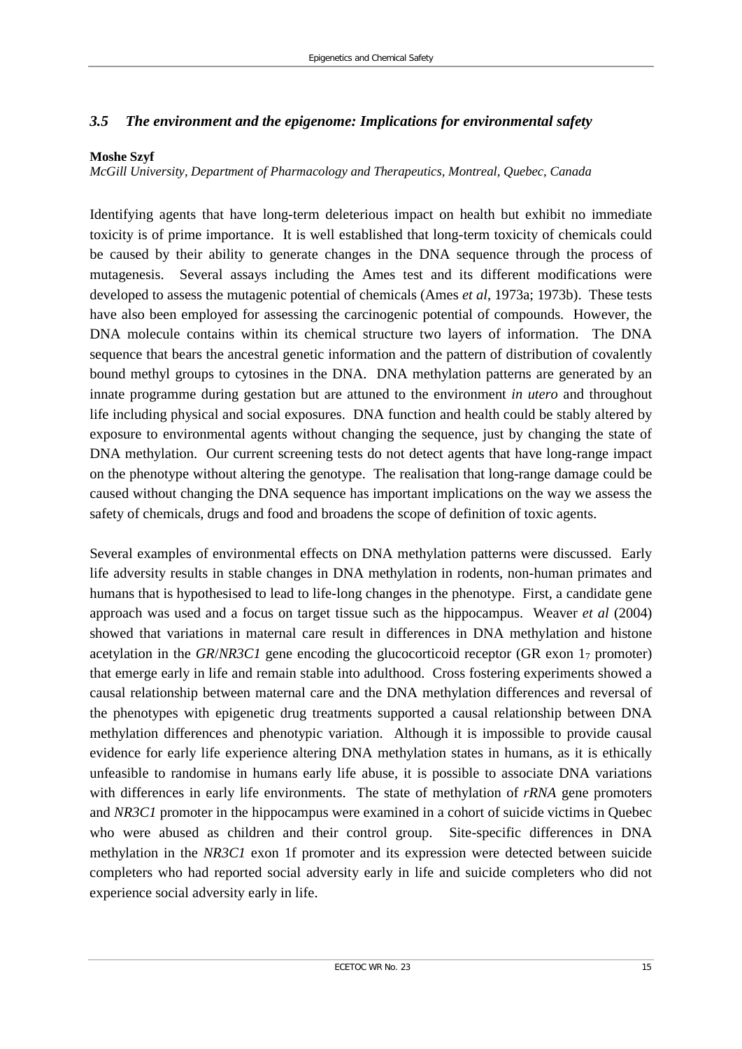### *3.5 The environment and the epigenome: Implications for environmental safety*

**Moshe Szyf**
*McGill University, Department of Pharmacology and Therapeutics, Montreal, Quebec, Canada*

Identifying agents that have long-term deleterious impact on health but exhibit no immediate toxicity is of prime importance. It is well established that long-term toxicity of chemicals could be caused by their ability to generate changes in the DNA sequence through the process of mutagenesis. Several assays including the Ames test and its different modifications were developed to assess the mutagenic potential of chemicals (Ames *et al*, 1973a; 1973b). These tests have also been employed for assessing the carcinogenic potential of compounds. However, the DNA molecule contains within its chemical structure two layers of information. The DNA sequence that bears the ancestral genetic information and the pattern of distribution of covalently bound methyl groups to cytosines in the DNA. DNA methylation patterns are generated by an innate programme during gestation but are attuned to the environment *in utero* and throughout life including physical and social exposures. DNA function and health could be stably altered by exposure to environmental agents without changing the sequence, just by changing the state of DNA methylation. Our current screening tests do not detect agents that have long-range impact on the phenotype without altering the genotype. The realisation that long-range damage could be caused without changing the DNA sequence has important implications on the way we assess the safety of chemicals, drugs and food and broadens the scope of definition of toxic agents.

Several examples of environmental effects on DNA methylation patterns were discussed. Early life adversity results in stable changes in DNA methylation in rodents, non-human primates and humans that is hypothesised to lead to life-long changes in the phenotype. First, a candidate gene approach was used and a focus on target tissue such as the hippocampus. Weaver *et al* (2004) showed that variations in maternal care result in differences in DNA methylation and histone acetylation in the *GR*/*NR3C1* gene encoding the glucocorticoid receptor (GR exon $1_7$ promoter) that emerge early in life and remain stable into adulthood. Cross fostering experiments showed a causal relationship between maternal care and the DNA methylation differences and reversal of the phenotypes with epigenetic drug treatments supported a causal relationship between DNA methylation differences and phenotypic variation. Although it is impossible to provide causal evidence for early life experience altering DNA methylation states in humans, as it is ethically unfeasible to randomise in humans early life abuse, it is possible to associate DNA variations with differences in early life environments. The state of methylation of *rRNA* gene promoters and *NR3C1* promoter in the hippocampus were examined in a cohort of suicide victims in Quebec who were abused as children and their control group. Site-specific differences in DNA methylation in the *NR3C1* exon 1f promoter and its expression were detected between suicide completers who had reported social adversity early in life and suicide completers who did not experience social adversity early in life.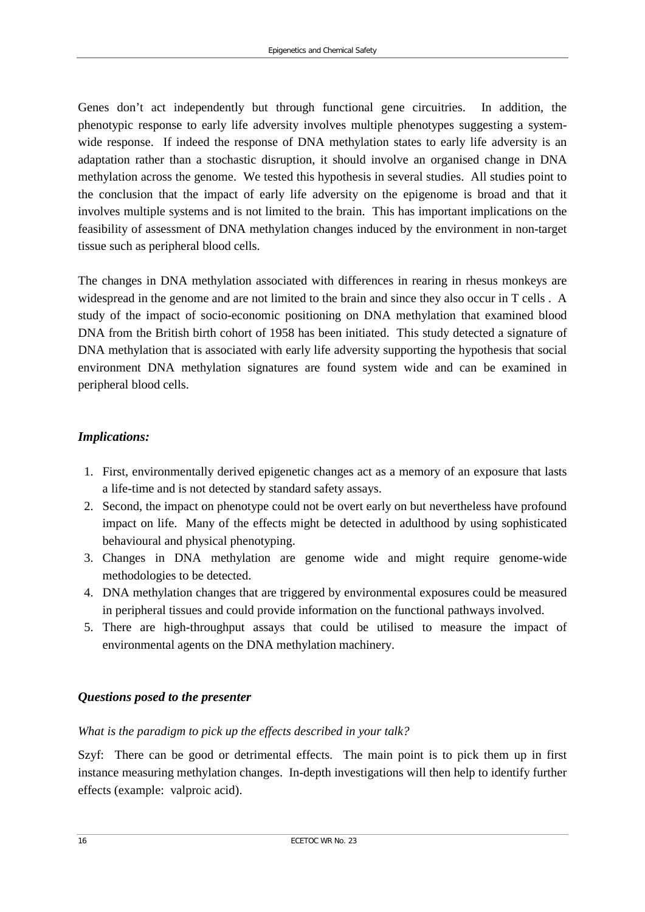Genes don't act independently but through functional gene circuitries. In addition, the phenotypic response to early life adversity involves multiple phenotypes suggesting a system-wide response. If indeed the response of DNA methylation states to early life adversity is an adaptation rather than a stochastic disruption, it should involve an organised change in DNA methylation across the genome. We tested this hypothesis in several studies. All studies point to the conclusion that the impact of early life adversity on the epigenome is broad and that it involves multiple systems and is not limited to the brain. This has important implications on the feasibility of assessment of DNA methylation changes induced by the environment in non-target tissue such as peripheral blood cells.

The changes in DNA methylation associated with differences in rearing in rhesus monkeys are widespread in the genome and are not limited to the brain and since they also occur in T cells . A study of the impact of socio-economic positioning on DNA methylation that examined blood DNA from the British birth cohort of 1958 has been initiated. This study detected a signature of DNA methylation that is associated with early life adversity supporting the hypothesis that social environment DNA methylation signatures are found system wide and can be examined in peripheral blood cells.

### *Implications:*

1. First, environmentally derived epigenetic changes act as a memory of an exposure that lasts a life-time and is not detected by standard safety assays.
2. Second, the impact on phenotype could not be overt early on but nevertheless have profound impact on life. Many of the effects might be detected in adulthood by using sophisticated behavioural and physical phenotyping.
3. Changes in DNA methylation are genome wide and might require genome-wide methodologies to be detected.
4. DNA methylation changes that are triggered by environmental exposures could be measured in peripheral tissues and could provide information on the functional pathways involved.
5. There are high-throughput assays that could be utilised to measure the impact of environmental agents on the DNA methylation machinery.

### *Questions posed to the presenter*

*What is the paradigm to pick up the effects described in your talk?*

Szyf: There can be good or detrimental effects. The main point is to pick them up in first instance measuring methylation changes. In-depth investigations will then help to identify further effects (example: valproic acid).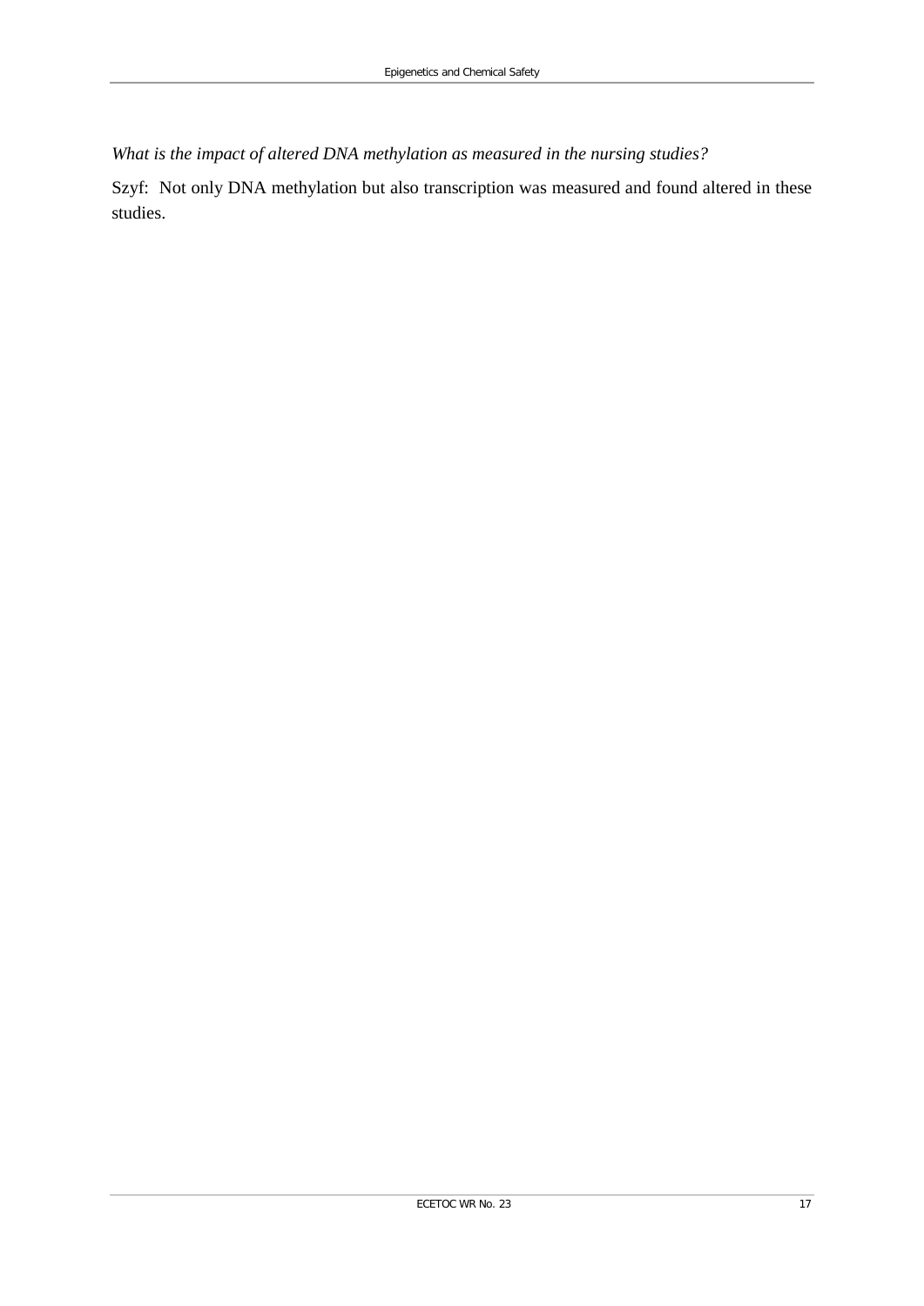*What is the impact of altered DNA methylation as measured in the nursing studies?*

Szyf: Not only DNA methylation but also transcription was measured and found altered in these studies.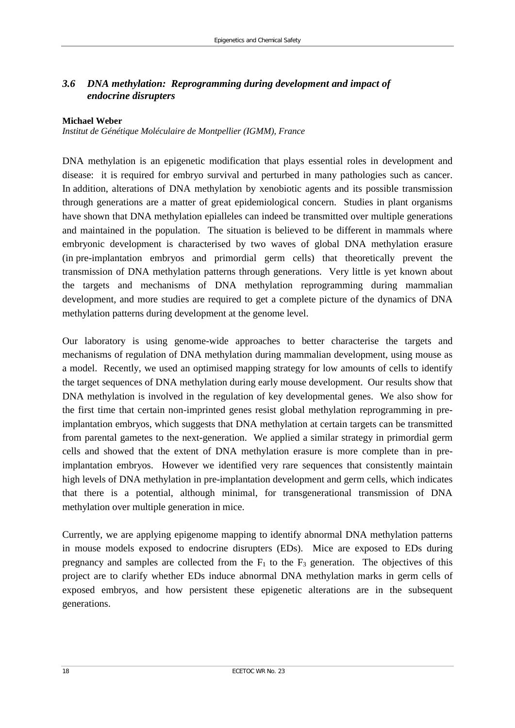### *3.6 DNA methylation: Reprogramming during development and impact of endocrine disrupters*

**Michael Weber**
*Institut de Génétique Moléculaire de Montpellier (IGMM), France*

DNA methylation is an epigenetic modification that plays essential roles in development and disease: it is required for embryo survival and perturbed in many pathologies such as cancer. In addition, alterations of DNA methylation by xenobiotic agents and its possible transmission through generations are a matter of great epidemiological concern. Studies in plant organisms have shown that DNA methylation epialleles can indeed be transmitted over multiple generations and maintained in the population. The situation is believed to be different in mammals where embryonic development is characterised by two waves of global DNA methylation erasure (in pre-implantation embryos and primordial germ cells) that theoretically prevent the transmission of DNA methylation patterns through generations. Very little is yet known about the targets and mechanisms of DNA methylation reprogramming during mammalian development, and more studies are required to get a complete picture of the dynamics of DNA methylation patterns during development at the genome level.

Our laboratory is using genome-wide approaches to better characterise the targets and mechanisms of regulation of DNA methylation during mammalian development, using mouse as a model. Recently, we used an optimised mapping strategy for low amounts of cells to identify the target sequences of DNA methylation during early mouse development. Our results show that DNA methylation is involved in the regulation of key developmental genes. We also show for the first time that certain non-imprinted genes resist global methylation reprogramming in pre-implantation embryos, which suggests that DNA methylation at certain targets can be transmitted from parental gametes to the next-generation. We applied a similar strategy in primordial germ cells and showed that the extent of DNA methylation erasure is more complete than in pre-implantation embryos. However we identified very rare sequences that consistently maintain high levels of DNA methylation in pre-implantation development and germ cells, which indicates that there is a potential, although minimal, for transgenerational transmission of DNA methylation over multiple generation in mice.

Currently, we are applying epigenome mapping to identify abnormal DNA methylation patterns in mouse models exposed to endocrine disrupters (EDs). Mice are exposed to EDs during pregnancy and samples are collected from the $F_1$ to the $F_3$ generation. The objectives of this project are to clarify whether EDs induce abnormal DNA methylation marks in germ cells of exposed embryos, and how persistent these epigenetic alterations are in the subsequent generations.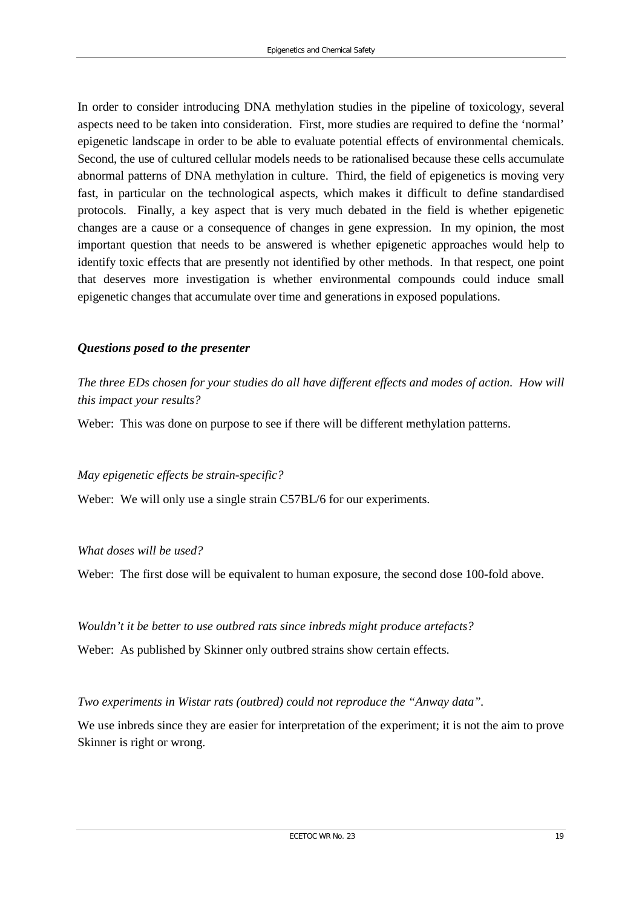In order to consider introducing DNA methylation studies in the pipeline of toxicology, several aspects need to be taken into consideration. First, more studies are required to define the 'normal' epigenetic landscape in order to be able to evaluate potential effects of environmental chemicals. Second, the use of cultured cellular models needs to be rationalised because these cells accumulate abnormal patterns of DNA methylation in culture. Third, the field of epigenetics is moving very fast, in particular on the technological aspects, which makes it difficult to define standardised protocols. Finally, a key aspect that is very much debated in the field is whether epigenetic changes are a cause or a consequence of changes in gene expression. In my opinion, the most important question that needs to be answered is whether epigenetic approaches would help to identify toxic effects that are presently not identified by other methods. In that respect, one point that deserves more investigation is whether environmental compounds could induce small epigenetic changes that accumulate over time and generations in exposed populations.

### *Questions posed to the presenter*

*The three EDs chosen for your studies do all have different effects and modes of action. How will this impact your results?*

Weber: This was done on purpose to see if there will be different methylation patterns.

*May epigenetic effects be strain-specific?*

Weber: We will only use a single strain C57BL/6 for our experiments.

*What doses will be used?*

Weber: The first dose will be equivalent to human exposure, the second dose 100-fold above.

*Wouldn't it be better to use outbred rats since inbreds might produce artefacts?*

Weber: As published by Skinner only outbred strains show certain effects.

*Two experiments in Wistar rats (outbred) could not reproduce the "Anway data".*

We use inbreds since they are easier for interpretation of the experiment; it is not the aim to prove Skinner is right or wrong.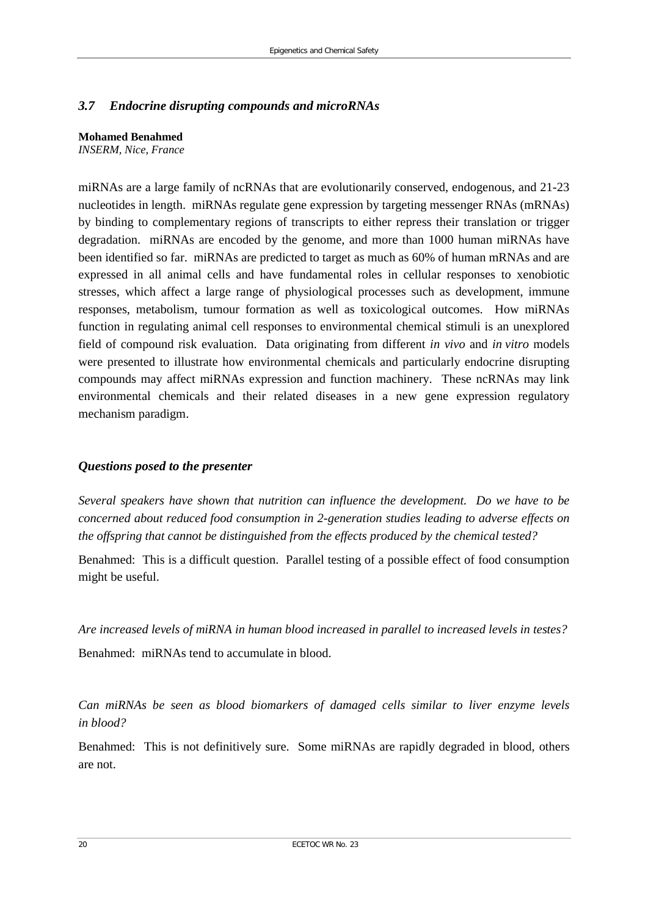## *3.7 Endocrine disrupting compounds and microRNAs*

**Mohamed Benahmed**
*INSERM, Nice, France*

miRNAs are a large family of ncRNAs that are evolutionarily conserved, endogenous, and 21-23 nucleotides in length. miRNAs regulate gene expression by targeting messenger RNAs (mRNAs) by binding to complementary regions of transcripts to either repress their translation or trigger degradation. miRNAs are encoded by the genome, and more than 1000 human miRNAs have been identified so far. miRNAs are predicted to target as much as 60% of human mRNAs and are expressed in all animal cells and have fundamental roles in cellular responses to xenobiotic stresses, which affect a large range of physiological processes such as development, immune responses, metabolism, tumour formation as well as toxicological outcomes. How miRNAs function in regulating animal cell responses to environmental chemical stimuli is an unexplored field of compound risk evaluation. Data originating from different *in vivo* and *in vitro* models were presented to illustrate how environmental chemicals and particularly endocrine disrupting compounds may affect miRNAs expression and function machinery. These ncRNAs may link environmental chemicals and their related diseases in a new gene expression regulatory mechanism paradigm.

### *Questions posed to the presenter*

*Several speakers have shown that nutrition can influence the development. Do we have to be concerned about reduced food consumption in 2-generation studies leading to adverse effects on the offspring that cannot be distinguished from the effects produced by the chemical tested?*

Benahmed: This is a difficult question. Parallel testing of a possible effect of food consumption might be useful.

*Are increased levels of miRNA in human blood increased in parallel to increased levels in testes?*

Benahmed: miRNAs tend to accumulate in blood.

*Can miRNAs be seen as blood biomarkers of damaged cells similar to liver enzyme levels in blood?*

Benahmed: This is not definitively sure. Some miRNAs are rapidly degraded in blood, others are not.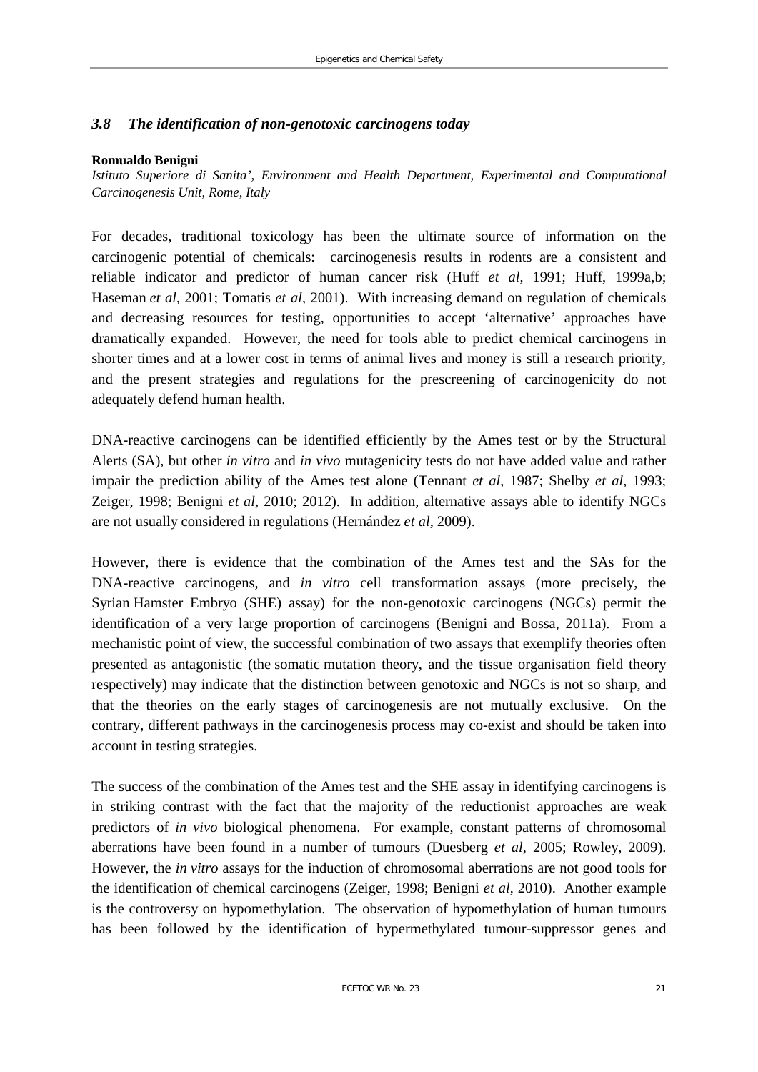### *3.8 The identification of non-genotoxic carcinogens today*

**Romualdo Benigni**

*Istituto Superiore di Sanita', Environment and Health Department, Experimental and Computational Carcinogenesis Unit, Rome, Italy*

For decades, traditional toxicology has been the ultimate source of information on the carcinogenic potential of chemicals: carcinogenesis results in rodents are a consistent and reliable indicator and predictor of human cancer risk (Huff *et al*, 1991; Huff, 1999a,b; Haseman *et al*, 2001; Tomatis *et al*, 2001). With increasing demand on regulation of chemicals and decreasing resources for testing, opportunities to accept 'alternative' approaches have dramatically expanded. However, the need for tools able to predict chemical carcinogens in shorter times and at a lower cost in terms of animal lives and money is still a research priority, and the present strategies and regulations for the prescreening of carcinogenicity do not adequately defend human health.

DNA-reactive carcinogens can be identified efficiently by the Ames test or by the Structural Alerts (SA), but other *in vitro* and *in vivo* mutagenicity tests do not have added value and rather impair the prediction ability of the Ames test alone (Tennant *et al*, 1987; Shelby *et al*, 1993; Zeiger, 1998; Benigni *et al*, 2010; 2012). In addition, alternative assays able to identify NGCs are not usually considered in regulations (Hernández *et al*, 2009).

However, there is evidence that the combination of the Ames test and the SAs for the DNA-reactive carcinogens, and *in vitro* cell transformation assays (more precisely, the Syrian Hamster Embryo (SHE) assay) for the non-genotoxic carcinogens (NGCs) permit the identification of a very large proportion of carcinogens (Benigni and Bossa, 2011a). From a mechanistic point of view, the successful combination of two assays that exemplify theories often presented as antagonistic (the somatic mutation theory, and the tissue organisation field theory respectively) may indicate that the distinction between genotoxic and NGCs is not so sharp, and that the theories on the early stages of carcinogenesis are not mutually exclusive. On the contrary, different pathways in the carcinogenesis process may co-exist and should be taken into account in testing strategies.

The success of the combination of the Ames test and the SHE assay in identifying carcinogens is in striking contrast with the fact that the majority of the reductionist approaches are weak predictors of *in vivo* biological phenomena. For example, constant patterns of chromosomal aberrations have been found in a number of tumours (Duesberg *et al*, 2005; Rowley, 2009). However, the *in vitro* assays for the induction of chromosomal aberrations are not good tools for the identification of chemical carcinogens (Zeiger, 1998; Benigni *et al*, 2010). Another example is the controversy on hypomethylation. The observation of hypomethylation of human tumours has been followed by the identification of hypermethylated tumour-suppressor genes and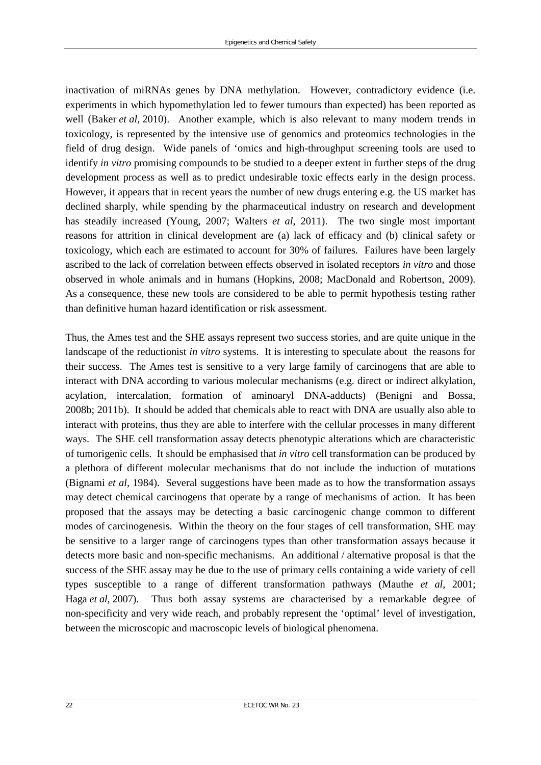inactivation of miRNAs genes by DNA methylation. However, contradictory evidence (i.e. experiments in which hypomethylation led to fewer tumours than expected) has been reported as well (Baker *et al*, 2010). Another example, which is also relevant to many modern trends in toxicology, is represented by the intensive use of genomics and proteomics technologies in the field of drug design. Wide panels of 'omics and high-throughput screening tools are used to identify *in vitro* promising compounds to be studied to a deeper extent in further steps of the drug development process as well as to predict undesirable toxic effects early in the design process. However, it appears that in recent years the number of new drugs entering e.g. the US market has declined sharply, while spending by the pharmaceutical industry on research and development has steadily increased (Young, 2007; Walters *et al*, 2011). The two single most important reasons for attrition in clinical development are (a) lack of efficacy and (b) clinical safety or toxicology, which each are estimated to account for 30% of failures. Failures have been largely ascribed to the lack of correlation between effects observed in isolated receptors *in vitro* and those observed in whole animals and in humans (Hopkins, 2008; MacDonald and Robertson, 2009). As a consequence, these new tools are considered to be able to permit hypothesis testing rather than definitive human hazard identification or risk assessment.

Thus, the Ames test and the SHE assays represent two success stories, and are quite unique in the landscape of the reductionist *in vitro* systems. It is interesting to speculate about the reasons for their success. The Ames test is sensitive to a very large family of carcinogens that are able to interact with DNA according to various molecular mechanisms (e.g. direct or indirect alkylation, acylation, intercalation, formation of aminoaryl DNA-adducts) (Benigni and Bossa, 2008b; 2011b). It should be added that chemicals able to react with DNA are usually also able to interact with proteins, thus they are able to interfere with the cellular processes in many different ways. The SHE cell transformation assay detects phenotypic alterations which are characteristic of tumorigenic cells. It should be emphasised that *in vitro* cell transformation can be produced by a plethora of different molecular mechanisms that do not include the induction of mutations (Bignami *et al*, 1984). Several suggestions have been made as to how the transformation assays may detect chemical carcinogens that operate by a range of mechanisms of action. It has been proposed that the assays may be detecting a basic carcinogenic change common to different modes of carcinogenesis. Within the theory on the four stages of cell transformation, SHE may be sensitive to a larger range of carcinogens types than other transformation assays because it detects more basic and non-specific mechanisms. An additional / alternative proposal is that the success of the SHE assay may be due to the use of primary cells containing a wide variety of cell types susceptible to a range of different transformation pathways (Mauthe *et al*, 2001; Haga *et al*, 2007). Thus both assay systems are characterised by a remarkable degree of non-specificity and very wide reach, and probably represent the 'optimal' level of investigation, between the microscopic and macroscopic levels of biological phenomena.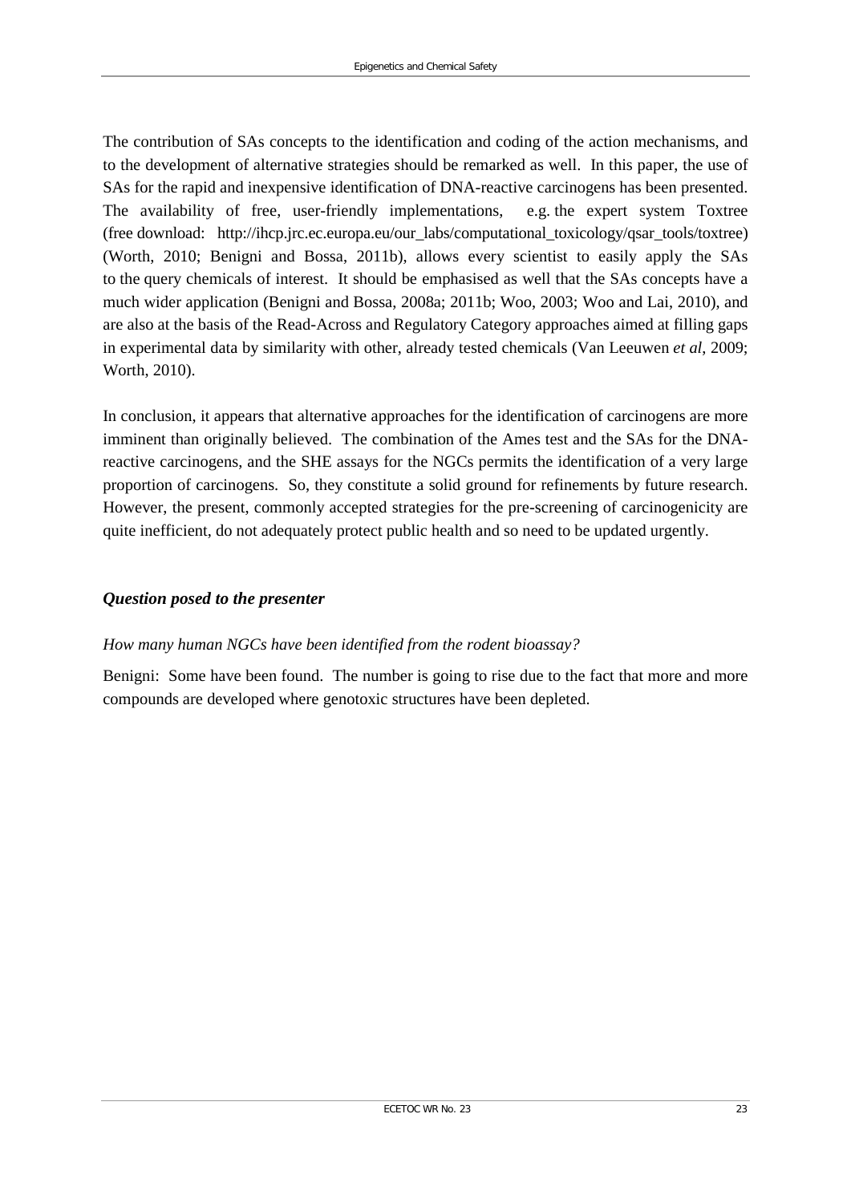The contribution of SAs concepts to the identification and coding of the action mechanisms, and to the development of alternative strategies should be remarked as well. In this paper, the use of SAs for the rapid and inexpensive identification of DNA-reactive carcinogens has been presented. The availability of free, user-friendly implementations, e.g. the expert system Toxtree (free download: http://ihcp.jrc.ec.europa.eu/our_labs/computational_toxicology/qsar_tools/toxtree) (Worth, 2010; Benigni and Bossa, 2011b), allows every scientist to easily apply the SAs to the query chemicals of interest. It should be emphasised as well that the SAs concepts have a much wider application (Benigni and Bossa, 2008a; 2011b; Woo, 2003; Woo and Lai, 2010), and are also at the basis of the Read-Across and Regulatory Category approaches aimed at filling gaps in experimental data by similarity with other, already tested chemicals (Van Leeuwen *et al*, 2009; Worth, 2010).

In conclusion, it appears that alternative approaches for the identification of carcinogens are more imminent than originally believed. The combination of the Ames test and the SAs for the DNA-reactive carcinogens, and the SHE assays for the NGCs permits the identification of a very large proportion of carcinogens. So, they constitute a solid ground for refinements by future research. However, the present, commonly accepted strategies for the pre-screening of carcinogenicity are quite inefficient, do not adequately protect public health and so need to be updated urgently.

### *Question posed to the presenter*

*How many human NGCs have been identified from the rodent bioassay?*

Benigni: Some have been found. The number is going to rise due to the fact that more and more compounds are developed where genotoxic structures have been depleted.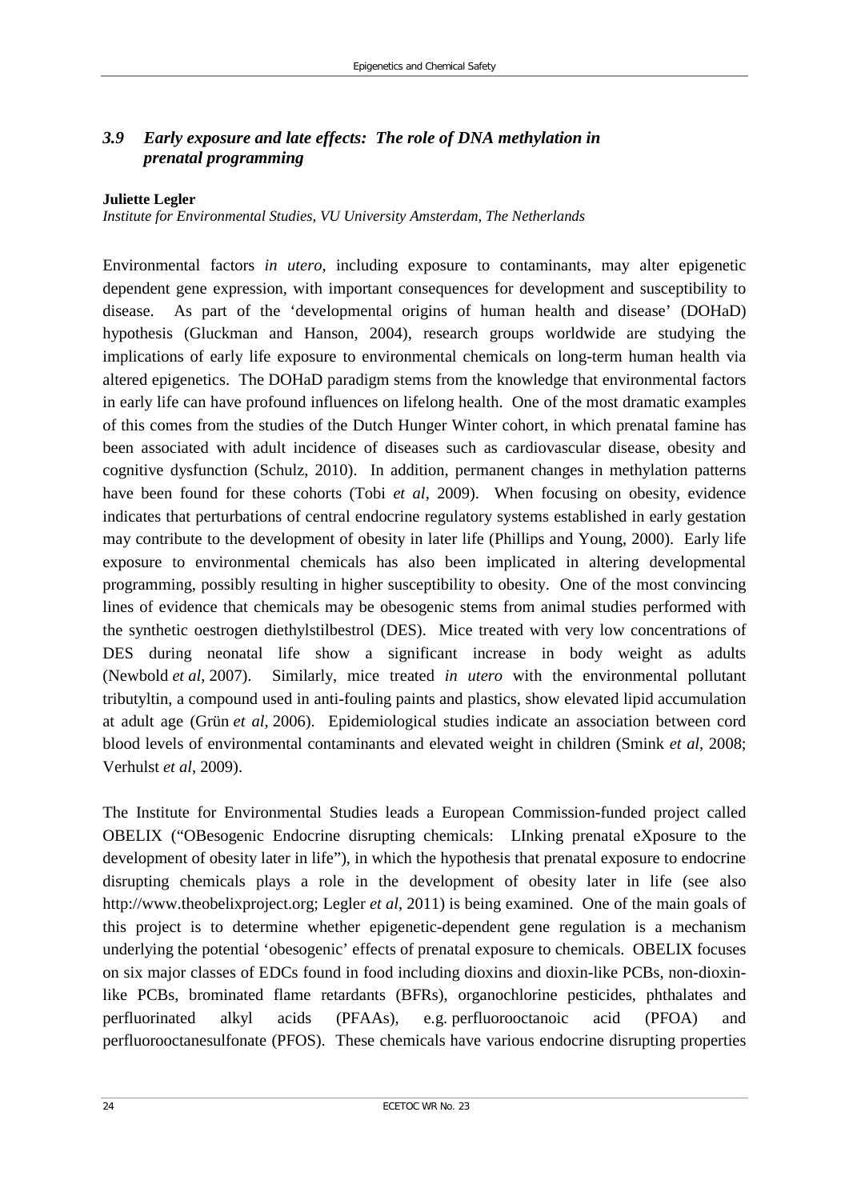### *3.9 Early exposure and late effects: The role of DNA methylation in prenatal programming*

**Juliette Legler**

*Institute for Environmental Studies, VU University Amsterdam, The Netherlands*

Environmental factors *in utero*, including exposure to contaminants, may alter epigenetic dependent gene expression, with important consequences for development and susceptibility to disease. As part of the 'developmental origins of human health and disease' (DOHaD) hypothesis (Gluckman and Hanson, 2004), research groups worldwide are studying the implications of early life exposure to environmental chemicals on long-term human health via altered epigenetics. The DOHaD paradigm stems from the knowledge that environmental factors in early life can have profound influences on lifelong health. One of the most dramatic examples of this comes from the studies of the Dutch Hunger Winter cohort, in which prenatal famine has been associated with adult incidence of diseases such as cardiovascular disease, obesity and cognitive dysfunction (Schulz, 2010). In addition, permanent changes in methylation patterns have been found for these cohorts (Tobi *et al*, 2009). When focusing on obesity, evidence indicates that perturbations of central endocrine regulatory systems established in early gestation may contribute to the development of obesity in later life (Phillips and Young, 2000). Early life exposure to environmental chemicals has also been implicated in altering developmental programming, possibly resulting in higher susceptibility to obesity. One of the most convincing lines of evidence that chemicals may be obesogenic stems from animal studies performed with the synthetic oestrogen diethylstilbestrol (DES). Mice treated with very low concentrations of DES during neonatal life show a significant increase in body weight as adults (Newbold *et al*, 2007). Similarly, mice treated *in utero* with the environmental pollutant tributyltin, a compound used in anti-fouling paints and plastics, show elevated lipid accumulation at adult age (Grün *et al*, 2006). Epidemiological studies indicate an association between cord blood levels of environmental contaminants and elevated weight in children (Smink *et al*, 2008; Verhulst *et al*, 2009).

The Institute for Environmental Studies leads a European Commission-funded project called OBELIX ("OBesogenic Endocrine disrupting chemicals: LInking prenatal eXposure to the development of obesity later in life"), in which the hypothesis that prenatal exposure to endocrine disrupting chemicals plays a role in the development of obesity later in life (see also http://www.theobelixproject.org; Legler *et al*, 2011) is being examined. One of the main goals of this project is to determine whether epigenetic-dependent gene regulation is a mechanism underlying the potential 'obesogenic' effects of prenatal exposure to chemicals. OBELIX focuses on six major classes of EDCs found in food including dioxins and dioxin-like PCBs, non-dioxin-like PCBs, brominated flame retardants (BFRs), organochlorine pesticides, phthalates and perfluorinated alkyl acids (PFAAs), e.g. perfluorooctanoic acid (PFOA) and perfluorooctanesulfonate (PFOS). These chemicals have various endocrine disrupting properties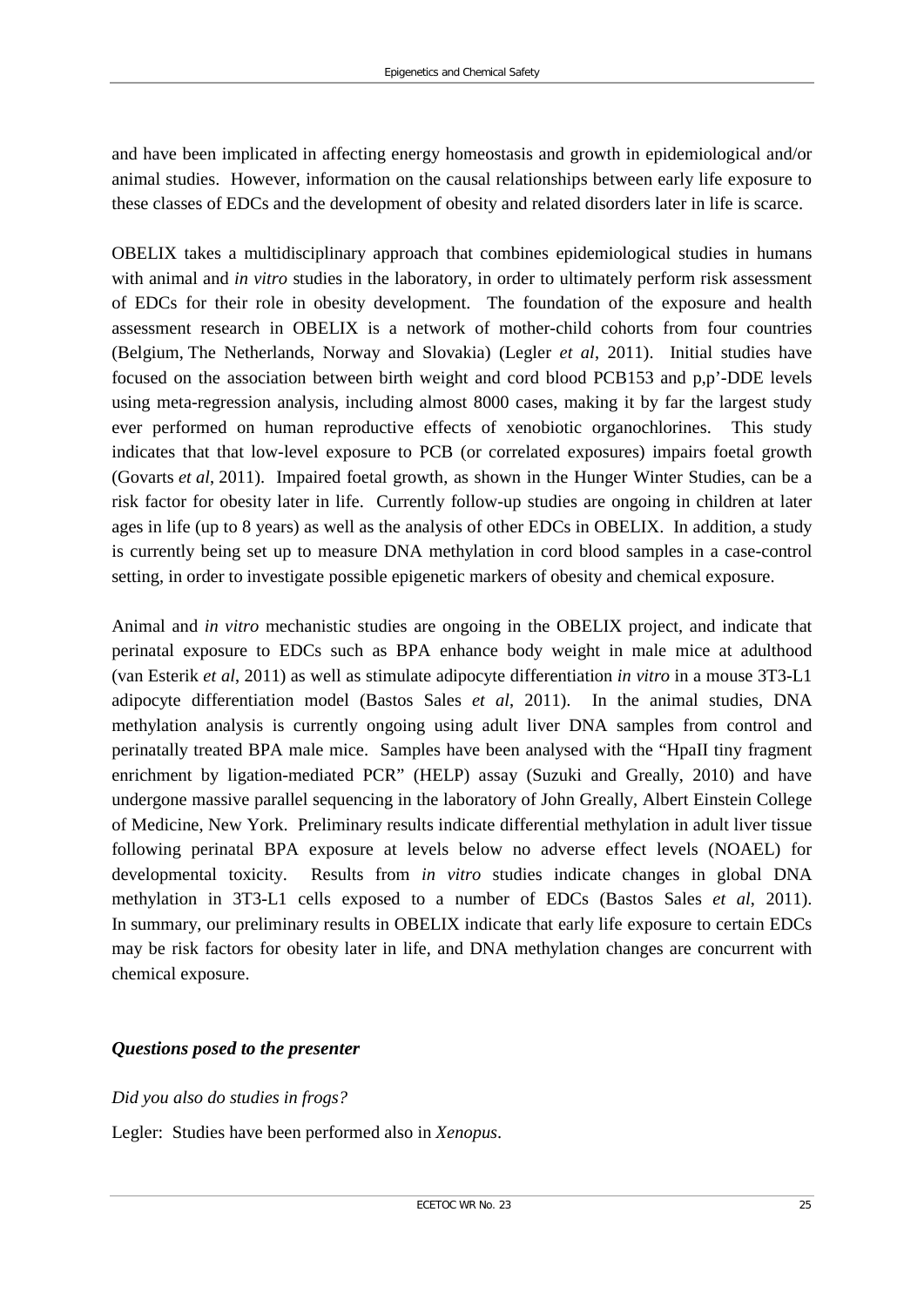and have been implicated in affecting energy homeostasis and growth in epidemiological and/or animal studies. However, information on the causal relationships between early life exposure to these classes of EDCs and the development of obesity and related disorders later in life is scarce.

OBELIX takes a multidisciplinary approach that combines epidemiological studies in humans with animal and *in vitro* studies in the laboratory, in order to ultimately perform risk assessment of EDCs for their role in obesity development. The foundation of the exposure and health assessment research in OBELIX is a network of mother-child cohorts from four countries (Belgium, The Netherlands, Norway and Slovakia) (Legler *et al*, 2011). Initial studies have focused on the association between birth weight and cord blood PCB153 and p,p'-DDE levels using meta-regression analysis, including almost 8000 cases, making it by far the largest study ever performed on human reproductive effects of xenobiotic organochlorines. This study indicates that that low-level exposure to PCB (or correlated exposures) impairs foetal growth (Govarts *et al*, 2011). Impaired foetal growth, as shown in the Hunger Winter Studies, can be a risk factor for obesity later in life. Currently follow-up studies are ongoing in children at later ages in life (up to 8 years) as well as the analysis of other EDCs in OBELIX. In addition, a study is currently being set up to measure DNA methylation in cord blood samples in a case-control setting, in order to investigate possible epigenetic markers of obesity and chemical exposure.

Animal and *in vitro* mechanistic studies are ongoing in the OBELIX project, and indicate that perinatal exposure to EDCs such as BPA enhance body weight in male mice at adulthood (van Esterik *et al*, 2011) as well as stimulate adipocyte differentiation *in vitro* in a mouse 3T3-L1 adipocyte differentiation model (Bastos Sales *et al*, 2011). In the animal studies, DNA methylation analysis is currently ongoing using adult liver DNA samples from control and perinatally treated BPA male mice. Samples have been analysed with the "HpaII tiny fragment enrichment by ligation-mediated PCR" (HELP) assay (Suzuki and Greally, 2010) and have undergone massive parallel sequencing in the laboratory of John Greally, Albert Einstein College of Medicine, New York. Preliminary results indicate differential methylation in adult liver tissue following perinatal BPA exposure at levels below no adverse effect levels (NOAEL) for developmental toxicity. Results from *in vitro* studies indicate changes in global DNA methylation in 3T3-L1 cells exposed to a number of EDCs (Bastos Sales *et al*, 2011). In summary, our preliminary results in OBELIX indicate that early life exposure to certain EDCs may be risk factors for obesity later in life, and DNA methylation changes are concurrent with chemical exposure.

### *Questions posed to the presenter*

*Did you also do studies in frogs?*

Legler: Studies have been performed also in *Xenopus*.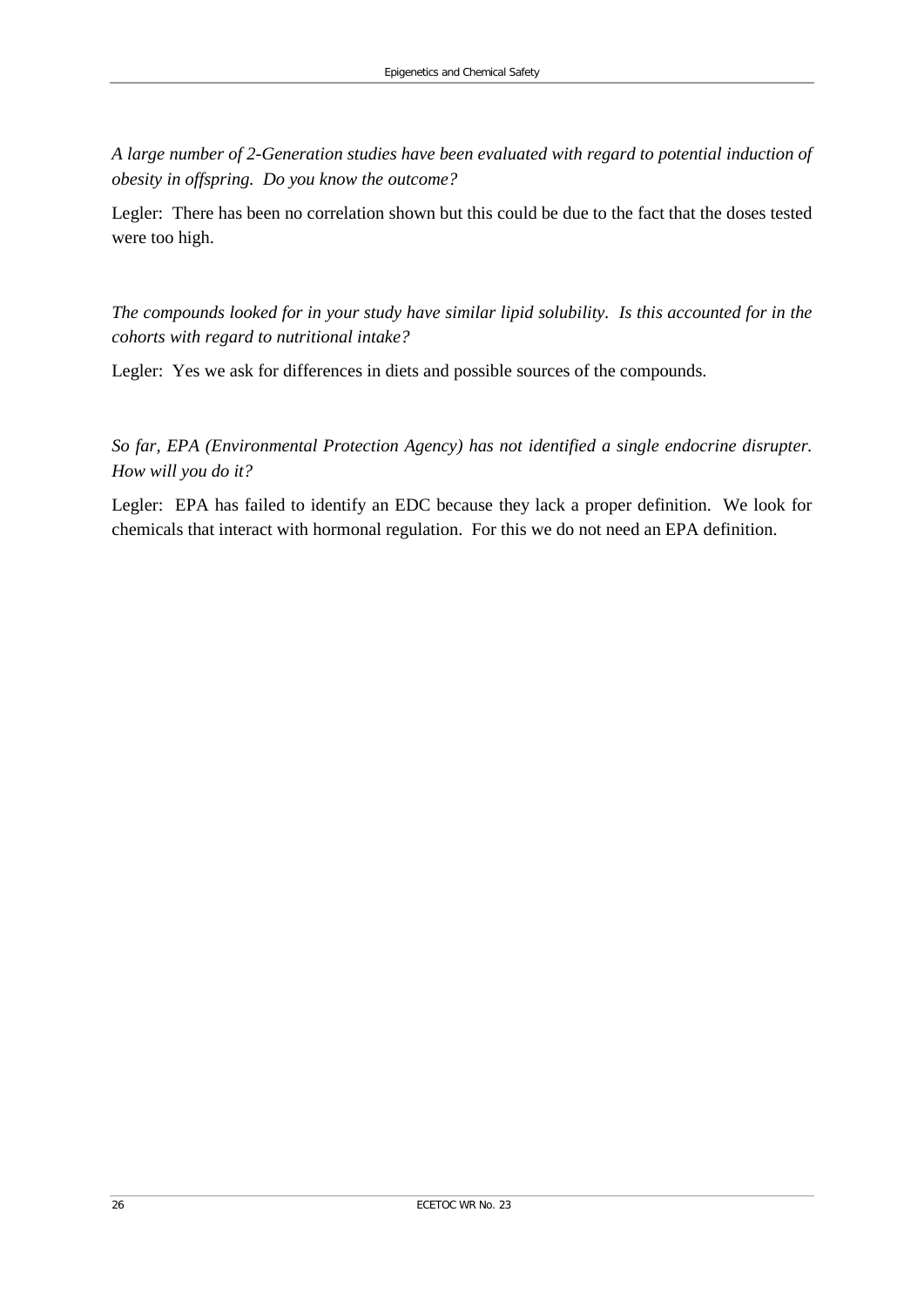*A large number of 2-Generation studies have been evaluated with regard to potential induction of obesity in offspring. Do you know the outcome?*

Legler: There has been no correlation shown but this could be due to the fact that the doses tested were too high.

*The compounds looked for in your study have similar lipid solubility. Is this accounted for in the cohorts with regard to nutritional intake?*

Legler: Yes we ask for differences in diets and possible sources of the compounds.

*So far, EPA (Environmental Protection Agency) has not identified a single endocrine disrupter. How will you do it?*

Legler: EPA has failed to identify an EDC because they lack a proper definition. We look for chemicals that interact with hormonal regulation. For this we do not need an EPA definition.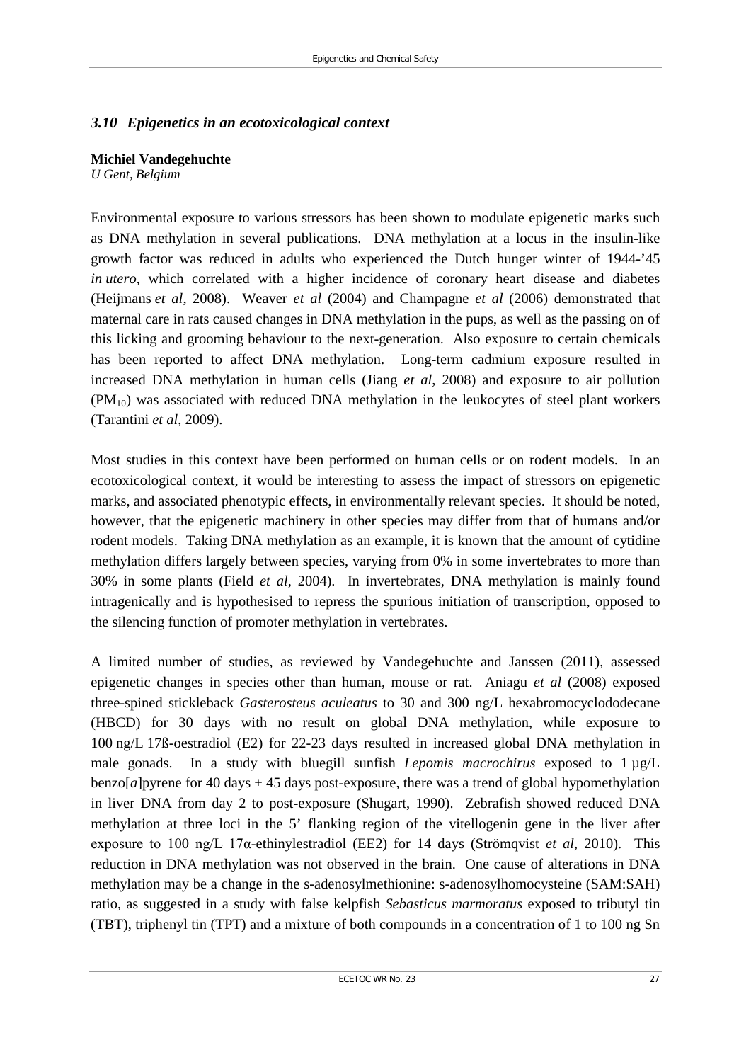### *3.10 Epigenetics in an ecotoxicological context*

**Michiel Vandegehuchte**
*U Gent, Belgium*

Environmental exposure to various stressors has been shown to modulate epigenetic marks such as DNA methylation in several publications. DNA methylation at a locus in the insulin-like growth factor was reduced in adults who experienced the Dutch hunger winter of 1944-'45 *in utero*, which correlated with a higher incidence of coronary heart disease and diabetes (Heijmans *et al*, 2008). Weaver *et al* (2004) and Champagne *et al* (2006) demonstrated that maternal care in rats caused changes in DNA methylation in the pups, as well as the passing on of this licking and grooming behaviour to the next-generation. Also exposure to certain chemicals has been reported to affect DNA methylation. Long-term cadmium exposure resulted in increased DNA methylation in human cells (Jiang *et al*, 2008) and exposure to air pollution ($PM_{10}$) was associated with reduced DNA methylation in the leukocytes of steel plant workers (Tarantini *et al*, 2009).

Most studies in this context have been performed on human cells or on rodent models. In an ecotoxicological context, it would be interesting to assess the impact of stressors on epigenetic marks, and associated phenotypic effects, in environmentally relevant species. It should be noted, however, that the epigenetic machinery in other species may differ from that of humans and/or rodent models. Taking DNA methylation as an example, it is known that the amount of cytidine methylation differs largely between species, varying from 0% in some invertebrates to more than 30% in some plants (Field *et al*, 2004). In invertebrates, DNA methylation is mainly found intragenically and is hypothesised to repress the spurious initiation of transcription, opposed to the silencing function of promoter methylation in vertebrates.

A limited number of studies, as reviewed by Vandegehuchte and Janssen (2011), assessed epigenetic changes in species other than human, mouse or rat. Aniagu *et al* (2008) exposed three-spined stickleback *Gasterosteus aculeatus* to 30 and 300 ng/L hexabromocyclododecane (HBCD) for 30 days with no result on global DNA methylation, while exposure to 100 ng/L 17ß-oestradiol (E2) for 22-23 days resulted in increased global DNA methylation in male gonads. In a study with bluegill sunfish *Lepomis macrochirus* exposed to 1 µg/L benzo[*a*]pyrene for 40 days + 45 days post-exposure, there was a trend of global hypomethylation in liver DNA from day 2 to post-exposure (Shugart, 1990). Zebrafish showed reduced DNA methylation at three loci in the 5' flanking region of the vitellogenin gene in the liver after exposure to 100 ng/L 17α-ethinylestradiol (EE2) for 14 days (Strömqvist *et al*, 2010). This reduction in DNA methylation was not observed in the brain. One cause of alterations in DNA methylation may be a change in the s-adenosylmethionine: s-adenosylhomocysteine (SAM:SAH) ratio, as suggested in a study with false kelpfish *Sebasticus marmoratus* exposed to tributyl tin (TBT), triphenyl tin (TPT) and a mixture of both compounds in a concentration of 1 to 100 ng Sn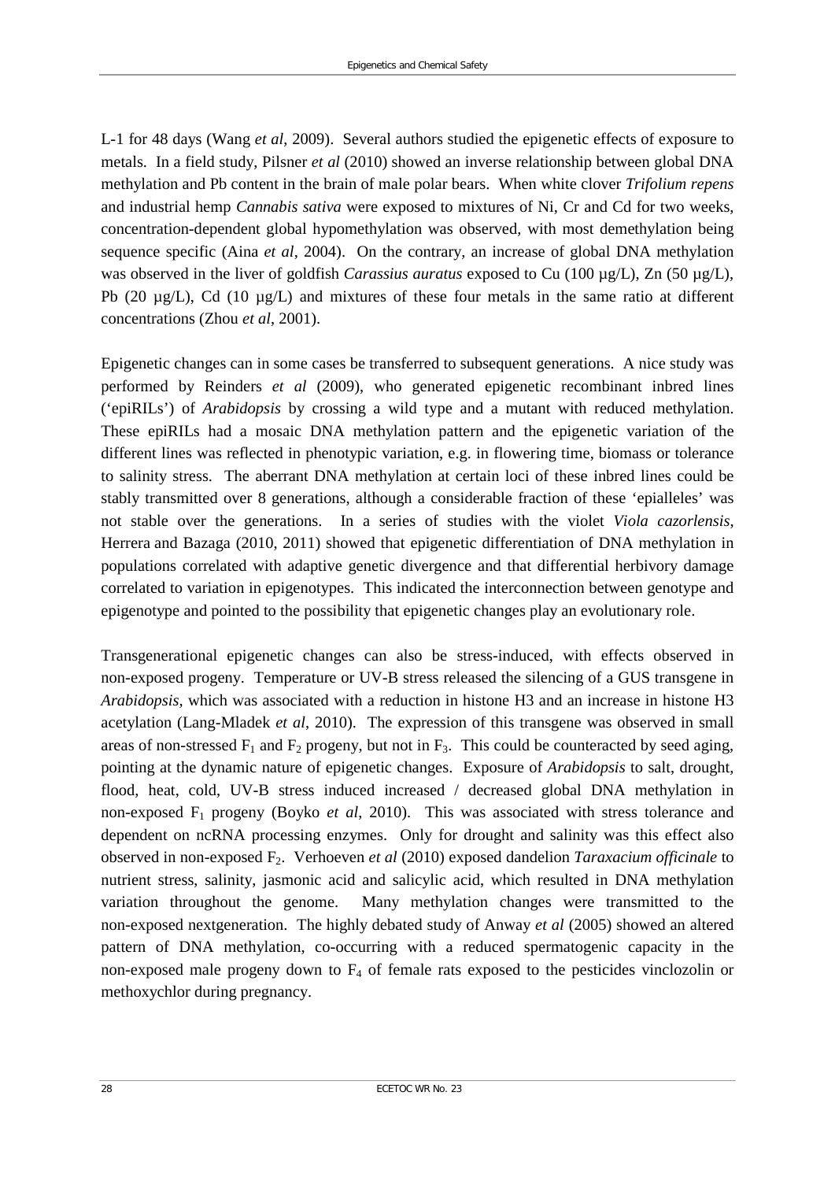L-1 for 48 days (Wang *et al*, 2009). Several authors studied the epigenetic effects of exposure to metals. In a field study, Pilsner *et al* (2010) showed an inverse relationship between global DNA methylation and Pb content in the brain of male polar bears. When white clover *Trifolium repens* and industrial hemp *Cannabis sativa* were exposed to mixtures of Ni, Cr and Cd for two weeks, concentration-dependent global hypomethylation was observed, with most demethylation being sequence specific (Aina *et al*, 2004). On the contrary, an increase of global DNA methylation was observed in the liver of goldfish *Carassius auratus* exposed to Cu (100 µg/L), Zn (50 µg/L), Pb (20 µg/L), Cd (10 µg/L) and mixtures of these four metals in the same ratio at different concentrations (Zhou *et al*, 2001).

Epigenetic changes can in some cases be transferred to subsequent generations. A nice study was performed by Reinders *et al* (2009), who generated epigenetic recombinant inbred lines ('epiRILs') of *Arabidopsis* by crossing a wild type and a mutant with reduced methylation. These epiRILs had a mosaic DNA methylation pattern and the epigenetic variation of the different lines was reflected in phenotypic variation, e.g. in flowering time, biomass or tolerance to salinity stress. The aberrant DNA methylation at certain loci of these inbred lines could be stably transmitted over 8 generations, although a considerable fraction of these 'epialleles' was not stable over the generations. In a series of studies with the violet *Viola cazorlensis*, Herrera and Bazaga (2010, 2011) showed that epigenetic differentiation of DNA methylation in populations correlated with adaptive genetic divergence and that differential herbivory damage correlated to variation in epigenotypes. This indicated the interconnection between genotype and epigenotype and pointed to the possibility that epigenetic changes play an evolutionary role.

Transgenerational epigenetic changes can also be stress-induced, with effects observed in non-exposed progeny. Temperature or UV-B stress released the silencing of a GUS transgene in *Arabidopsis*, which was associated with a reduction in histone H3 and an increase in histone H3 acetylation (Lang-Mladek *et al*, 2010). The expression of this transgene was observed in small areas of non-stressed $F_1$ and $F_2$ progeny, but not in $F_3$. This could be counteracted by seed aging, pointing at the dynamic nature of epigenetic changes. Exposure of *Arabidopsis* to salt, drought, flood, heat, cold, UV-B stress induced increased / decreased global DNA methylation in non-exposed $F_1$ progeny (Boyko *et al*, 2010). This was associated with stress tolerance and dependent on ncRNA processing enzymes. Only for drought and salinity was this effect also observed in non-exposed $F_2$. Verhoeven *et al* (2010) exposed dandelion *Taraxacium officinale* to nutrient stress, salinity, jasmonic acid and salicylic acid, which resulted in DNA methylation variation throughout the genome. Many methylation changes were transmitted to the non-exposed nextgeneration. The highly debated study of Anway *et al* (2005) showed an altered pattern of DNA methylation, co-occurring with a reduced spermatogenic capacity in the non-exposed male progeny down to $F_4$ of female rats exposed to the pesticides vinclozolin or methoxychlor during pregnancy.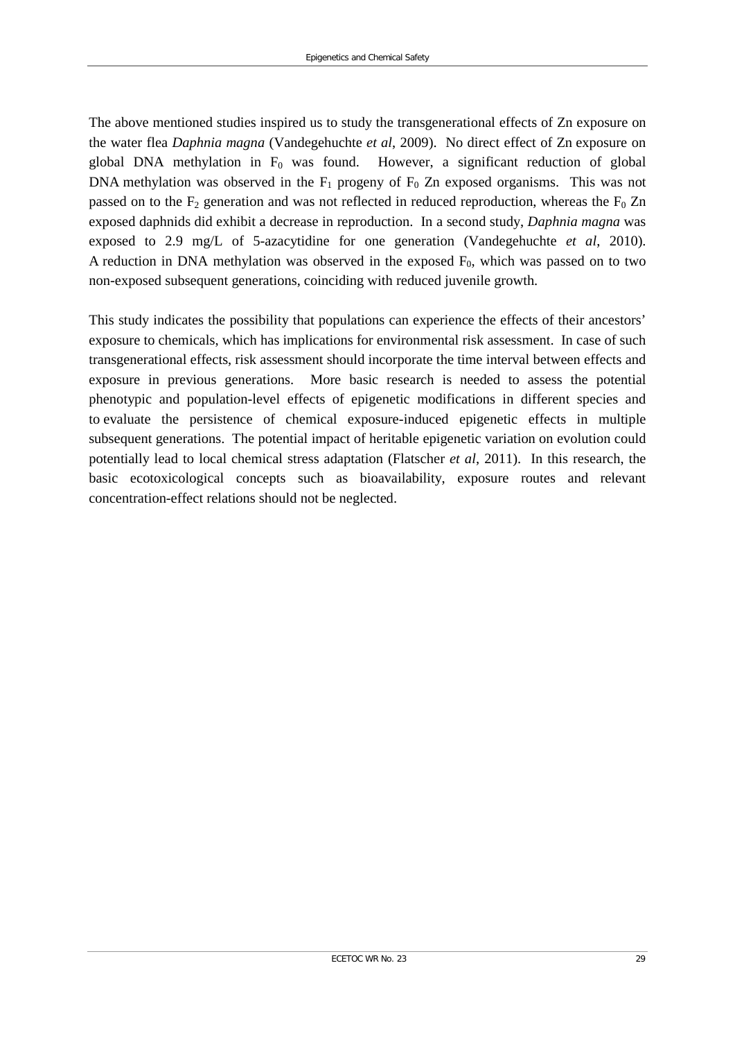The above mentioned studies inspired us to study the transgenerational effects of Zn exposure on the water flea *Daphnia magna* (Vandegehuchte *et al*, 2009). No direct effect of Zn exposure on global DNA methylation in $F_0$ was found. However, a significant reduction of global DNA methylation was observed in the $F_1$ progeny of $F_0$ Zn exposed organisms. This was not passed on to the $F_2$ generation and was not reflected in reduced reproduction, whereas the $F_0$ Zn exposed daphnids did exhibit a decrease in reproduction. In a second study, *Daphnia magna* was exposed to 2.9 mg/L of 5-azacytidine for one generation (Vandegehuchte *et al*, 2010). A reduction in DNA methylation was observed in the exposed $F_0$, which was passed on to two non-exposed subsequent generations, coinciding with reduced juvenile growth.

This study indicates the possibility that populations can experience the effects of their ancestors' exposure to chemicals, which has implications for environmental risk assessment. In case of such transgenerational effects, risk assessment should incorporate the time interval between effects and exposure in previous generations. More basic research is needed to assess the potential phenotypic and population-level effects of epigenetic modifications in different species and to evaluate the persistence of chemical exposure-induced epigenetic effects in multiple subsequent generations. The potential impact of heritable epigenetic variation on evolution could potentially lead to local chemical stress adaptation (Flatscher *et al*, 2011). In this research, the basic ecotoxicological concepts such as bioavailability, exposure routes and relevant concentration-effect relations should not be neglected.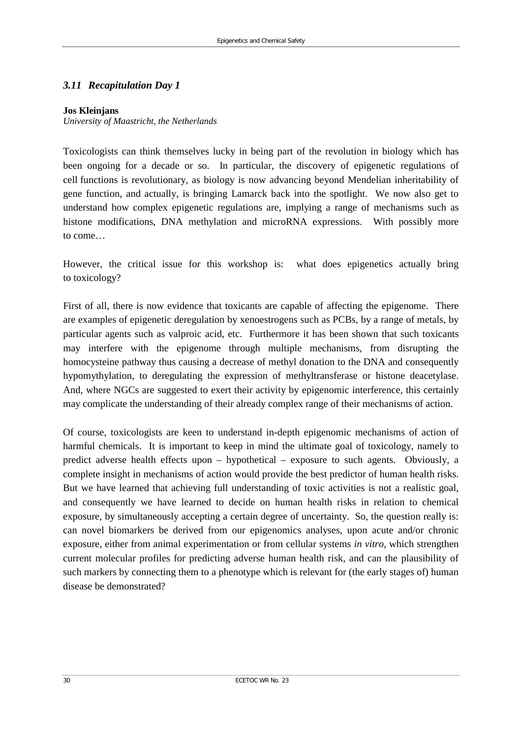### *3.11 Recapitulation Day 1*

**Jos Kleinjans**
*University of Maastricht, the Netherlands*

Toxicologists can think themselves lucky in being part of the revolution in biology which has been ongoing for a decade or so. In particular, the discovery of epigenetic regulations of cell functions is revolutionary, as biology is now advancing beyond Mendelian inheritability of gene function, and actually, is bringing Lamarck back into the spotlight. We now also get to understand how complex epigenetic regulations are, implying a range of mechanisms such as histone modifications, DNA methylation and microRNA expressions. With possibly more to come…

However, the critical issue for this workshop is: what does epigenetics actually bring to toxicology?

First of all, there is now evidence that toxicants are capable of affecting the epigenome. There are examples of epigenetic deregulation by xenoestrogens such as PCBs, by a range of metals, by particular agents such as valproic acid, etc. Furthermore it has been shown that such toxicants may interfere with the epigenome through multiple mechanisms, from disrupting the homocysteine pathway thus causing a decrease of methyl donation to the DNA and consequently hypomythylation, to deregulating the expression of methyltransferase or histone deacetylase. And, where NGCs are suggested to exert their activity by epigenomic interference, this certainly may complicate the understanding of their already complex range of their mechanisms of action.

Of course, toxicologists are keen to understand in-depth epigenomic mechanisms of action of harmful chemicals. It is important to keep in mind the ultimate goal of toxicology, namely to predict adverse health effects upon – hypothetical – exposure to such agents. Obviously, a complete insight in mechanisms of action would provide the best predictor of human health risks. But we have learned that achieving full understanding of toxic activities is not a realistic goal, and consequently we have learned to decide on human health risks in relation to chemical exposure, by simultaneously accepting a certain degree of uncertainty. So, the question really is: can novel biomarkers be derived from our epigenomics analyses, upon acute and/or chronic exposure, either from animal experimentation or from cellular systems *in vitro*, which strengthen current molecular profiles for predicting adverse human health risk, and can the plausibility of such markers by connecting them to a phenotype which is relevant for (the early stages of) human disease be demonstrated?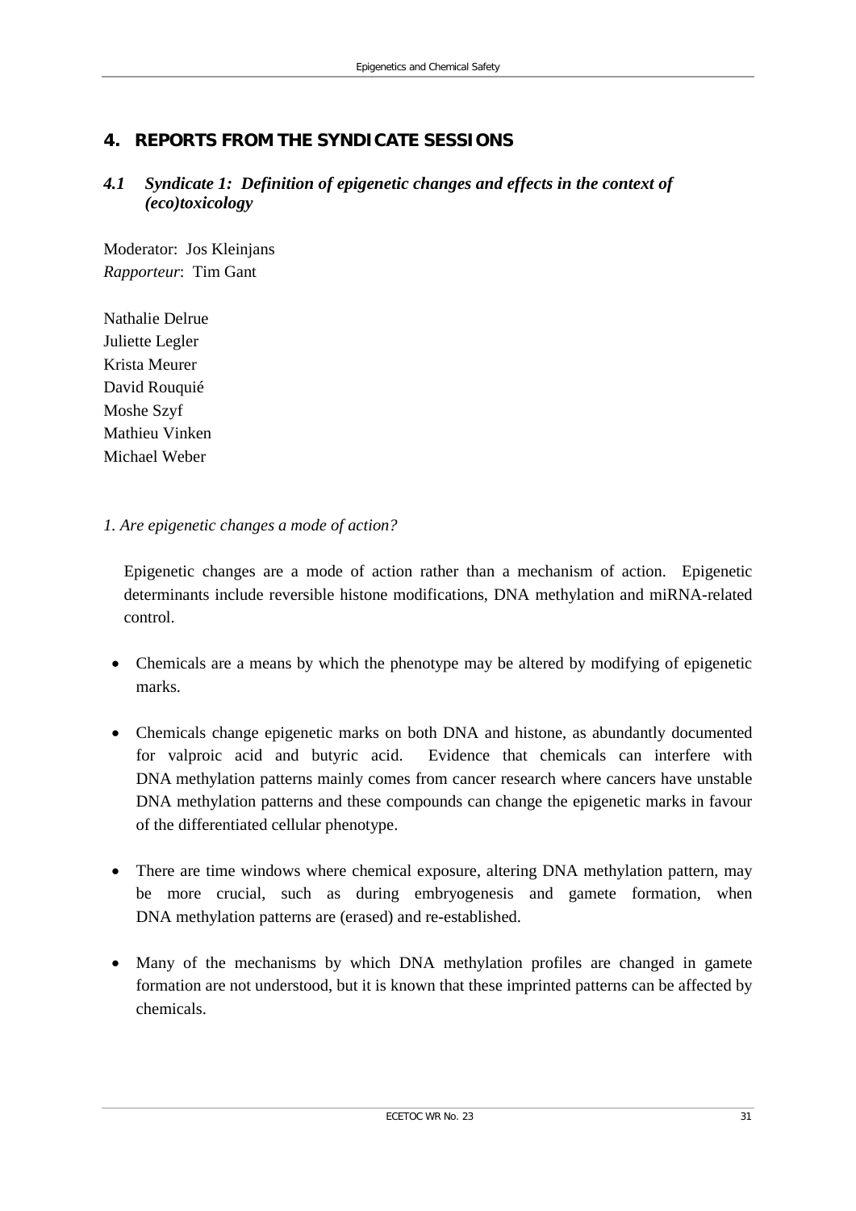# 4. REPORTS FROM THE SYNDICATE SESSIONS

## *4.1 Syndicate 1: Definition of epigenetic changes and effects in the context of (eco)toxicology*

Moderator: Jos Kleinjans
*Rapporteur*: Tim Gant

Nathalie Delrue
Juliette Legler
Krista Meurer
David Rouquié
Moshe Szyf
Mathieu Vinken
Michael Weber

*1. Are epigenetic changes a mode of action?*

Epigenetic changes are a mode of action rather than a mechanism of action. Epigenetic determinants include reversible histone modifications, DNA methylation and miRNA-related control.

- Chemicals are a means by which the phenotype may be altered by modifying of epigenetic marks.
- Chemicals change epigenetic marks on both DNA and histone, as abundantly documented for valproic acid and butyric acid. Evidence that chemicals can interfere with DNA methylation patterns mainly comes from cancer research where cancers have unstable DNA methylation patterns and these compounds can change the epigenetic marks in favour of the differentiated cellular phenotype.
- There are time windows where chemical exposure, altering DNA methylation pattern, may be more crucial, such as during embryogenesis and gamete formation, when DNA methylation patterns are (erased) and re-established.
- Many of the mechanisms by which DNA methylation profiles are changed in gamete formation are not understood, but it is known that these imprinted patterns can be affected by chemicals.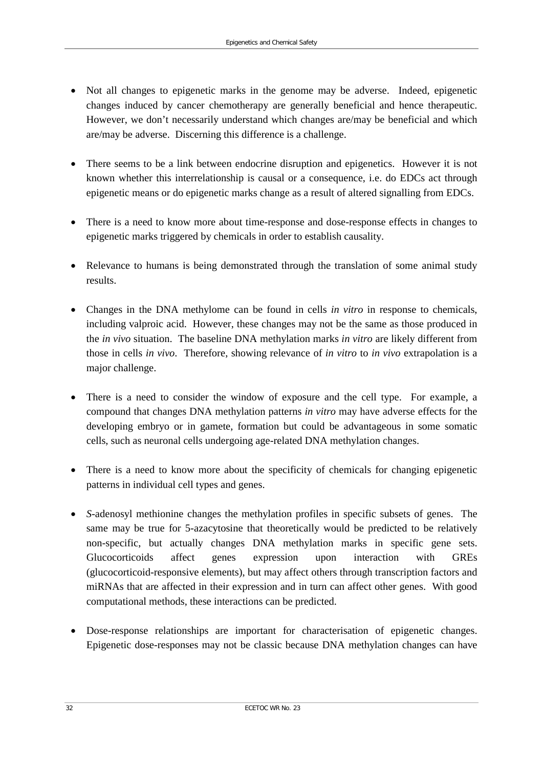- Not all changes to epigenetic marks in the genome may be adverse. Indeed, epigenetic changes induced by cancer chemotherapy are generally beneficial and hence therapeutic. However, we don't necessarily understand which changes are/may be beneficial and which are/may be adverse. Discerning this difference is a challenge.

- There seems to be a link between endocrine disruption and epigenetics. However it is not known whether this interrelationship is causal or a consequence, i.e. do EDCs act through epigenetic means or do epigenetic marks change as a result of altered signalling from EDCs.

- There is a need to know more about time-response and dose-response effects in changes to epigenetic marks triggered by chemicals in order to establish causality.

- Relevance to humans is being demonstrated through the translation of some animal study results.

- Changes in the DNA methylome can be found in cells *in vitro* in response to chemicals, including valproic acid. However, these changes may not be the same as those produced in the *in vivo* situation. The baseline DNA methylation marks *in vitro* are likely different from those in cells *in vivo*. Therefore, showing relevance of *in vitro* to *in vivo* extrapolation is a major challenge.

- There is a need to consider the window of exposure and the cell type. For example, a compound that changes DNA methylation patterns *in vitro* may have adverse effects for the developing embryo or in gamete, formation but could be advantageous in some somatic cells, such as neuronal cells undergoing age-related DNA methylation changes.

- There is a need to know more about the specificity of chemicals for changing epigenetic patterns in individual cell types and genes.

- *S*-adenosyl methionine changes the methylation profiles in specific subsets of genes. The same may be true for 5-azacytosine that theoretically would be predicted to be relatively non-specific, but actually changes DNA methylation marks in specific gene sets. Glucocorticoids affect genes expression upon interaction with GREs (glucocorticoid-responsive elements), but may affect others through transcription factors and miRNAs that are affected in their expression and in turn can affect other genes. With good computational methods, these interactions can be predicted.

- Dose-response relationships are important for characterisation of epigenetic changes. Epigenetic dose-responses may not be classic because DNA methylation changes can have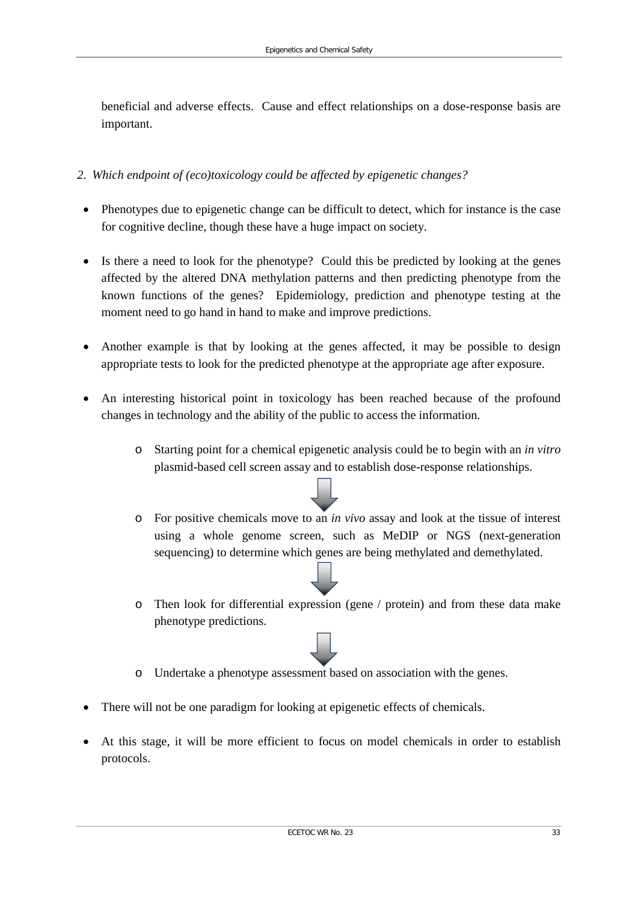beneficial and adverse effects. Cause and effect relationships on a dose-response basis are important.

*2. Which endpoint of (eco)toxicology could be affected by epigenetic changes?*

- Phenotypes due to epigenetic change can be difficult to detect, which for instance is the case for cognitive decline, though these have a huge impact on society.

- Is there a need to look for the phenotype? Could this be predicted by looking at the genes affected by the altered DNA methylation patterns and then predicting phenotype from the known functions of the genes? Epidemiology, prediction and phenotype testing at the moment need to go hand in hand to make and improve predictions.

- Another example is that by looking at the genes affected, it may be possible to design appropriate tests to look for the predicted phenotype at the appropriate age after exposure.

- An interesting historical point in toxicology has been reached because of the profound changes in technology and the ability of the public to access the information.

  - Starting point for a chemical epigenetic analysis could be to begin with an *in vitro* plasmid-based cell screen assay and to establish dose-response relationships.

  ↓

  - For positive chemicals move to an *in vivo* assay and look at the tissue of interest using a whole genome screen, such as MeDIP or NGS (next-generation sequencing) to determine which genes are being methylated and demethylated.

  ↓

  - Then look for differential expression (gene / protein) and from these data make phenotype predictions.

  ↓

  - Undertake a phenotype assessment based on association with the genes.

- There will not be one paradigm for looking at epigenetic effects of chemicals.

- At this stage, it will be more efficient to focus on model chemicals in order to establish protocols.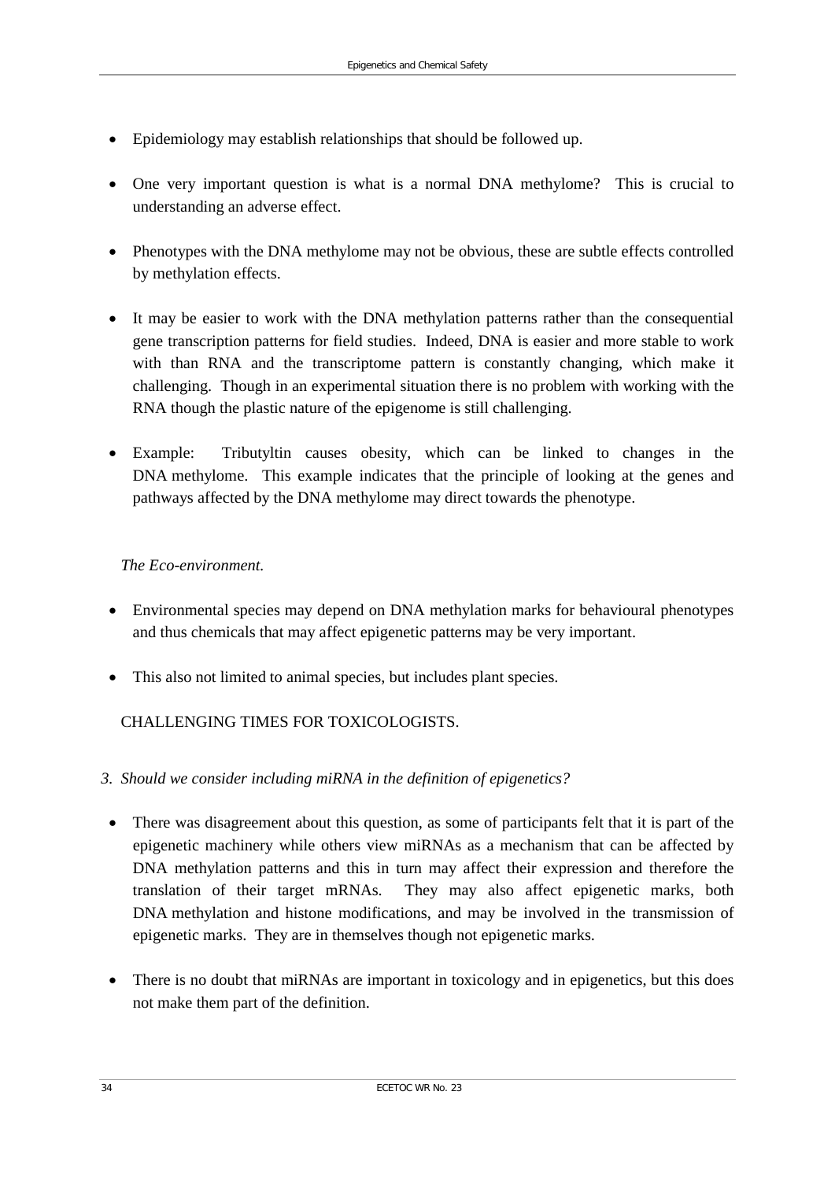- Epidemiology may establish relationships that should be followed up.

- One very important question is what is a normal DNA methylome? This is crucial to understanding an adverse effect.

- Phenotypes with the DNA methylome may not be obvious, these are subtle effects controlled by methylation effects.

- It may be easier to work with the DNA methylation patterns rather than the consequential gene transcription patterns for field studies. Indeed, DNA is easier and more stable to work with than RNA and the transcriptome pattern is constantly changing, which make it challenging. Though in an experimental situation there is no problem with working with the RNA though the plastic nature of the epigenome is still challenging.

- Example: Tributyltin causes obesity, which can be linked to changes in the DNA methylome. This example indicates that the principle of looking at the genes and pathways affected by the DNA methylome may direct towards the phenotype.

*The Eco-environment.*

- Environmental species may depend on DNA methylation marks for behavioural phenotypes and thus chemicals that may affect epigenetic patterns may be very important.

- This also not limited to animal species, but includes plant species.

CHALLENGING TIMES FOR TOXICOLOGISTS.

*3. Should we consider including miRNA in the definition of epigenetics?*

- There was disagreement about this question, as some of participants felt that it is part of the epigenetic machinery while others view miRNAs as a mechanism that can be affected by DNA methylation patterns and this in turn may affect their expression and therefore the translation of their target mRNAs. They may also affect epigenetic marks, both DNA methylation and histone modifications, and may be involved in the transmission of epigenetic marks. They are in themselves though not epigenetic marks.

- There is no doubt that miRNAs are important in toxicology and in epigenetics, but this does not make them part of the definition.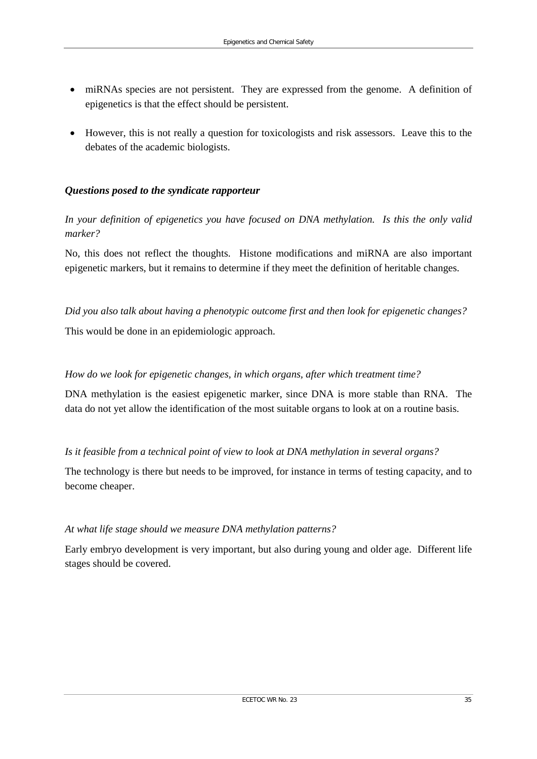- miRNAs species are not persistent. They are expressed from the genome. A definition of epigenetics is that the effect should be persistent.
- However, this is not really a question for toxicologists and risk assessors. Leave this to the debates of the academic biologists.

### *Questions posed to the syndicate rapporteur*

*In your definition of epigenetics you have focused on DNA methylation. Is this the only valid marker?*

No, this does not reflect the thoughts. Histone modifications and miRNA are also important epigenetic markers, but it remains to determine if they meet the definition of heritable changes.

*Did you also talk about having a phenotypic outcome first and then look for epigenetic changes?*

This would be done in an epidemiologic approach.

*How do we look for epigenetic changes, in which organs, after which treatment time?*

DNA methylation is the easiest epigenetic marker, since DNA is more stable than RNA. The data do not yet allow the identification of the most suitable organs to look at on a routine basis.

*Is it feasible from a technical point of view to look at DNA methylation in several organs?*

The technology is there but needs to be improved, for instance in terms of testing capacity, and to become cheaper.

*At what life stage should we measure DNA methylation patterns?*

Early embryo development is very important, but also during young and older age. Different life stages should be covered.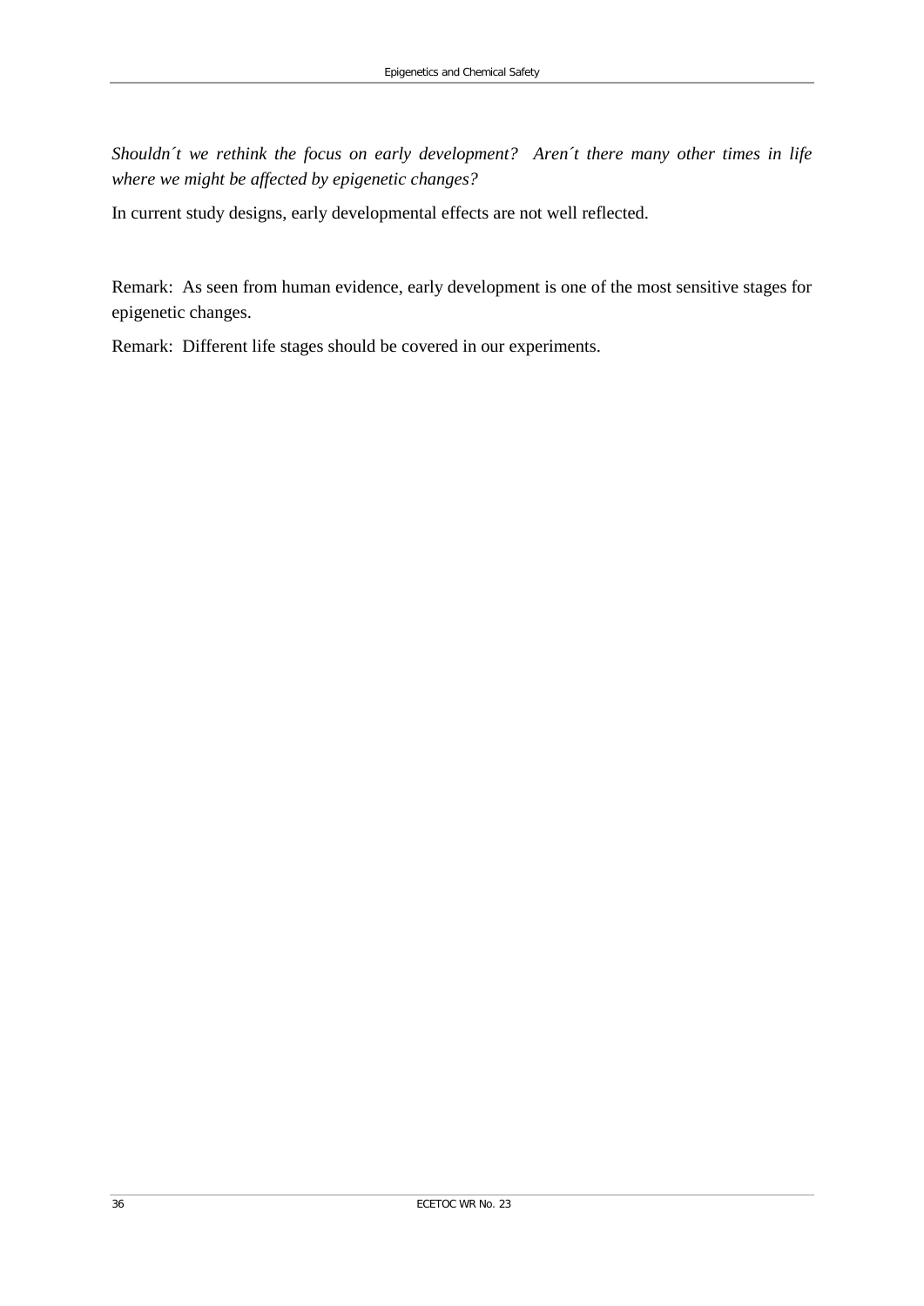*Shouldn´t we rethink the focus on early development? Aren´t there many other times in life where we might be affected by epigenetic changes?*

In current study designs, early developmental effects are not well reflected.

Remark: As seen from human evidence, early development is one of the most sensitive stages for epigenetic changes.

Remark: Different life stages should be covered in our experiments.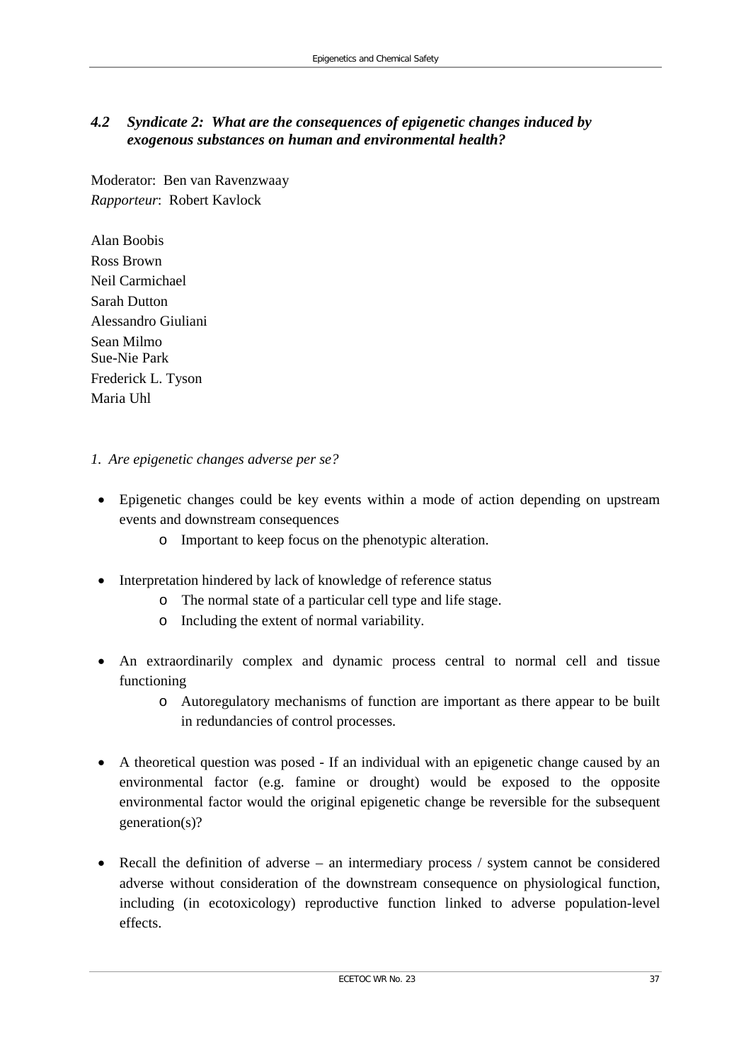### *4.2 Syndicate 2: What are the consequences of epigenetic changes induced by exogenous substances on human and environmental health?*

Moderator: Ben van Ravenzwaay
*Rapporteur*: Robert Kavlock

Alan Boobis
Ross Brown
Neil Carmichael
Sarah Dutton
Alessandro Giuliani
Sean Milmo
Sue-Nie Park
Frederick L. Tyson
Maria Uhl

*1. Are epigenetic changes adverse per se?*

- Epigenetic changes could be key events within a mode of action depending on upstream events and downstream consequences
  - Important to keep focus on the phenotypic alteration.
- Interpretation hindered by lack of knowledge of reference status
  - The normal state of a particular cell type and life stage.
  - Including the extent of normal variability.
- An extraordinarily complex and dynamic process central to normal cell and tissue functioning
  - Autoregulatory mechanisms of function are important as there appear to be built in redundancies of control processes.
- A theoretical question was posed - If an individual with an epigenetic change caused by an environmental factor (e.g. famine or drought) would be exposed to the opposite environmental factor would the original epigenetic change be reversible for the subsequent generation(s)?
- Recall the definition of adverse – an intermediary process / system cannot be considered adverse without consideration of the downstream consequence on physiological function, including (in ecotoxicology) reproductive function linked to adverse population-level effects.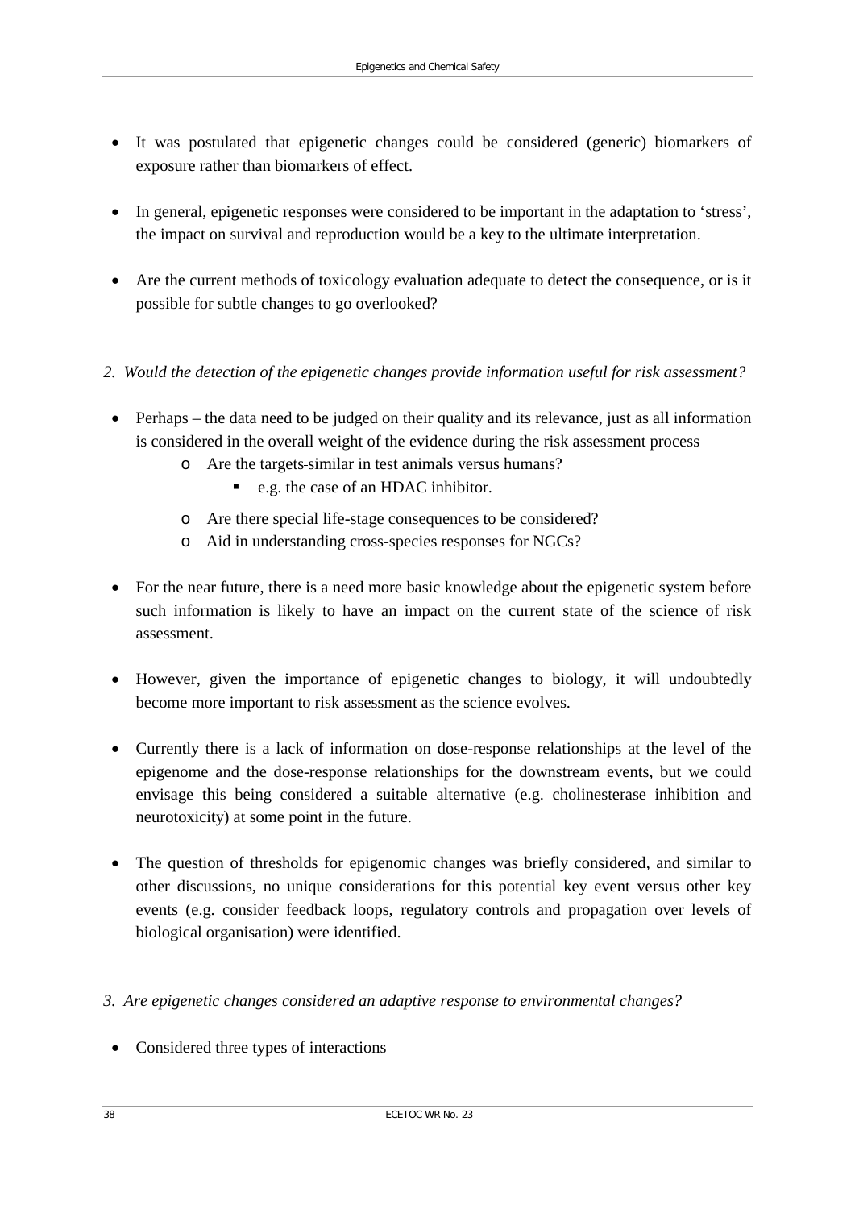- It was postulated that epigenetic changes could be considered (generic) biomarkers of exposure rather than biomarkers of effect.

- In general, epigenetic responses were considered to be important in the adaptation to 'stress', the impact on survival and reproduction would be a key to the ultimate interpretation.

- Are the current methods of toxicology evaluation adequate to detect the consequence, or is it possible for subtle changes to go overlooked?

*2. Would the detection of the epigenetic changes provide information useful for risk assessment?*

- Perhaps – the data need to be judged on their quality and its relevance, just as all information is considered in the overall weight of the evidence during the risk assessment process
  - Are the targets similar in test animals versus humans?
    - e.g. the case of an HDAC inhibitor.
  - Are there special life-stage consequences to be considered?
  - Aid in understanding cross-species responses for NGCs?

- For the near future, there is a need more basic knowledge about the epigenetic system before such information is likely to have an impact on the current state of the science of risk assessment.

- However, given the importance of epigenetic changes to biology, it will undoubtedly become more important to risk assessment as the science evolves.

- Currently there is a lack of information on dose-response relationships at the level of the epigenome and the dose-response relationships for the downstream events, but we could envisage this being considered a suitable alternative (e.g. cholinesterase inhibition and neurotoxicity) at some point in the future.

- The question of thresholds for epigenomic changes was briefly considered, and similar to other discussions, no unique considerations for this potential key event versus other key events (e.g. consider feedback loops, regulatory controls and propagation over levels of biological organisation) were identified.

*3. Are epigenetic changes considered an adaptive response to environmental changes?*

- Considered three types of interactions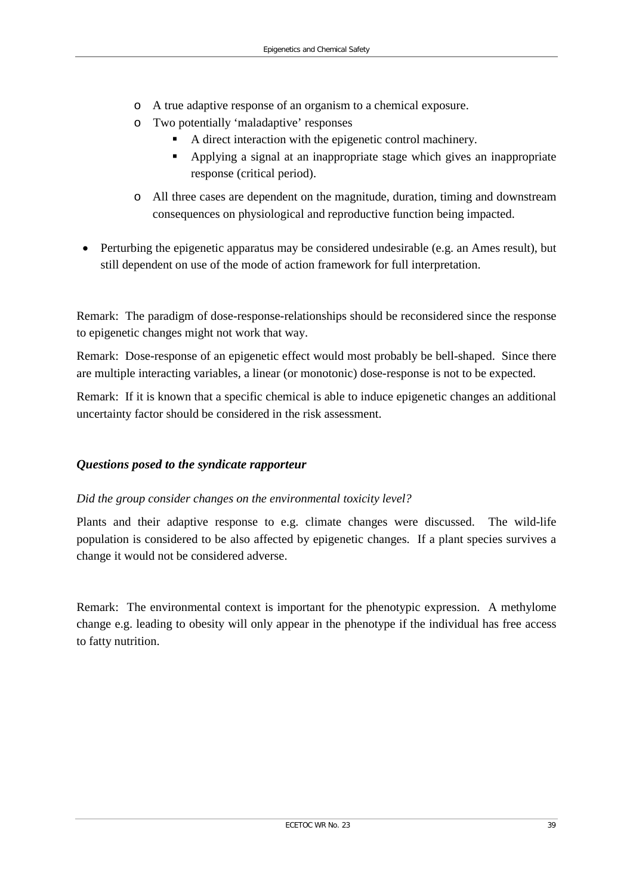- A true adaptive response of an organism to a chemical exposure.
  - Two potentially 'maladaptive' responses
    - A direct interaction with the epigenetic control machinery.
    - Applying a signal at an inappropriate stage which gives an inappropriate response (critical period).
  - All three cases are dependent on the magnitude, duration, timing and downstream consequences on physiological and reproductive function being impacted.

- Perturbing the epigenetic apparatus may be considered undesirable (e.g. an Ames result), but still dependent on use of the mode of action framework for full interpretation.

Remark: The paradigm of dose-response-relationships should be reconsidered since the response to epigenetic changes might not work that way.

Remark: Dose-response of an epigenetic effect would most probably be bell-shaped. Since there are multiple interacting variables, a linear (or monotonic) dose-response is not to be expected.

Remark: If it is known that a specific chemical is able to induce epigenetic changes an additional uncertainty factor should be considered in the risk assessment.

### *Questions posed to the syndicate rapporteur*

*Did the group consider changes on the environmental toxicity level?*

Plants and their adaptive response to e.g. climate changes were discussed. The wild-life population is considered to be also affected by epigenetic changes. If a plant species survives a change it would not be considered adverse.

Remark: The environmental context is important for the phenotypic expression. A methylome change e.g. leading to obesity will only appear in the phenotype if the individual has free access to fatty nutrition.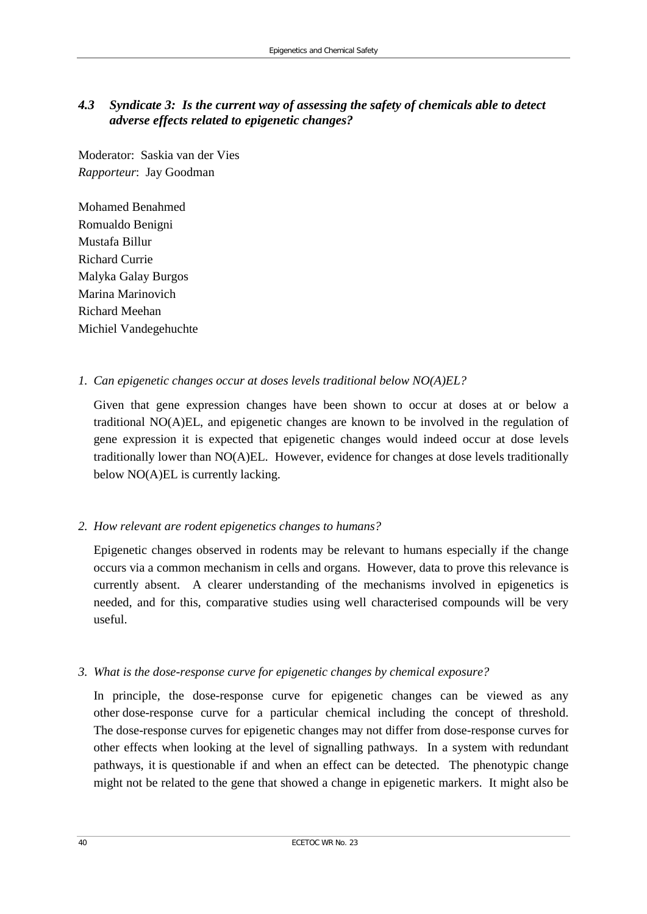### *4.3 Syndicate 3: Is the current way of assessing the safety of chemicals able to detect adverse effects related to epigenetic changes?*

Moderator: Saskia van der Vies
*Rapporteur*: Jay Goodman

Mohamed Benahmed
Romualdo Benigni
Mustafa Billur
Richard Currie
Malyka Galay Burgos
Marina Marinovich
Richard Meehan
Michiel Vandegehuchte

1. *Can epigenetic changes occur at doses levels traditional below NO(A)EL?*

   Given that gene expression changes have been shown to occur at doses at or below a traditional NO(A)EL, and epigenetic changes are known to be involved in the regulation of gene expression it is expected that epigenetic changes would indeed occur at dose levels traditionally lower than NO(A)EL. However, evidence for changes at dose levels traditionally below NO(A)EL is currently lacking.

2. *How relevant are rodent epigenetics changes to humans?*

   Epigenetic changes observed in rodents may be relevant to humans especially if the change occurs via a common mechanism in cells and organs. However, data to prove this relevance is currently absent. A clearer understanding of the mechanisms involved in epigenetics is needed, and for this, comparative studies using well characterised compounds will be very useful.

3. *What is the dose-response curve for epigenetic changes by chemical exposure?*

   In principle, the dose-response curve for epigenetic changes can be viewed as any other dose-response curve for a particular chemical including the concept of threshold. The dose-response curves for epigenetic changes may not differ from dose-response curves for other effects when looking at the level of signalling pathways. In a system with redundant pathways, it is questionable if and when an effect can be detected. The phenotypic change might not be related to the gene that showed a change in epigenetic markers. It might also be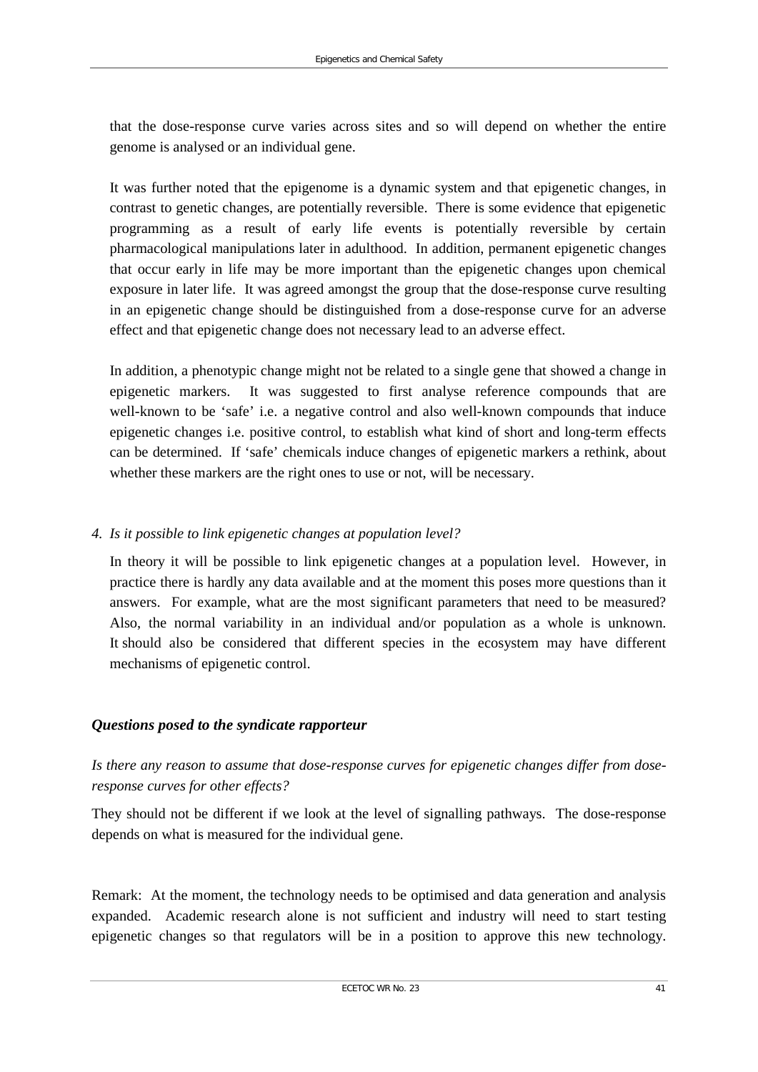that the dose-response curve varies across sites and so will depend on whether the entire genome is analysed or an individual gene.

It was further noted that the epigenome is a dynamic system and that epigenetic changes, in contrast to genetic changes, are potentially reversible. There is some evidence that epigenetic programming as a result of early life events is potentially reversible by certain pharmacological manipulations later in adulthood. In addition, permanent epigenetic changes that occur early in life may be more important than the epigenetic changes upon chemical exposure in later life. It was agreed amongst the group that the dose-response curve resulting in an epigenetic change should be distinguished from a dose-response curve for an adverse effect and that epigenetic change does not necessary lead to an adverse effect.

In addition, a phenotypic change might not be related to a single gene that showed a change in epigenetic markers. It was suggested to first analyse reference compounds that are well-known to be 'safe' i.e. a negative control and also well-known compounds that induce epigenetic changes i.e. positive control, to establish what kind of short and long-term effects can be determined. If 'safe' chemicals induce changes of epigenetic markers a rethink, about whether these markers are the right ones to use or not, will be necessary.

4. *Is it possible to link epigenetic changes at population level?*

In theory it will be possible to link epigenetic changes at a population level. However, in practice there is hardly any data available and at the moment this poses more questions than it answers. For example, what are the most significant parameters that need to be measured? Also, the normal variability in an individual and/or population as a whole is unknown. It should also be considered that different species in the ecosystem may have different mechanisms of epigenetic control.

### *Questions posed to the syndicate rapporteur*

*Is there any reason to assume that dose-response curves for epigenetic changes differ from dose-response curves for other effects?*

They should not be different if we look at the level of signalling pathways. The dose-response depends on what is measured for the individual gene.

Remark: At the moment, the technology needs to be optimised and data generation and analysis expanded. Academic research alone is not sufficient and industry will need to start testing epigenetic changes so that regulators will be in a position to approve this new technology.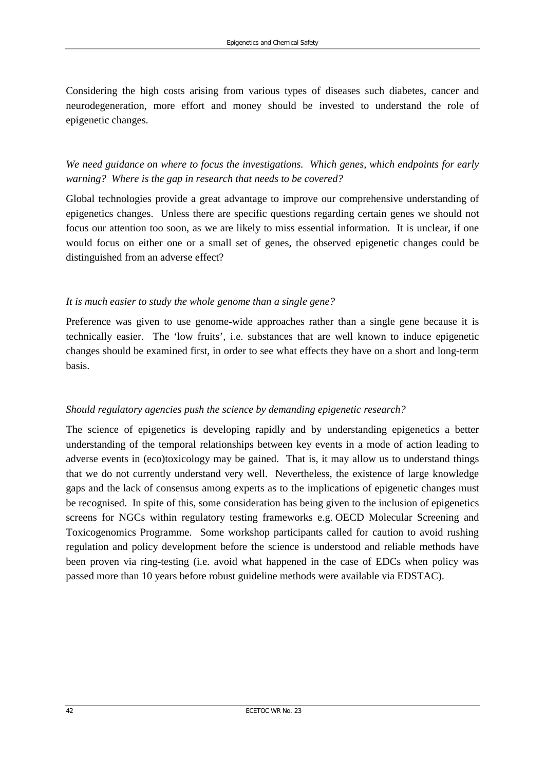Considering the high costs arising from various types of diseases such diabetes, cancer and neurodegeneration, more effort and money should be invested to understand the role of epigenetic changes.

*We need guidance on where to focus the investigations. Which genes, which endpoints for early warning? Where is the gap in research that needs to be covered?*

Global technologies provide a great advantage to improve our comprehensive understanding of epigenetics changes. Unless there are specific questions regarding certain genes we should not focus our attention too soon, as we are likely to miss essential information. It is unclear, if one would focus on either one or a small set of genes, the observed epigenetic changes could be distinguished from an adverse effect?

*It is much easier to study the whole genome than a single gene?*

Preference was given to use genome-wide approaches rather than a single gene because it is technically easier. The 'low fruits', i.e. substances that are well known to induce epigenetic changes should be examined first, in order to see what effects they have on a short and long-term basis.

*Should regulatory agencies push the science by demanding epigenetic research?*

The science of epigenetics is developing rapidly and by understanding epigenetics a better understanding of the temporal relationships between key events in a mode of action leading to adverse events in (eco)toxicology may be gained. That is, it may allow us to understand things that we do not currently understand very well. Nevertheless, the existence of large knowledge gaps and the lack of consensus among experts as to the implications of epigenetic changes must be recognised. In spite of this, some consideration has being given to the inclusion of epigenetics screens for NGCs within regulatory testing frameworks e.g. OECD Molecular Screening and Toxicogenomics Programme. Some workshop participants called for caution to avoid rushing regulation and policy development before the science is understood and reliable methods have been proven via ring-testing (i.e. avoid what happened in the case of EDCs when policy was passed more than 10 years before robust guideline methods were available via EDSTAC).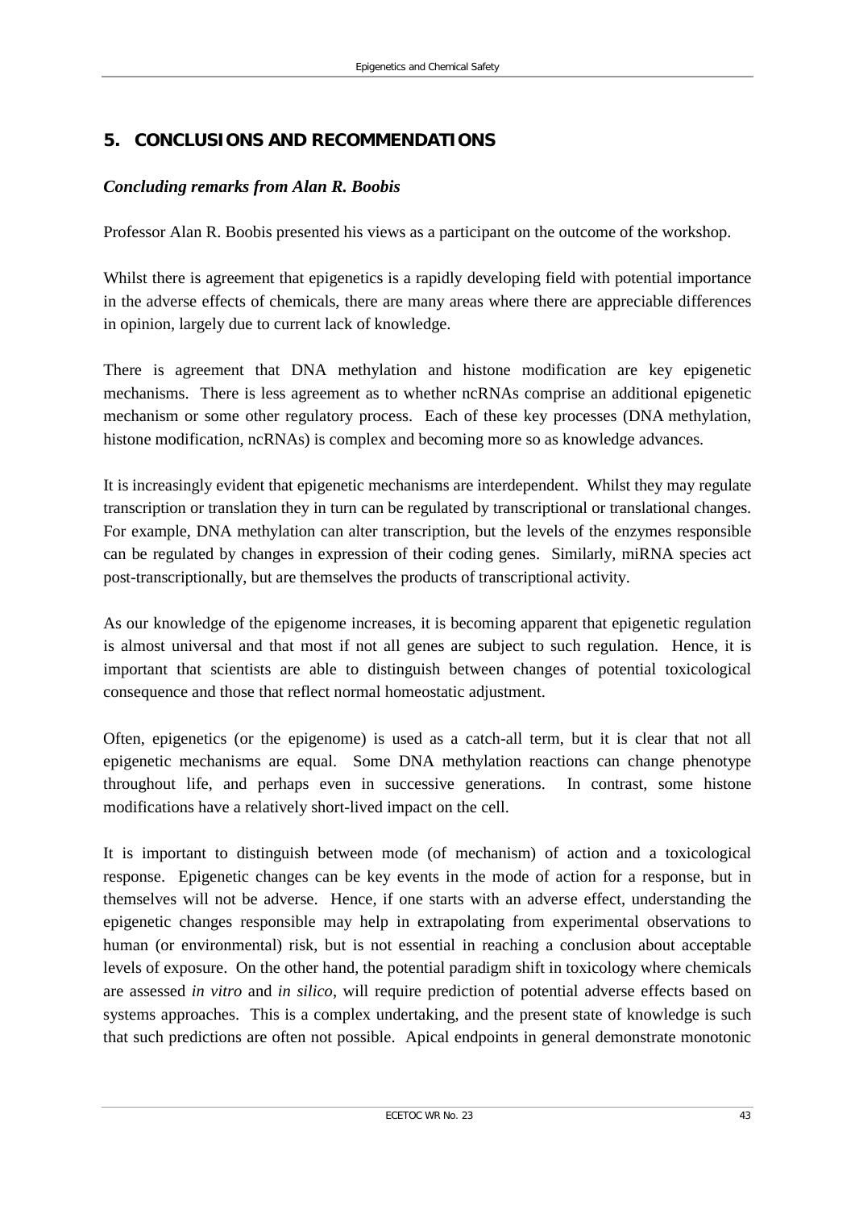## 5. CONCLUSIONS AND RECOMMENDATIONS

### *Concluding remarks from Alan R. Boobis*

Professor Alan R. Boobis presented his views as a participant on the outcome of the workshop.

Whilst there is agreement that epigenetics is a rapidly developing field with potential importance in the adverse effects of chemicals, there are many areas where there are appreciable differences in opinion, largely due to current lack of knowledge.

There is agreement that DNA methylation and histone modification are key epigenetic mechanisms. There is less agreement as to whether ncRNAs comprise an additional epigenetic mechanism or some other regulatory process. Each of these key processes (DNA methylation, histone modification, ncRNAs) is complex and becoming more so as knowledge advances.

It is increasingly evident that epigenetic mechanisms are interdependent. Whilst they may regulate transcription or translation they in turn can be regulated by transcriptional or translational changes. For example, DNA methylation can alter transcription, but the levels of the enzymes responsible can be regulated by changes in expression of their coding genes. Similarly, miRNA species act post-transcriptionally, but are themselves the products of transcriptional activity.

As our knowledge of the epigenome increases, it is becoming apparent that epigenetic regulation is almost universal and that most if not all genes are subject to such regulation. Hence, it is important that scientists are able to distinguish between changes of potential toxicological consequence and those that reflect normal homeostatic adjustment.

Often, epigenetics (or the epigenome) is used as a catch-all term, but it is clear that not all epigenetic mechanisms are equal. Some DNA methylation reactions can change phenotype throughout life, and perhaps even in successive generations. In contrast, some histone modifications have a relatively short-lived impact on the cell.

It is important to distinguish between mode (of mechanism) of action and a toxicological response. Epigenetic changes can be key events in the mode of action for a response, but in themselves will not be adverse. Hence, if one starts with an adverse effect, understanding the epigenetic changes responsible may help in extrapolating from experimental observations to human (or environmental) risk, but is not essential in reaching a conclusion about acceptable levels of exposure. On the other hand, the potential paradigm shift in toxicology where chemicals are assessed *in vitro* and *in silico*, will require prediction of potential adverse effects based on systems approaches. This is a complex undertaking, and the present state of knowledge is such that such predictions are often not possible. Apical endpoints in general demonstrate monotonic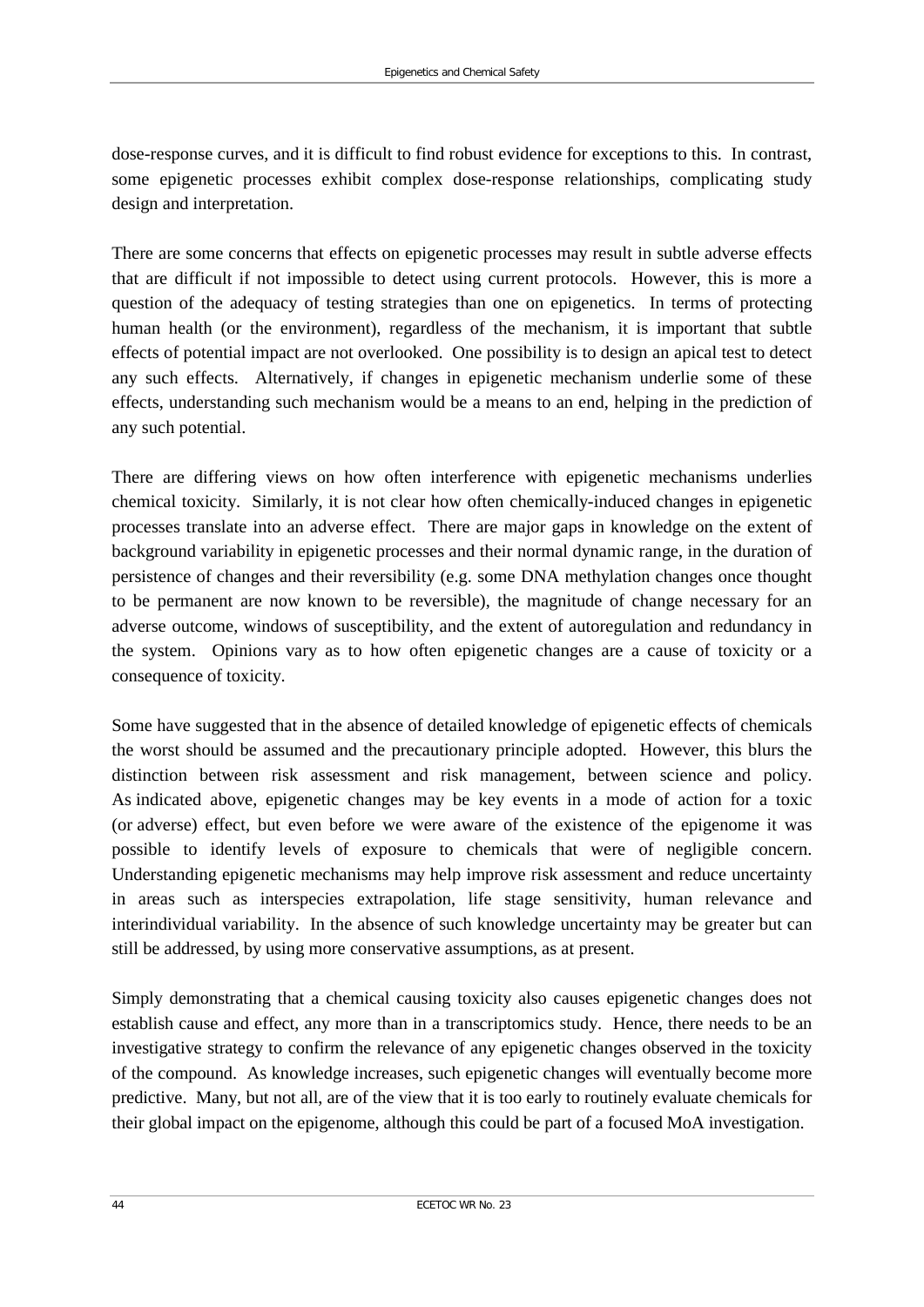dose-response curves, and it is difficult to find robust evidence for exceptions to this. In contrast, some epigenetic processes exhibit complex dose-response relationships, complicating study design and interpretation.

There are some concerns that effects on epigenetic processes may result in subtle adverse effects that are difficult if not impossible to detect using current protocols. However, this is more a question of the adequacy of testing strategies than one on epigenetics. In terms of protecting human health (or the environment), regardless of the mechanism, it is important that subtle effects of potential impact are not overlooked. One possibility is to design an apical test to detect any such effects. Alternatively, if changes in epigenetic mechanism underlie some of these effects, understanding such mechanism would be a means to an end, helping in the prediction of any such potential.

There are differing views on how often interference with epigenetic mechanisms underlies chemical toxicity. Similarly, it is not clear how often chemically-induced changes in epigenetic processes translate into an adverse effect. There are major gaps in knowledge on the extent of background variability in epigenetic processes and their normal dynamic range, in the duration of persistence of changes and their reversibility (e.g. some DNA methylation changes once thought to be permanent are now known to be reversible), the magnitude of change necessary for an adverse outcome, windows of susceptibility, and the extent of autoregulation and redundancy in the system. Opinions vary as to how often epigenetic changes are a cause of toxicity or a consequence of toxicity.

Some have suggested that in the absence of detailed knowledge of epigenetic effects of chemicals the worst should be assumed and the precautionary principle adopted. However, this blurs the distinction between risk assessment and risk management, between science and policy. As indicated above, epigenetic changes may be key events in a mode of action for a toxic (or adverse) effect, but even before we were aware of the existence of the epigenome it was possible to identify levels of exposure to chemicals that were of negligible concern. Understanding epigenetic mechanisms may help improve risk assessment and reduce uncertainty in areas such as interspecies extrapolation, life stage sensitivity, human relevance and interindividual variability. In the absence of such knowledge uncertainty may be greater but can still be addressed, by using more conservative assumptions, as at present.

Simply demonstrating that a chemical causing toxicity also causes epigenetic changes does not establish cause and effect, any more than in a transcriptomics study. Hence, there needs to be an investigative strategy to confirm the relevance of any epigenetic changes observed in the toxicity of the compound. As knowledge increases, such epigenetic changes will eventually become more predictive. Many, but not all, are of the view that it is too early to routinely evaluate chemicals for their global impact on the epigenome, although this could be part of a focused MoA investigation.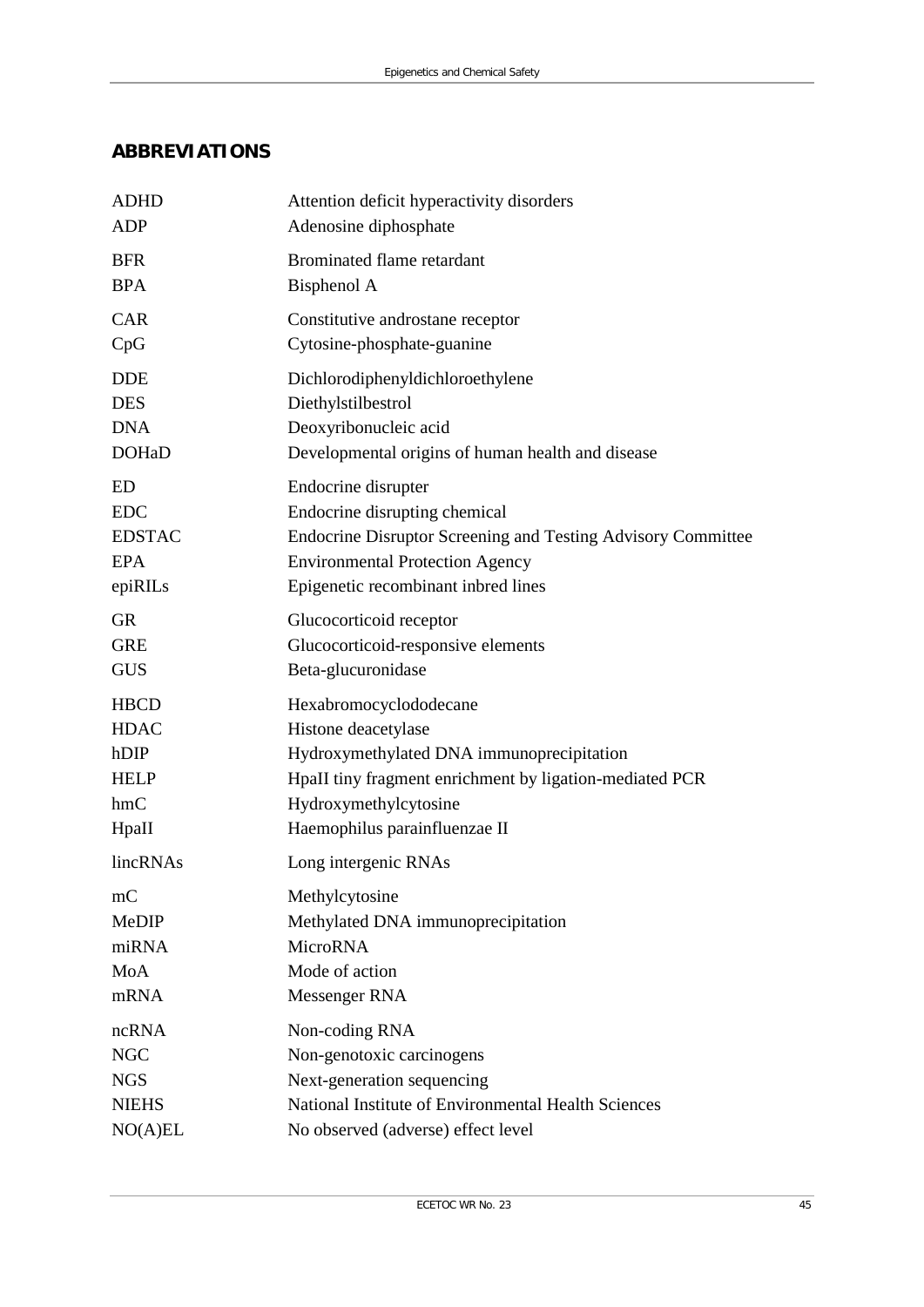## ABBREVIATIONS

| | |
|---|---|
| ADHD | Attention deficit hyperactivity disorders |
| ADP | Adenosine diphosphate |
| BFR | Brominated flame retardant |
| BPA | Bisphenol A |
| CAR | Constitutive androstane receptor |
| CpG | Cytosine-phosphate-guanine |
| DDE | Dichlorodiphenyldichloroethylene |
| DES | Diethylstilbestrol |
| DNA | Deoxyribonucleic acid |
| DOHaD | Developmental origins of human health and disease |
| ED | Endocrine disrupter |
| EDC | Endocrine disrupting chemical |
| EDSTAC | Endocrine Disruptor Screening and Testing Advisory Committee |
| EPA | Environmental Protection Agency |
| epiRILs | Epigenetic recombinant inbred lines |
| GR | Glucocorticoid receptor |
| GRE | Glucocorticoid-responsive elements |
| GUS | Beta-glucuronidase |
| HBCD | Hexabromocyclododecane |
| HDAC | Histone deacetylase |
| hDIP | Hydroxymethylated DNA immunoprecipitation |
| HELP | HpaII tiny fragment enrichment by ligation-mediated PCR |
| hmC | Hydroxymethylcytosine |
| HpaII | Haemophilus parainfluenzae II |
| lincRNAs | Long intergenic RNAs |
| mC | Methylcytosine |
| MeDIP | Methylated DNA immunoprecipitation |
| miRNA | MicroRNA |
| MoA | Mode of action |
| mRNA | Messenger RNA |
| ncRNA | Non-coding RNA |
| NGC | Non-genotoxic carcinogens |
| NGS | Next-generation sequencing |
| NIEHS | National Institute of Environmental Health Sciences |
| NO(A)EL | No observed (adverse) effect level |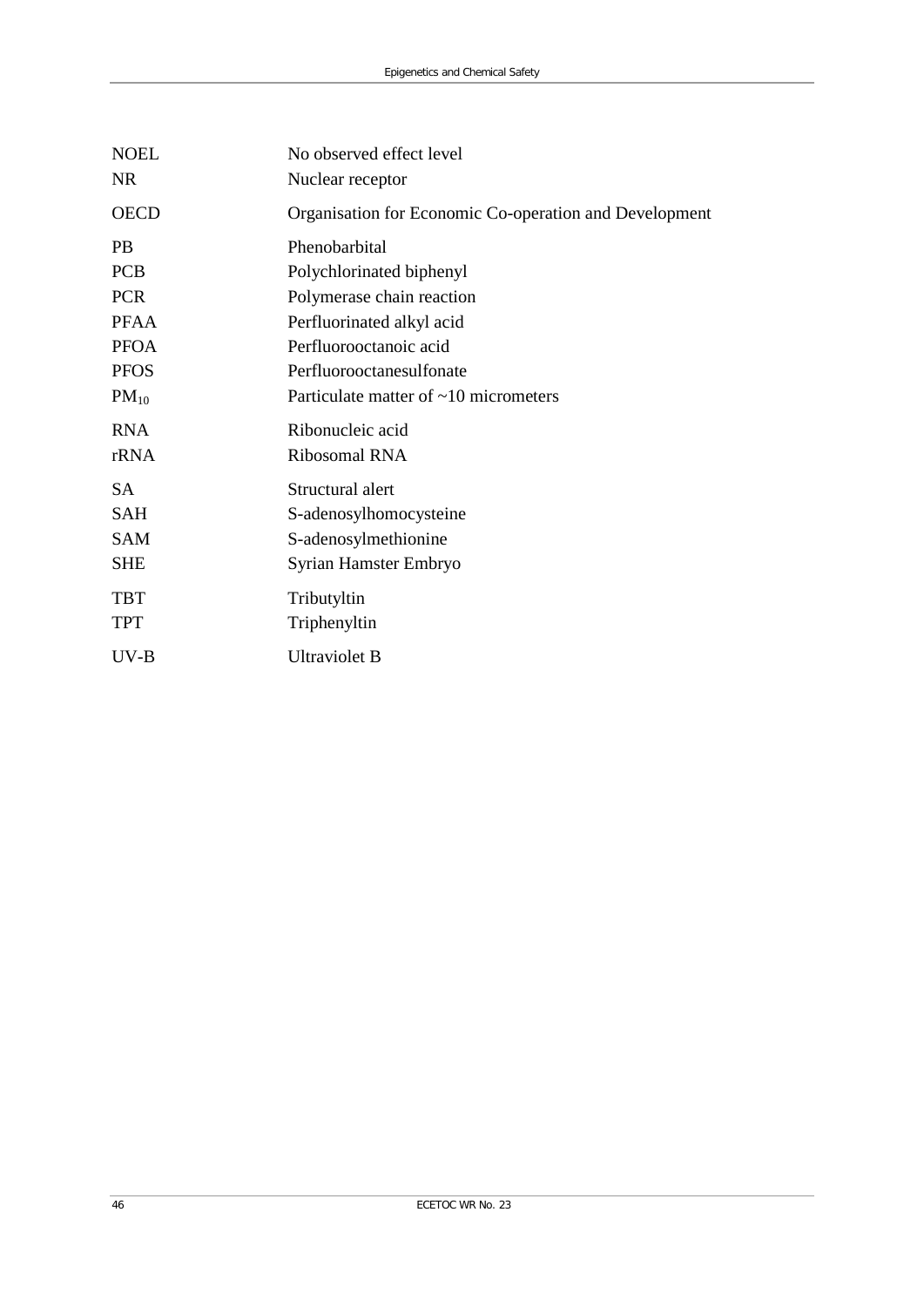| | |
|---|---|
| NOEL | No observed effect level |
| NR | Nuclear receptor |
| OECD | Organisation for Economic Co-operation and Development |
| PB | Phenobarbital |
| PCB | Polychlorinated biphenyl |
| PCR | Polymerase chain reaction |
| PFAA | Perfluorinated alkyl acid |
| PFOA | Perfluorooctanoic acid |
| PFOS | Perfluorooctanesulfonate |
| $PM_{10}$ | Particulate matter of ~10 micrometers |
| RNA | Ribonucleic acid |
| rRNA | Ribosomal RNA |
| SA | Structural alert |
| SAH | S-adenosylhomocysteine |
| SAM | S-adenosylmethionine |
| SHE | Syrian Hamster Embryo |
| TBT | Tributyltin |
| TPT | Triphenyltin |
| UV-B | Ultraviolet B |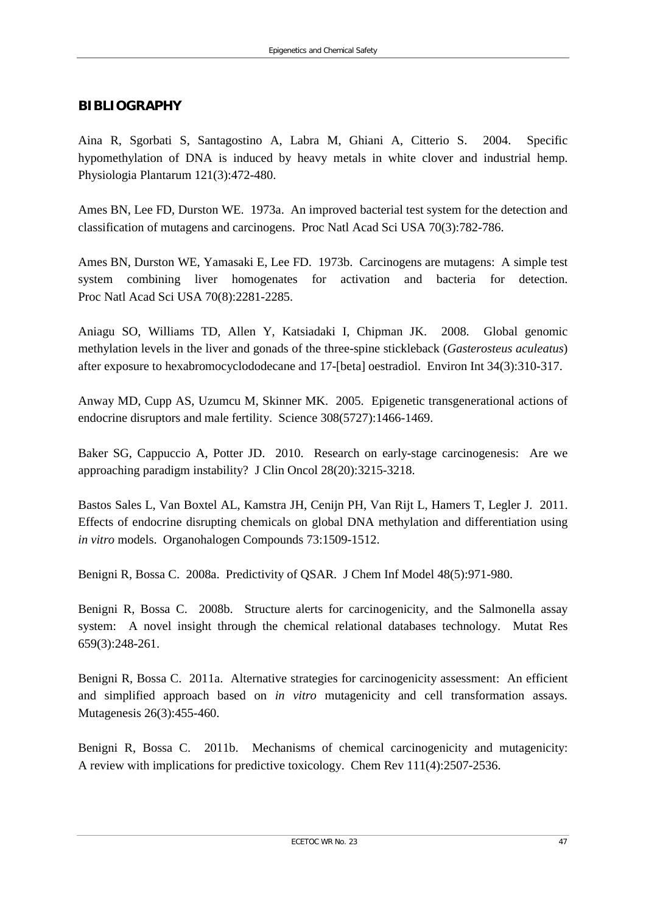## BIBLIOGRAPHY

Aina R, Sgorbati S, Santagostino A, Labra M, Ghiani A, Citterio S. 2004. Specific hypomethylation of DNA is induced by heavy metals in white clover and industrial hemp. Physiologia Plantarum 121(3):472-480.

Ames BN, Lee FD, Durston WE. 1973a. An improved bacterial test system for the detection and classification of mutagens and carcinogens. Proc Natl Acad Sci USA 70(3):782-786.

Ames BN, Durston WE, Yamasaki E, Lee FD. 1973b. Carcinogens are mutagens: A simple test system combining liver homogenates for activation and bacteria for detection. Proc Natl Acad Sci USA 70(8):2281-2285.

Aniagu SO, Williams TD, Allen Y, Katsiadaki I, Chipman JK. 2008. Global genomic methylation levels in the liver and gonads of the three-spine stickleback (*Gasterosteus aculeatus*) after exposure to hexabromocyclododecane and 17-[beta] oestradiol. Environ Int 34(3):310-317.

Anway MD, Cupp AS, Uzumcu M, Skinner MK. 2005. Epigenetic transgenerational actions of endocrine disruptors and male fertility. Science 308(5727):1466-1469.

Baker SG, Cappuccio A, Potter JD. 2010. Research on early-stage carcinogenesis: Are we approaching paradigm instability? J Clin Oncol 28(20):3215-3218.

Bastos Sales L, Van Boxtel AL, Kamstra JH, Cenijn PH, Van Rijt L, Hamers T, Legler J. 2011. Effects of endocrine disrupting chemicals on global DNA methylation and differentiation using *in vitro* models. Organohalogen Compounds 73:1509-1512.

Benigni R, Bossa C. 2008a. Predictivity of QSAR. J Chem Inf Model 48(5):971-980.

Benigni R, Bossa C. 2008b. Structure alerts for carcinogenicity, and the Salmonella assay system: A novel insight through the chemical relational databases technology. Mutat Res 659(3):248-261.

Benigni R, Bossa C. 2011a. Alternative strategies for carcinogenicity assessment: An efficient and simplified approach based on *in vitro* mutagenicity and cell transformation assays. Mutagenesis 26(3):455-460.

Benigni R, Bossa C. 2011b. Mechanisms of chemical carcinogenicity and mutagenicity: A review with implications for predictive toxicology. Chem Rev 111(4):2507-2536.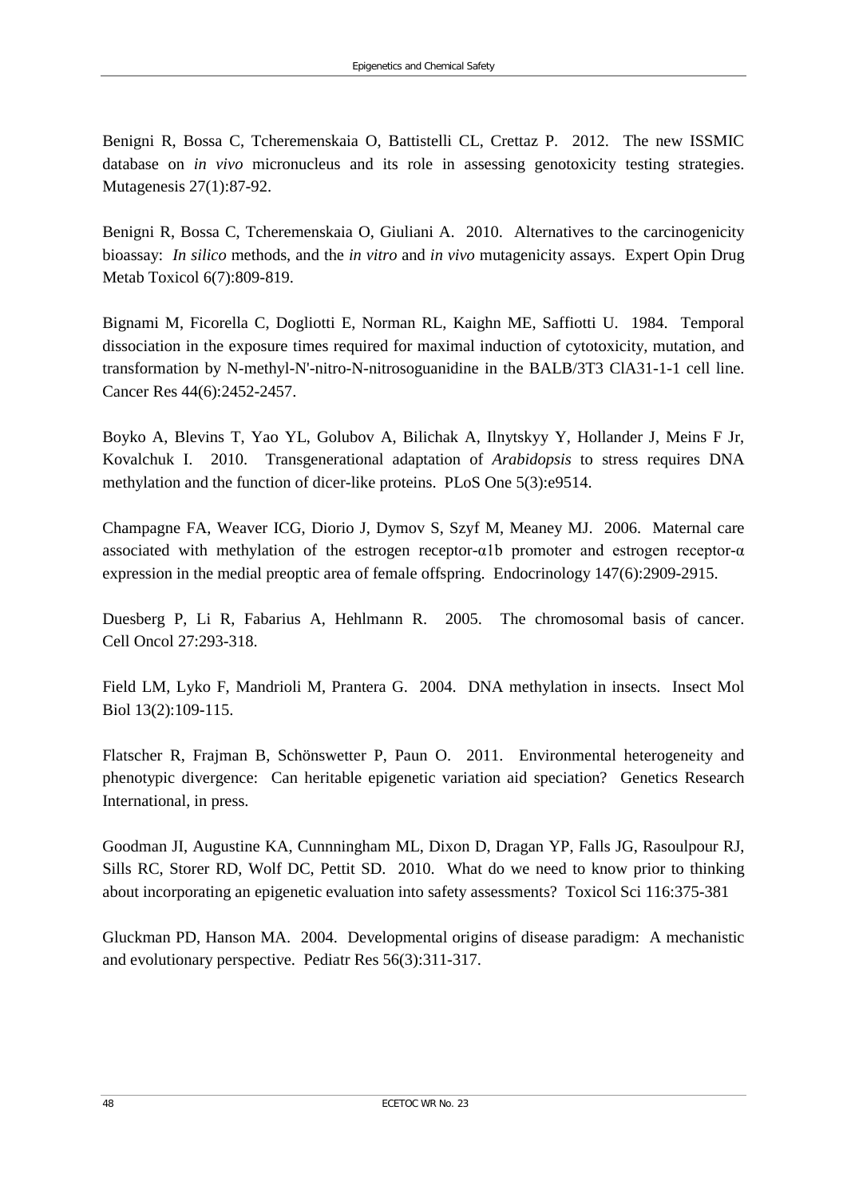Benigni R, Bossa C, Tcheremenskaia O, Battistelli CL, Crettaz P. 2012. The new ISSMIC database on *in vivo* micronucleus and its role in assessing genotoxicity testing strategies. Mutagenesis 27(1):87-92.

Benigni R, Bossa C, Tcheremenskaia O, Giuliani A. 2010. Alternatives to the carcinogenicity bioassay: *In silico* methods, and the *in vitro* and *in vivo* mutagenicity assays. Expert Opin Drug Metab Toxicol 6(7):809-819.

Bignami M, Ficorella C, Dogliotti E, Norman RL, Kaighn ME, Saffiotti U. 1984. Temporal dissociation in the exposure times required for maximal induction of cytotoxicity, mutation, and transformation by N-methyl-N'-nitro-N-nitrosoguanidine in the BALB/3T3 ClA31-1-1 cell line. Cancer Res 44(6):2452-2457.

Boyko A, Blevins T, Yao YL, Golubov A, Bilichak A, Ilnytskyy Y, Hollander J, Meins F Jr, Kovalchuk I. 2010. Transgenerational adaptation of *Arabidopsis* to stress requires DNA methylation and the function of dicer-like proteins. PLoS One 5(3):e9514.

Champagne FA, Weaver ICG, Diorio J, Dymov S, Szyf M, Meaney MJ. 2006. Maternal care associated with methylation of the estrogen receptor-α1b promoter and estrogen receptor-α expression in the medial preoptic area of female offspring. Endocrinology 147(6):2909-2915.

Duesberg P, Li R, Fabarius A, Hehlmann R. 2005. The chromosomal basis of cancer. Cell Oncol 27:293-318.

Field LM, Lyko F, Mandrioli M, Prantera G. 2004. DNA methylation in insects. Insect Mol Biol 13(2):109-115.

Flatscher R, Frajman B, Schönswetter P, Paun O. 2011. Environmental heterogeneity and phenotypic divergence: Can heritable epigenetic variation aid speciation? Genetics Research International, in press.

Goodman JI, Augustine KA, Cunnningham ML, Dixon D, Dragan YP, Falls JG, Rasoulpour RJ, Sills RC, Storer RD, Wolf DC, Pettit SD. 2010. What do we need to know prior to thinking about incorporating an epigenetic evaluation into safety assessments? Toxicol Sci 116:375-381

Gluckman PD, Hanson MA. 2004. Developmental origins of disease paradigm: A mechanistic and evolutionary perspective. Pediatr Res 56(3):311-317.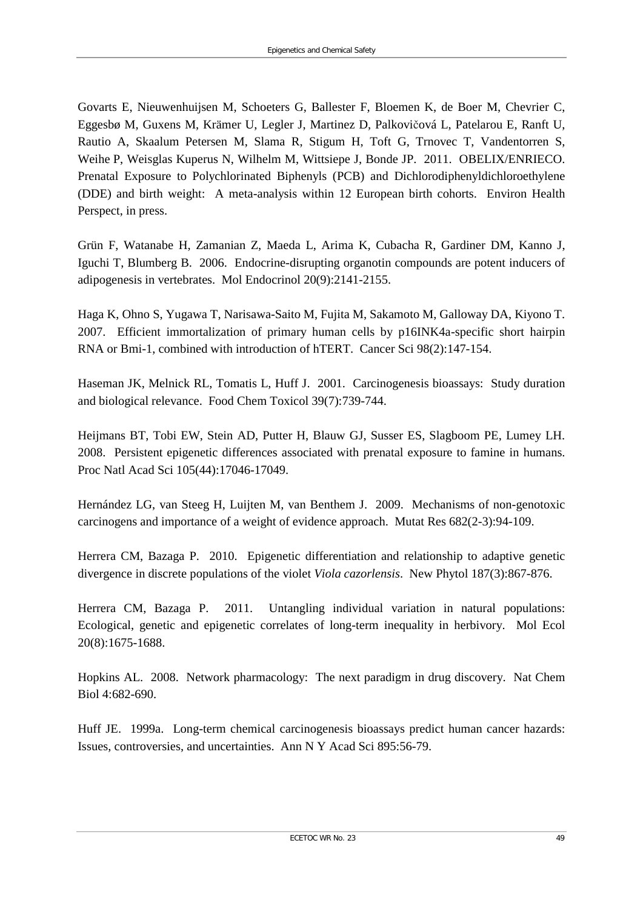Govarts E, Nieuwenhuijsen M, Schoeters G, Ballester F, Bloemen K, de Boer M, Chevrier C, Eggesbø M, Guxens M, Krämer U, Legler J, Martinez D, Palkovičová L, Patelarou E, Ranft U, Rautio A, Skaalum Petersen M, Slama R, Stigum H, Toft G, Trnovec T, Vandentorren S, Weihe P, Weisglas Kuperus N, Wilhelm M, Wittsiepe J, Bonde JP. 2011. OBELIX/ENRIECO. Prenatal Exposure to Polychlorinated Biphenyls (PCB) and Dichlorodiphenyldichloroethylene (DDE) and birth weight: A meta-analysis within 12 European birth cohorts. Environ Health Perspect, in press.

Grün F, Watanabe H, Zamanian Z, Maeda L, Arima K, Cubacha R, Gardiner DM, Kanno J, Iguchi T, Blumberg B. 2006. Endocrine-disrupting organotin compounds are potent inducers of adipogenesis in vertebrates. Mol Endocrinol 20(9):2141-2155.

Haga K, Ohno S, Yugawa T, Narisawa-Saito M, Fujita M, Sakamoto M, Galloway DA, Kiyono T. 2007. Efficient immortalization of primary human cells by p16INK4a-specific short hairpin RNA or Bmi-1, combined with introduction of hTERT. Cancer Sci 98(2):147-154.

Haseman JK, Melnick RL, Tomatis L, Huff J. 2001. Carcinogenesis bioassays: Study duration and biological relevance. Food Chem Toxicol 39(7):739-744.

Heijmans BT, Tobi EW, Stein AD, Putter H, Blauw GJ, Susser ES, Slagboom PE, Lumey LH. 2008. Persistent epigenetic differences associated with prenatal exposure to famine in humans. Proc Natl Acad Sci 105(44):17046-17049.

Hernández LG, van Steeg H, Luijten M, van Benthem J. 2009. Mechanisms of non-genotoxic carcinogens and importance of a weight of evidence approach. Mutat Res 682(2-3):94-109.

Herrera CM, Bazaga P. 2010. Epigenetic differentiation and relationship to adaptive genetic divergence in discrete populations of the violet *Viola cazorlensis*. New Phytol 187(3):867-876.

Herrera CM, Bazaga P. 2011. Untangling individual variation in natural populations: Ecological, genetic and epigenetic correlates of long-term inequality in herbivory. Mol Ecol 20(8):1675-1688.

Hopkins AL. 2008. Network pharmacology: The next paradigm in drug discovery. Nat Chem Biol 4:682-690.

Huff JE. 1999a. Long-term chemical carcinogenesis bioassays predict human cancer hazards: Issues, controversies, and uncertainties. Ann N Y Acad Sci 895:56-79.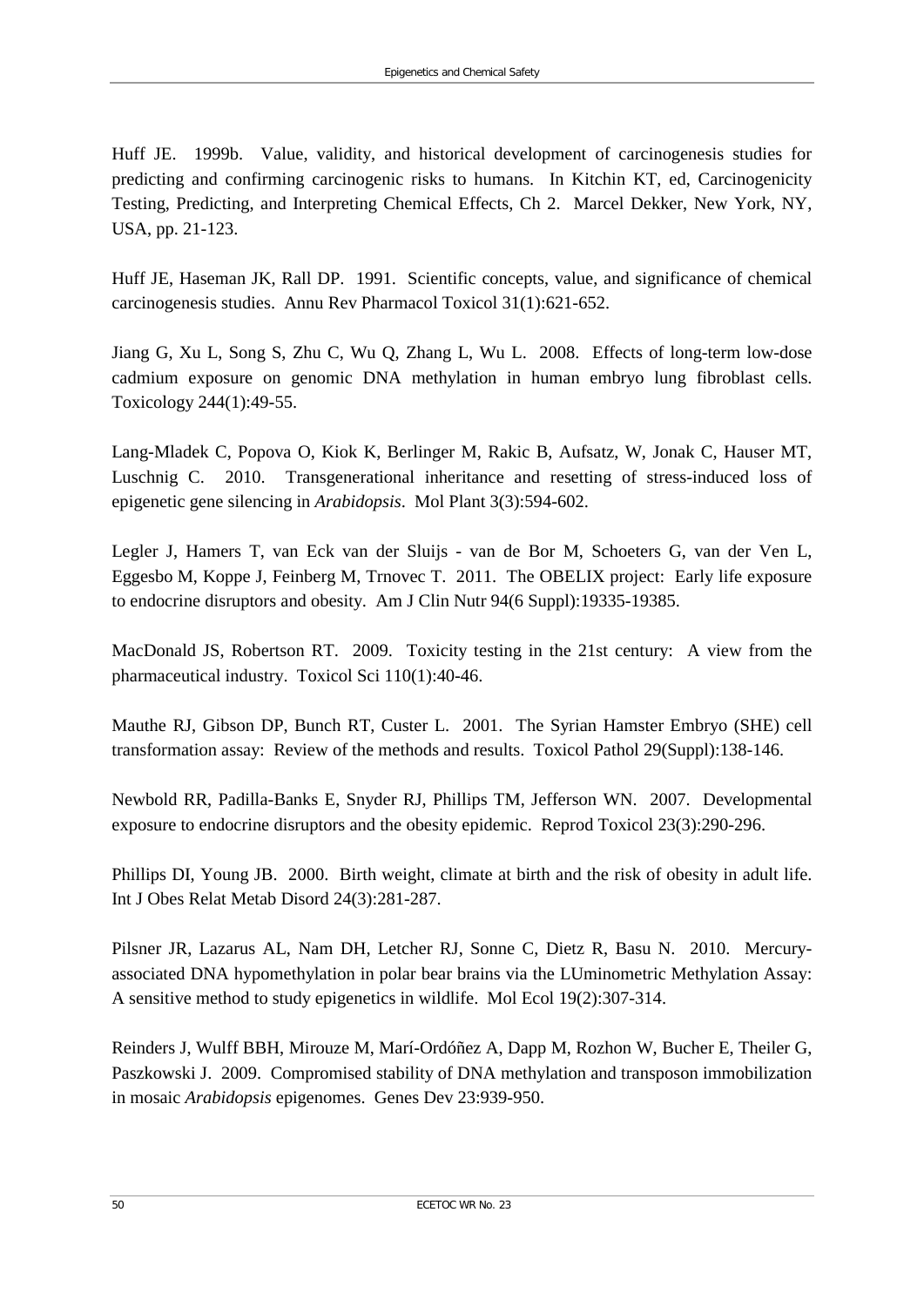Huff JE. 1999b. Value, validity, and historical development of carcinogenesis studies for predicting and confirming carcinogenic risks to humans. In Kitchin KT, ed, Carcinogenicity Testing, Predicting, and Interpreting Chemical Effects, Ch 2. Marcel Dekker, New York, NY, USA, pp. 21-123.

Huff JE, Haseman JK, Rall DP. 1991. Scientific concepts, value, and significance of chemical carcinogenesis studies. Annu Rev Pharmacol Toxicol 31(1):621-652.

Jiang G, Xu L, Song S, Zhu C, Wu Q, Zhang L, Wu L. 2008. Effects of long-term low-dose cadmium exposure on genomic DNA methylation in human embryo lung fibroblast cells. Toxicology 244(1):49-55.

Lang-Mladek C, Popova O, Kiok K, Berlinger M, Rakic B, Aufsatz, W, Jonak C, Hauser MT, Luschnig C. 2010. Transgenerational inheritance and resetting of stress-induced loss of epigenetic gene silencing in *Arabidopsis*. Mol Plant 3(3):594-602.

Legler J, Hamers T, van Eck van der Sluijs - van de Bor M, Schoeters G, van der Ven L, Eggesbo M, Koppe J, Feinberg M, Trnovec T. 2011. The OBELIX project: Early life exposure to endocrine disruptors and obesity. Am J Clin Nutr 94(6 Suppl):19335-19385.

MacDonald JS, Robertson RT. 2009. Toxicity testing in the 21st century: A view from the pharmaceutical industry. Toxicol Sci 110(1):40-46.

Mauthe RJ, Gibson DP, Bunch RT, Custer L. 2001. The Syrian Hamster Embryo (SHE) cell transformation assay: Review of the methods and results. Toxicol Pathol 29(Suppl):138-146.

Newbold RR, Padilla-Banks E, Snyder RJ, Phillips TM, Jefferson WN. 2007. Developmental exposure to endocrine disruptors and the obesity epidemic. Reprod Toxicol 23(3):290-296.

Phillips DI, Young JB. 2000. Birth weight, climate at birth and the risk of obesity in adult life. Int J Obes Relat Metab Disord 24(3):281-287.

Pilsner JR, Lazarus AL, Nam DH, Letcher RJ, Sonne C, Dietz R, Basu N. 2010. Mercury-associated DNA hypomethylation in polar bear brains via the LUminometric Methylation Assay: A sensitive method to study epigenetics in wildlife. Mol Ecol 19(2):307-314.

Reinders J, Wulff BBH, Mirouze M, Marí-Ordóñez A, Dapp M, Rozhon W, Bucher E, Theiler G, Paszkowski J. 2009. Compromised stability of DNA methylation and transposon immobilization in mosaic *Arabidopsis* epigenomes. Genes Dev 23:939-950.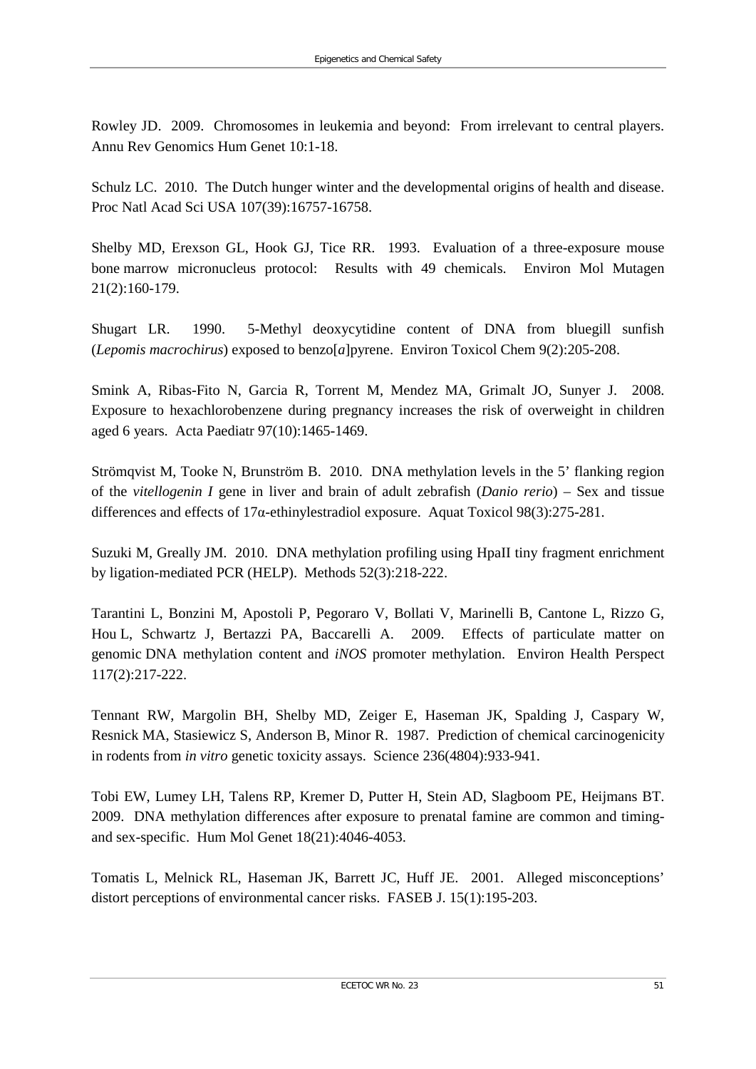Rowley JD. 2009. Chromosomes in leukemia and beyond: From irrelevant to central players. Annu Rev Genomics Hum Genet 10:1-18.

Schulz LC. 2010. The Dutch hunger winter and the developmental origins of health and disease. Proc Natl Acad Sci USA 107(39):16757-16758.

Shelby MD, Erexson GL, Hook GJ, Tice RR. 1993. Evaluation of a three-exposure mouse bone marrow micronucleus protocol: Results with 49 chemicals. Environ Mol Mutagen 21(2):160-179.

Shugart LR. 1990. 5-Methyl deoxycytidine content of DNA from bluegill sunfish (*Lepomis macrochirus*) exposed to benzo[*a*]pyrene. Environ Toxicol Chem 9(2):205-208.

Smink A, Ribas-Fito N, Garcia R, Torrent M, Mendez MA, Grimalt JO, Sunyer J. 2008. Exposure to hexachlorobenzene during pregnancy increases the risk of overweight in children aged 6 years. Acta Paediatr 97(10):1465-1469.

Strömqvist M, Tooke N, Brunström B. 2010. DNA methylation levels in the 5' flanking region of the *vitellogenin I* gene in liver and brain of adult zebrafish (*Danio rerio*) – Sex and tissue differences and effects of 17α-ethinylestradiol exposure. Aquat Toxicol 98(3):275-281.

Suzuki M, Greally JM. 2010. DNA methylation profiling using HpaII tiny fragment enrichment by ligation-mediated PCR (HELP). Methods 52(3):218-222.

Tarantini L, Bonzini M, Apostoli P, Pegoraro V, Bollati V, Marinelli B, Cantone L, Rizzo G, Hou L, Schwartz J, Bertazzi PA, Baccarelli A. 2009. Effects of particulate matter on genomic DNA methylation content and *iNOS* promoter methylation. Environ Health Perspect 117(2):217-222.

Tennant RW, Margolin BH, Shelby MD, Zeiger E, Haseman JK, Spalding J, Caspary W, Resnick MA, Stasiewicz S, Anderson B, Minor R. 1987. Prediction of chemical carcinogenicity in rodents from *in vitro* genetic toxicity assays. Science 236(4804):933-941.

Tobi EW, Lumey LH, Talens RP, Kremer D, Putter H, Stein AD, Slagboom PE, Heijmans BT. 2009. DNA methylation differences after exposure to prenatal famine are common and timing- and sex-specific. Hum Mol Genet 18(21):4046-4053.

Tomatis L, Melnick RL, Haseman JK, Barrett JC, Huff JE. 2001. Alleged misconceptions' distort perceptions of environmental cancer risks. FASEB J. 15(1):195-203.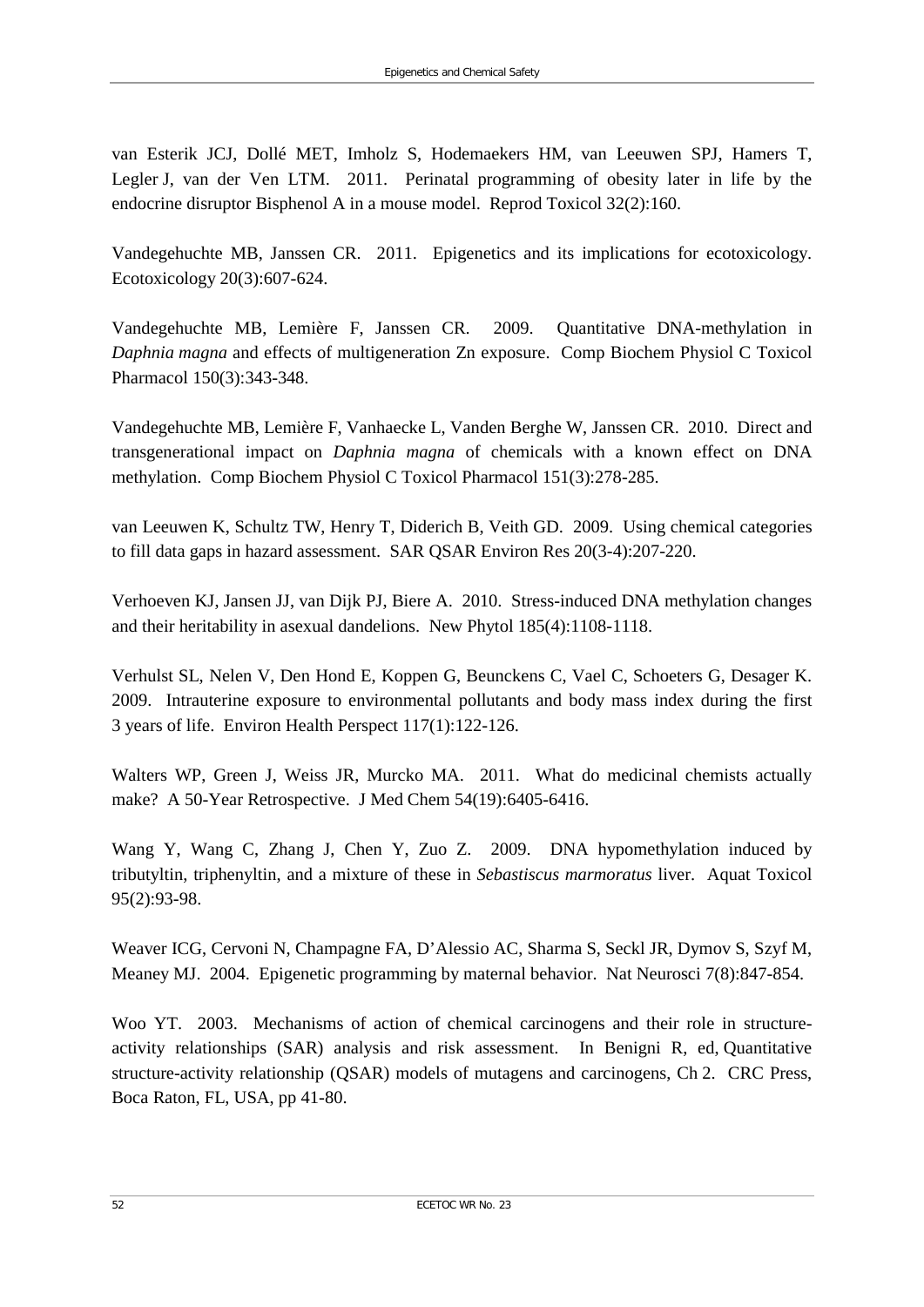van Esterik JCJ, Dollé MET, Imholz S, Hodemaekers HM, van Leeuwen SPJ, Hamers T, Legler J, van der Ven LTM. 2011. Perinatal programming of obesity later in life by the endocrine disruptor Bisphenol A in a mouse model. Reprod Toxicol 32(2):160.

Vandegehuchte MB, Janssen CR. 2011. Epigenetics and its implications for ecotoxicology. Ecotoxicology 20(3):607-624.

Vandegehuchte MB, Lemière F, Janssen CR. 2009. Quantitative DNA-methylation in *Daphnia magna* and effects of multigeneration Zn exposure. Comp Biochem Physiol C Toxicol Pharmacol 150(3):343-348.

Vandegehuchte MB, Lemière F, Vanhaecke L, Vanden Berghe W, Janssen CR. 2010. Direct and transgenerational impact on *Daphnia magna* of chemicals with a known effect on DNA methylation. Comp Biochem Physiol C Toxicol Pharmacol 151(3):278-285.

van Leeuwen K, Schultz TW, Henry T, Diderich B, Veith GD. 2009. Using chemical categories to fill data gaps in hazard assessment. SAR QSAR Environ Res 20(3-4):207-220.

Verhoeven KJ, Jansen JJ, van Dijk PJ, Biere A. 2010. Stress-induced DNA methylation changes and their heritability in asexual dandelions. New Phytol 185(4):1108-1118.

Verhulst SL, Nelen V, Den Hond E, Koppen G, Beunckens C, Vael C, Schoeters G, Desager K. 2009. Intrauterine exposure to environmental pollutants and body mass index during the first 3 years of life. Environ Health Perspect 117(1):122-126.

Walters WP, Green J, Weiss JR, Murcko MA. 2011. What do medicinal chemists actually make? A 50-Year Retrospective. J Med Chem 54(19):6405-6416.

Wang Y, Wang C, Zhang J, Chen Y, Zuo Z. 2009. DNA hypomethylation induced by tributyltin, triphenyltin, and a mixture of these in *Sebastiscus marmoratus* liver. Aquat Toxicol 95(2):93-98.

Weaver ICG, Cervoni N, Champagne FA, D'Alessio AC, Sharma S, Seckl JR, Dymov S, Szyf M, Meaney MJ. 2004. Epigenetic programming by maternal behavior. Nat Neurosci 7(8):847-854.

Woo YT. 2003. Mechanisms of action of chemical carcinogens and their role in structure-activity relationships (SAR) analysis and risk assessment. In Benigni R, ed, Quantitative structure-activity relationship (QSAR) models of mutagens and carcinogens, Ch 2. CRC Press, Boca Raton, FL, USA, pp 41-80.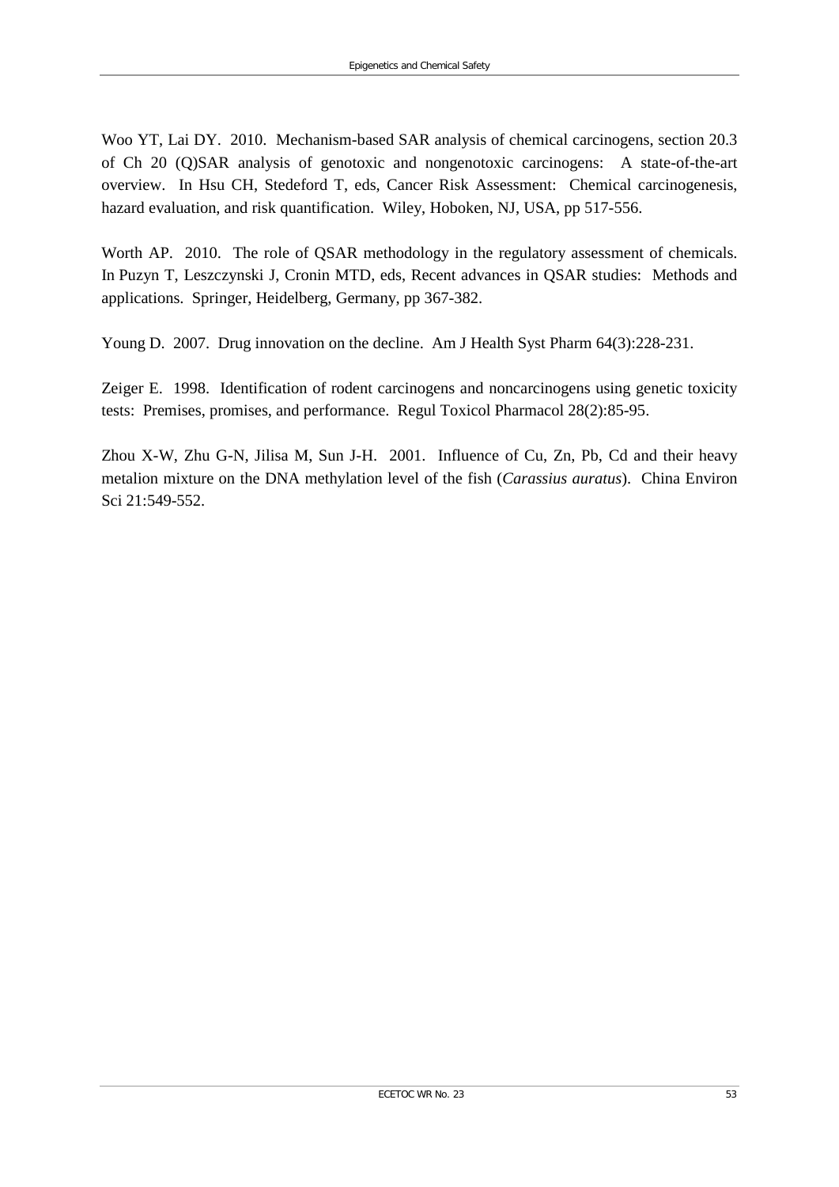Woo YT, Lai DY. 2010. Mechanism-based SAR analysis of chemical carcinogens, section 20.3 of Ch 20 (Q)SAR analysis of genotoxic and nongenotoxic carcinogens: A state-of-the-art overview. In Hsu CH, Stedeford T, eds, Cancer Risk Assessment: Chemical carcinogenesis, hazard evaluation, and risk quantification. Wiley, Hoboken, NJ, USA, pp 517-556.

Worth AP. 2010. The role of QSAR methodology in the regulatory assessment of chemicals. In Puzyn T, Leszczynski J, Cronin MTD, eds, Recent advances in QSAR studies: Methods and applications. Springer, Heidelberg, Germany, pp 367-382.

Young D. 2007. Drug innovation on the decline. Am J Health Syst Pharm 64(3):228-231.

Zeiger E. 1998. Identification of rodent carcinogens and noncarcinogens using genetic toxicity tests: Premises, promises, and performance. Regul Toxicol Pharmacol 28(2):85-95.

Zhou X-W, Zhu G-N, Jilisa M, Sun J-H. 2001. Influence of Cu, Zn, Pb, Cd and their heavy metalion mixture on the DNA methylation level of the fish (*Carassius auratus*). China Environ Sci 21:549-552.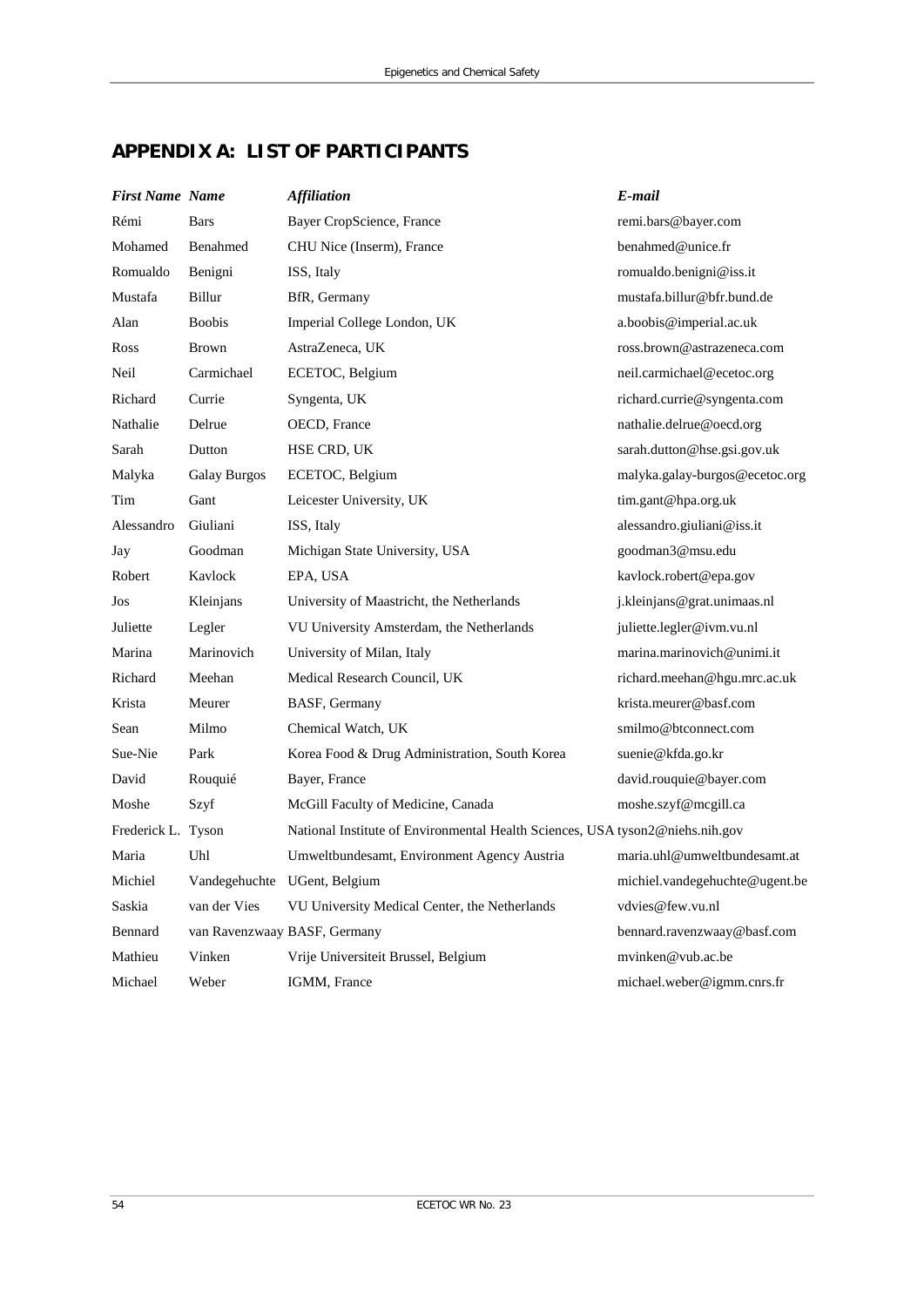# APPENDIX A: LIST OF PARTICIPANTS

| *First Name* | *Name* | *Affiliation* | *E-mail* |
|---|---|---|---|
| Rémi | Bars | Bayer CropScience, France | remi.bars@bayer.com |
| Mohamed | Benahmed | CHU Nice (Inserm), France | benahmed@unice.fr |
| Romualdo | Benigni | ISS, Italy | romualdo.benigni@iss.it |
| Mustafa | Billur | BfR, Germany | mustafa.billur@bfr.bund.de |
| Alan | Boobis | Imperial College London, UK | a.boobis@imperial.ac.uk |
| Ross | Brown | AstraZeneca, UK | ross.brown@astrazeneca.com |
| Neil | Carmichael | ECETOC, Belgium | neil.carmichael@ecetoc.org |
| Richard | Currie | Syngenta, UK | richard.currie@syngenta.com |
| Nathalie | Delrue | OECD, France | nathalie.delrue@oecd.org |
| Sarah | Dutton | HSE CRD, UK | sarah.dutton@hse.gsi.gov.uk |
| Malyka | Galay Burgos | ECETOC, Belgium | malyka.galay-burgos@ecetoc.org |
| Tim | Gant | Leicester University, UK | tim.gant@hpa.org.uk |
| Alessandro | Giuliani | ISS, Italy | alessandro.giuliani@iss.it |
| Jay | Goodman | Michigan State University, USA | goodman3@msu.edu |
| Robert | Kavlock | EPA, USA | kavlock.robert@epa.gov |
| Jos | Kleinjans | University of Maastricht, the Netherlands | j.kleinjans@grat.unimaas.nl |
| Juliette | Legler | VU University Amsterdam, the Netherlands | juliette.legler@ivm.vu.nl |
| Marina | Marinovich | University of Milan, Italy | marina.marinovich@unimi.it |
| Richard | Meehan | Medical Research Council, UK | richard.meehan@hgu.mrc.ac.uk |
| Krista | Meurer | BASF, Germany | krista.meurer@basf.com |
| Sean | Milmo | Chemical Watch, UK | smilmo@btconnect.com |
| Sue-Nie | Park | Korea Food & Drug Administration, South Korea | suenie@kfda.go.kr |
| David | Rouquié | Bayer, France | david.rouquie@bayer.com |
| Moshe | Szyf | McGill Faculty of Medicine, Canada | moshe.szyf@mcgill.ca |
| Frederick L. | Tyson | National Institute of Environmental Health Sciences, USA | tyson2@niehs.nih.gov |
| Maria | Uhl | Umweltbundesamt, Environment Agency Austria | maria.uhl@umweltbundesamt.at |
| Michiel | Vandegehuchte | UGent, Belgium | michiel.vandegehuchte@ugent.be |
| Saskia | van der Vies | VU University Medical Center, the Netherlands | vdvies@few.vu.nl |
| Bennard | van Ravenzwaay | BASF, Germany | bennard.ravenzwaay@basf.com |
| Mathieu | Vinken | Vrije Universiteit Brussel, Belgium | mvinken@vub.ac.be |
| Michael | Weber | IGMM, France | michael.weber@igmm.cnrs.fr |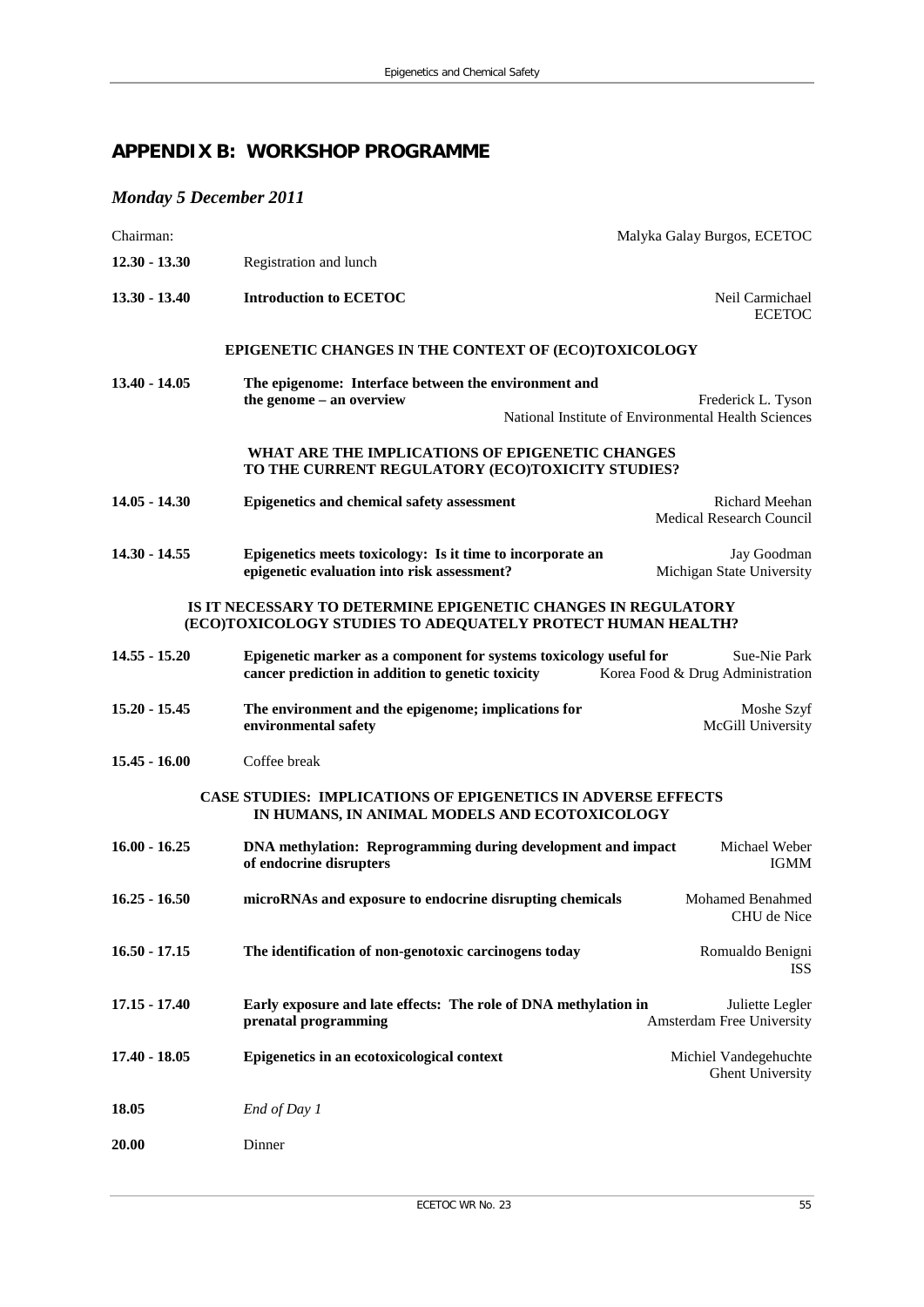## APPENDIX B: WORKSHOP PROGRAMME

### *Monday 5 December 2011*

Chairman: Malyka Galay Burgos, ECETOC

| | | |
|---|---|---|
| **12.30 - 13.30** | Registration and lunch | |
| **13.30 - 13.40** | **Introduction to ECETOC** | Neil Carmichael<br>ECETOC |
| | **EPIGENETIC CHANGES IN THE CONTEXT OF (ECO)TOXICOLOGY** | |
| **13.40 - 14.05** | **The epigenome: Interface between the environment and the genome – an overview** | Frederick L. Tyson<br>National Institute of Environmental Health Sciences |
| | **WHAT ARE THE IMPLICATIONS OF EPIGENETIC CHANGES TO THE CURRENT REGULATORY (ECO)TOXICITY STUDIES?** | |
| **14.05 - 14.30** | **Epigenetics and chemical safety assessment** | Richard Meehan<br>Medical Research Council |
| **14.30 - 14.55** | **Epigenetics meets toxicology: Is it time to incorporate an epigenetic evaluation into risk assessment?** | Jay Goodman<br>Michigan State University |
| | **IS IT NECESSARY TO DETERMINE EPIGENETIC CHANGES IN REGULATORY (ECO)TOXICOLOGY STUDIES TO ADEQUATELY PROTECT HUMAN HEALTH?** | |
| **14.55 - 15.20** | **Epigenetic marker as a component for systems toxicology useful for cancer prediction in addition to genetic toxicity** | Sue-Nie Park<br>Korea Food & Drug Administration |
| **15.20 - 15.45** | **The environment and the epigenome; implications for environmental safety** | Moshe Szyf<br>McGill University |
| **15.45 - 16.00** | Coffee break | |
| | **CASE STUDIES: IMPLICATIONS OF EPIGENETICS IN ADVERSE EFFECTS IN HUMANS, IN ANIMAL MODELS AND ECOTOXICOLOGY** | |
| **16.00 - 16.25** | **DNA methylation: Reprogramming during development and impact of endocrine disrupters** | Michael Weber<br>IGMM |
| **16.25 - 16.50** | **microRNAs and exposure to endocrine disrupting chemicals** | Mohamed Benahmed<br>CHU de Nice |
| **16.50 - 17.15** | **The identification of non-genotoxic carcinogens today** | Romualdo Benigni<br>ISS |
| **17.15 - 17.40** | **Early exposure and late effects: The role of DNA methylation in prenatal programming** | Juliette Legler<br>Amsterdam Free University |
| **17.40 - 18.05** | **Epigenetics in an ecotoxicological context** | Michiel Vandegehuchte<br>Ghent University |
| **18.05** | *End of Day 1* | |
| **20.00** | Dinner | |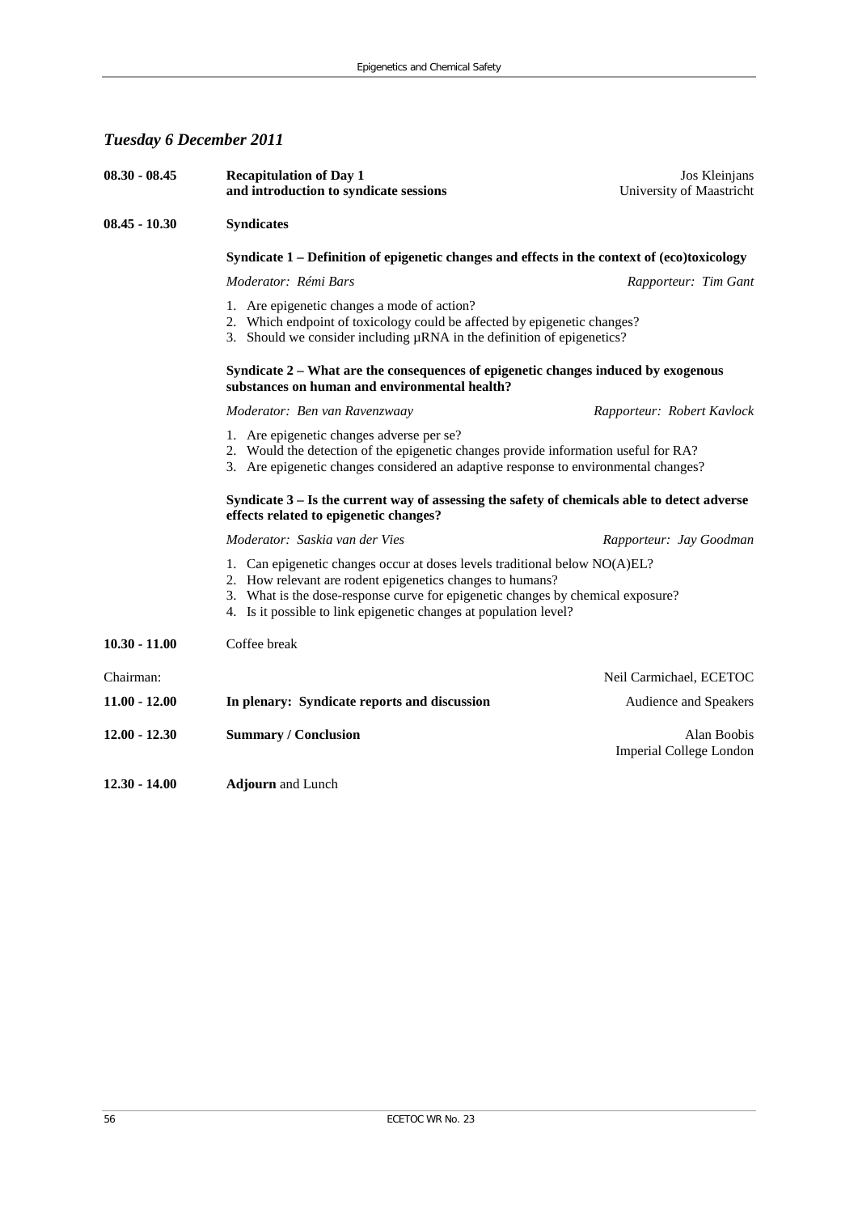## *Tuesday 6 December 2011*

**08.30 - 08.45** **Recapitulation of Day 1 and introduction to syndicate sessions** — Jos Kleinjans, University of Maastricht

**08.45 - 10.30** **Syndicates**

**Syndicate 1 – Definition of epigenetic changes and effects in the context of (eco)toxicology**

*Moderator: Rémi Bars* — *Rapporteur: Tim Gant*

1. Are epigenetic changes a mode of action?
2. Which endpoint of toxicology could be affected by epigenetic changes?
3. Should we consider including µRNA in the definition of epigenetics?

**Syndicate 2 – What are the consequences of epigenetic changes induced by exogenous substances on human and environmental health?**

*Moderator: Ben van Ravenzwaay* — *Rapporteur: Robert Kavlock*

1. Are epigenetic changes adverse per se?
2. Would the detection of the epigenetic changes provide information useful for RA?
3. Are epigenetic changes considered an adaptive response to environmental changes?

**Syndicate 3 – Is the current way of assessing the safety of chemicals able to detect adverse effects related to epigenetic changes?**

*Moderator: Saskia van der Vies* — *Rapporteur: Jay Goodman*

1. Can epigenetic changes occur at doses levels traditional below NO(A)EL?
2. How relevant are rodent epigenetics changes to humans?
3. What is the dose-response curve for epigenetic changes by chemical exposure?
4. Is it possible to link epigenetic changes at population level?

**10.30 - 11.00** Coffee break

Chairman: Neil Carmichael, ECETOC

**11.00 - 12.00** **In plenary: Syndicate reports and discussion** — Audience and Speakers

**12.00 - 12.30** **Summary / Conclusion** — Alan Boobis, Imperial College London

**12.30 - 14.00** **Adjourn** and Lunch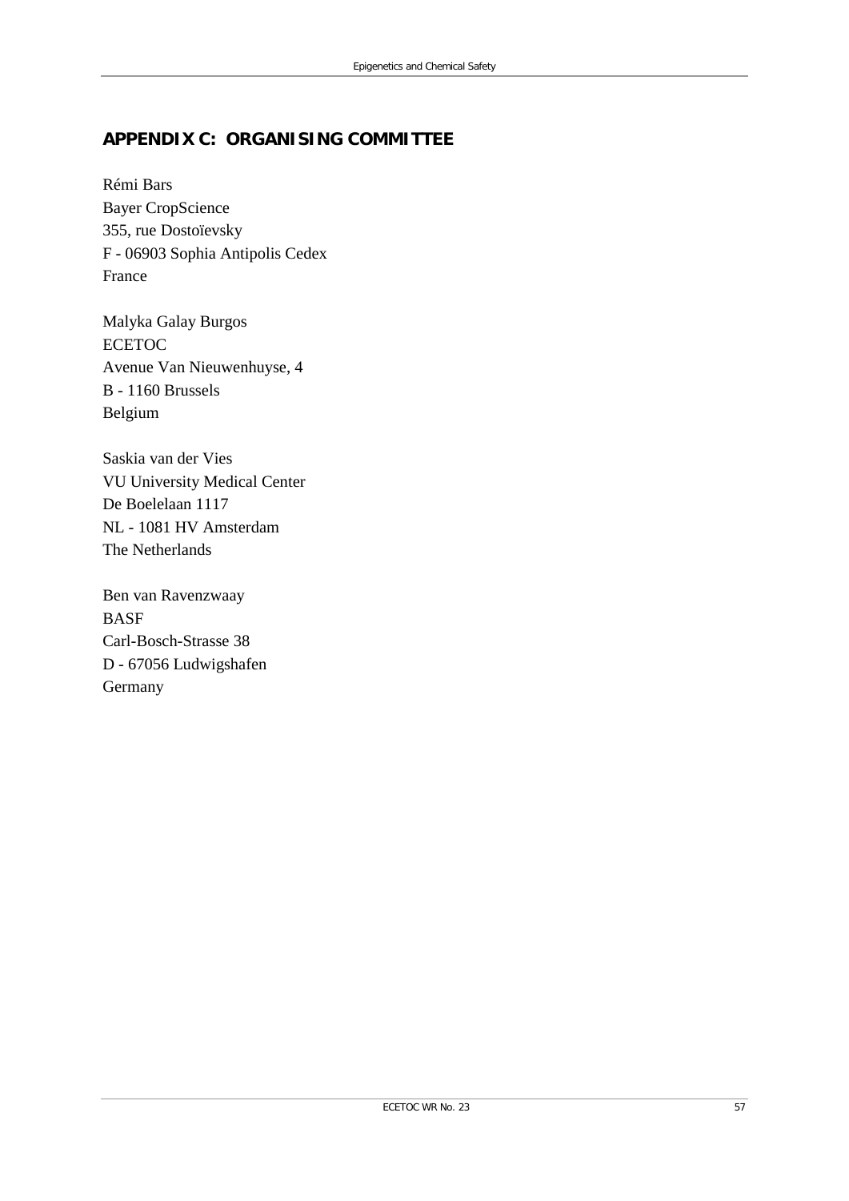## APPENDIX C: ORGANISING COMMITTEE

Rémi Bars
Bayer CropScience
355, rue Dostoïevsky
F - 06903 Sophia Antipolis Cedex
France

Malyka Galay Burgos
ECETOC
Avenue Van Nieuwenhuyse, 4
B - 1160 Brussels
Belgium

Saskia van der Vies
VU University Medical Center
De Boelelaan 1117
NL - 1081 HV Amsterdam
The Netherlands

Ben van Ravenzwaay
BASF
Carl-Bosch-Strasse 38
D - 67056 Ludwigshafen
Germany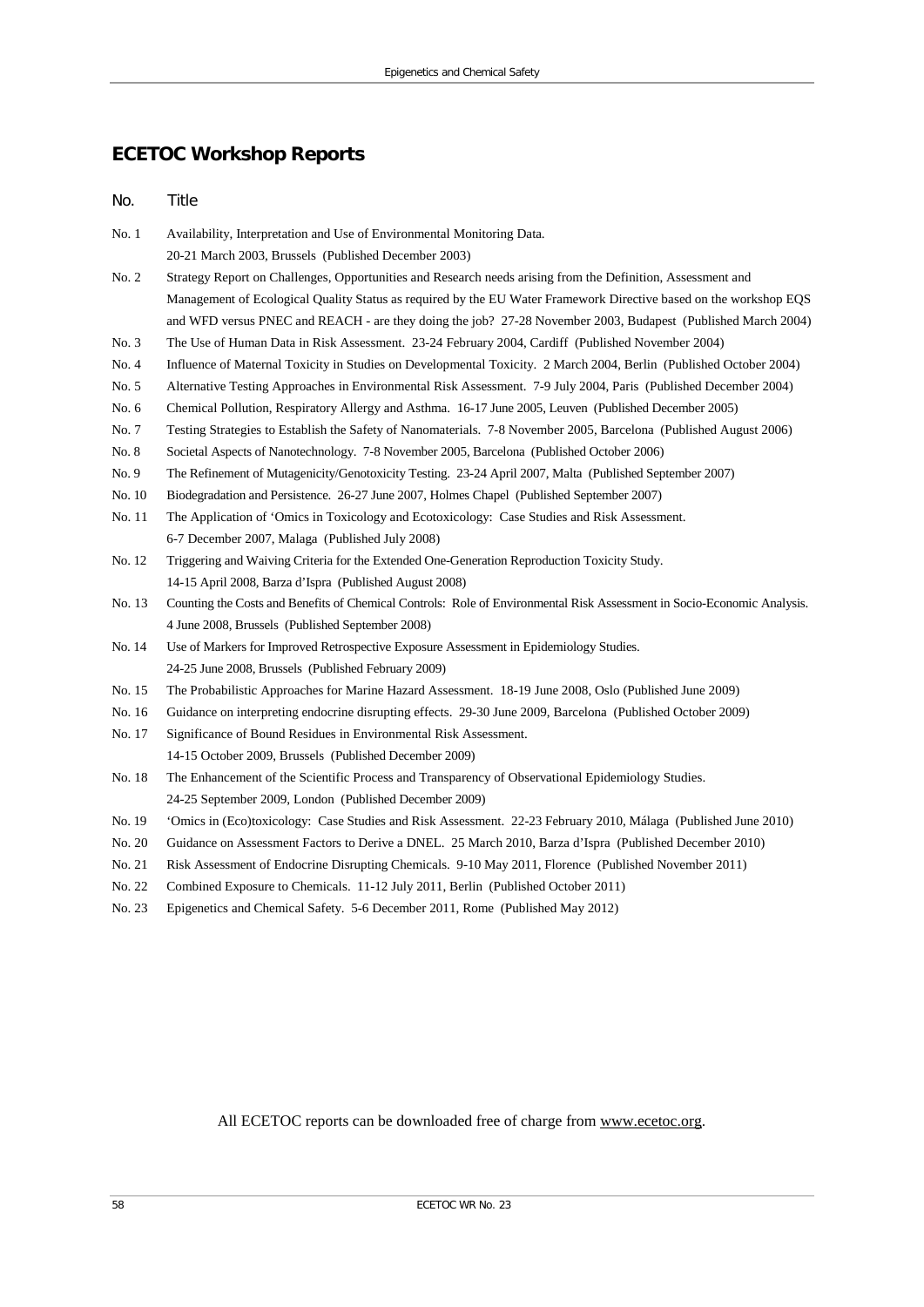## ECETOC Workshop Reports

| No. | Title |
|---|---|
| No. 1 | Availability, Interpretation and Use of Environmental Monitoring Data. 20-21 March 2003, Brussels (Published December 2003) |
| No. 2 | Strategy Report on Challenges, Opportunities and Research needs arising from the Definition, Assessment and Management of Ecological Quality Status as required by the EU Water Framework Directive based on the workshop EQS and WFD versus PNEC and REACH - are they doing the job? 27-28 November 2003, Budapest (Published March 2004) |
| No. 3 | The Use of Human Data in Risk Assessment. 23-24 February 2004, Cardiff (Published November 2004) |
| No. 4 | Influence of Maternal Toxicity in Studies on Developmental Toxicity. 2 March 2004, Berlin (Published October 2004) |
| No. 5 | Alternative Testing Approaches in Environmental Risk Assessment. 7-9 July 2004, Paris (Published December 2004) |
| No. 6 | Chemical Pollution, Respiratory Allergy and Asthma. 16-17 June 2005, Leuven (Published December 2005) |
| No. 7 | Testing Strategies to Establish the Safety of Nanomaterials. 7-8 November 2005, Barcelona (Published August 2006) |
| No. 8 | Societal Aspects of Nanotechnology. 7-8 November 2005, Barcelona (Published October 2006) |
| No. 9 | The Refinement of Mutagenicity/Genotoxicity Testing. 23-24 April 2007, Malta (Published September 2007) |
| No. 10 | Biodegradation and Persistence. 26-27 June 2007, Holmes Chapel (Published September 2007) |
| No. 11 | The Application of 'Omics in Toxicology and Ecotoxicology: Case Studies and Risk Assessment. 6-7 December 2007, Malaga (Published July 2008) |
| No. 12 | Triggering and Waiving Criteria for the Extended One-Generation Reproduction Toxicity Study. 14-15 April 2008, Barza d'Ispra (Published August 2008) |
| No. 13 | Counting the Costs and Benefits of Chemical Controls: Role of Environmental Risk Assessment in Socio-Economic Analysis. 4 June 2008, Brussels (Published September 2008) |
| No. 14 | Use of Markers for Improved Retrospective Exposure Assessment in Epidemiology Studies. 24-25 June 2008, Brussels (Published February 2009) |
| No. 15 | The Probabilistic Approaches for Marine Hazard Assessment. 18-19 June 2008, Oslo (Published June 2009) |
| No. 16 | Guidance on interpreting endocrine disrupting effects. 29-30 June 2009, Barcelona (Published October 2009) |
| No. 17 | Significance of Bound Residues in Environmental Risk Assessment. 14-15 October 2009, Brussels (Published December 2009) |
| No. 18 | The Enhancement of the Scientific Process and Transparency of Observational Epidemiology Studies. 24-25 September 2009, London (Published December 2009) |
| No. 19 | 'Omics in (Eco)toxicology: Case Studies and Risk Assessment. 22-23 February 2010, Málaga (Published June 2010) |
| No. 20 | Guidance on Assessment Factors to Derive a DNEL. 25 March 2010, Barza d'Ispra (Published December 2010) |
| No. 21 | Risk Assessment of Endocrine Disrupting Chemicals. 9-10 May 2011, Florence (Published November 2011) |
| No. 22 | Combined Exposure to Chemicals. 11-12 July 2011, Berlin (Published October 2011) |
| No. 23 | Epigenetics and Chemical Safety. 5-6 December 2011, Rome (Published May 2012) |

All ECETOC reports can be downloaded free of charge from www.ecetoc.org.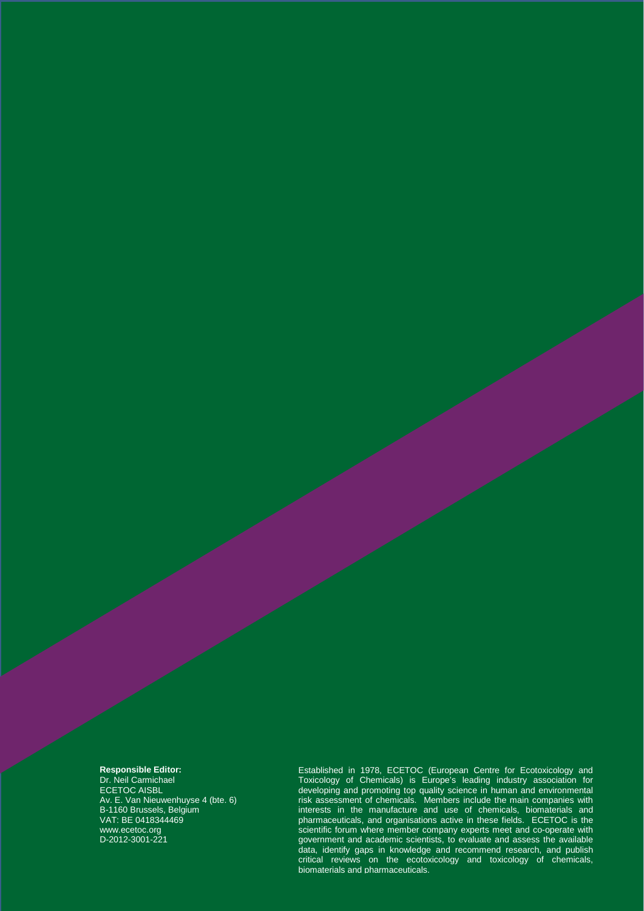**Responsible Editor:**
Dr. Neil Carmichael
ECETOC AISBL
Av. E. Van Nieuwenhuyse 4 (bte. 6)
B-1160 Brussels, Belgium
VAT: BE 0418344469
www.ecetoc.org
D-2012-3001-221

Established in 1978, ECETOC (European Centre for Ecotoxicology and Toxicology of Chemicals) is Europe's leading industry association for developing and promoting top quality science in human and environmental risk assessment of chemicals. Members include the main companies with interests in the manufacture and use of chemicals, biomaterials and pharmaceuticals, and organisations active in these fields. ECETOC is the scientific forum where member company experts meet and co-operate with government and academic scientists, to evaluate and assess the available data, identify gaps in knowledge and recommend research, and publish critical reviews on the ecotoxicology and toxicology of chemicals, biomaterials and pharmaceuticals.